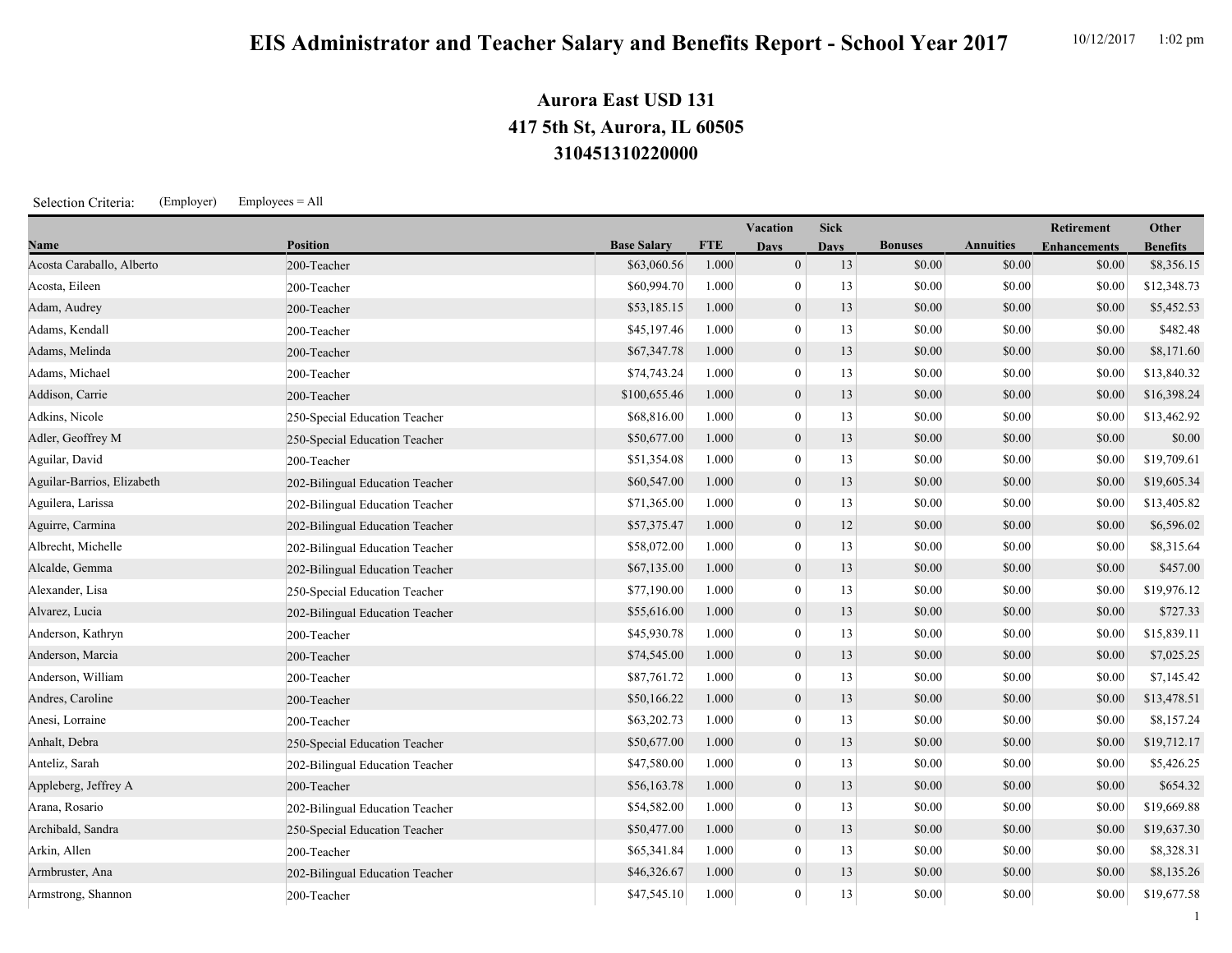# EIS Administrator and Teacher Salary and Benefits Report - School Year 2017

10/12/2017 1:02 pm

## Aurora East USD 131
## 417 5th St, Aurora, IL 60505
## 310451310220000

Selection Criteria: (Employer) Employees = All

| Name | Position | Base Salary | FTE | Vacation Days | Sick Days | Bonuses | Annuities | Retirement Enhancements | Other Benefits |
|---|---|---|---|---|---|---|---|---|---|
| Acosta Caraballo, Alberto | 200-Teacher | $63,060.56 | 1.000 | 0 | 13 | $0.00 | $0.00 | $0.00 | $8,356.15 |
| Acosta, Eileen | 200-Teacher | $60,994.70 | 1.000 | 0 | 13 | $0.00 | $0.00 | $0.00 | $12,348.73 |
| Adam, Audrey | 200-Teacher | $53,185.15 | 1.000 | 0 | 13 | $0.00 | $0.00 | $0.00 | $5,452.53 |
| Adams, Kendall | 200-Teacher | $45,197.46 | 1.000 | 0 | 13 | $0.00 | $0.00 | $0.00 | $482.48 |
| Adams, Melinda | 200-Teacher | $67,347.78 | 1.000 | 0 | 13 | $0.00 | $0.00 | $0.00 | $8,171.60 |
| Adams, Michael | 200-Teacher | $74,743.24 | 1.000 | 0 | 13 | $0.00 | $0.00 | $0.00 | $13,840.32 |
| Addison, Carrie | 200-Teacher | $100,655.46 | 1.000 | 0 | 13 | $0.00 | $0.00 | $0.00 | $16,398.24 |
| Adkins, Nicole | 250-Special Education Teacher | $68,816.00 | 1.000 | 0 | 13 | $0.00 | $0.00 | $0.00 | $13,462.92 |
| Adler, Geoffrey M | 250-Special Education Teacher | $50,677.00 | 1.000 | 0 | 13 | $0.00 | $0.00 | $0.00 | $0.00 |
| Aguilar, David | 200-Teacher | $51,354.08 | 1.000 | 0 | 13 | $0.00 | $0.00 | $0.00 | $19,709.61 |
| Aguilar-Barrios, Elizabeth | 202-Bilingual Education Teacher | $60,547.00 | 1.000 | 0 | 13 | $0.00 | $0.00 | $0.00 | $19,605.34 |
| Aguilera, Larissa | 202-Bilingual Education Teacher | $71,365.00 | 1.000 | 0 | 13 | $0.00 | $0.00 | $0.00 | $13,405.82 |
| Aguirre, Carmina | 202-Bilingual Education Teacher | $57,375.47 | 1.000 | 0 | 12 | $0.00 | $0.00 | $0.00 | $6,596.02 |
| Albrecht, Michelle | 202-Bilingual Education Teacher | $58,072.00 | 1.000 | 0 | 13 | $0.00 | $0.00 | $0.00 | $8,315.64 |
| Alcalde, Gemma | 202-Bilingual Education Teacher | $67,135.00 | 1.000 | 0 | 13 | $0.00 | $0.00 | $0.00 | $457.00 |
| Alexander, Lisa | 250-Special Education Teacher | $77,190.00 | 1.000 | 0 | 13 | $0.00 | $0.00 | $0.00 | $19,976.12 |
| Alvarez, Lucia | 202-Bilingual Education Teacher | $55,616.00 | 1.000 | 0 | 13 | $0.00 | $0.00 | $0.00 | $727.33 |
| Anderson, Kathryn | 200-Teacher | $45,930.78 | 1.000 | 0 | 13 | $0.00 | $0.00 | $0.00 | $15,839.11 |
| Anderson, Marcia | 200-Teacher | $74,545.00 | 1.000 | 0 | 13 | $0.00 | $0.00 | $0.00 | $7,025.25 |
| Anderson, William | 200-Teacher | $87,761.72 | 1.000 | 0 | 13 | $0.00 | $0.00 | $0.00 | $7,145.42 |
| Andres, Caroline | 200-Teacher | $50,166.22 | 1.000 | 0 | 13 | $0.00 | $0.00 | $0.00 | $13,478.51 |
| Anesi, Lorraine | 200-Teacher | $63,202.73 | 1.000 | 0 | 13 | $0.00 | $0.00 | $0.00 | $8,157.24 |
| Anhalt, Debra | 250-Special Education Teacher | $50,677.00 | 1.000 | 0 | 13 | $0.00 | $0.00 | $0.00 | $19,712.17 |
| Anteliz, Sarah | 202-Bilingual Education Teacher | $47,580.00 | 1.000 | 0 | 13 | $0.00 | $0.00 | $0.00 | $5,426.25 |
| Appleberg, Jeffrey A | 200-Teacher | $56,163.78 | 1.000 | 0 | 13 | $0.00 | $0.00 | $0.00 | $654.32 |
| Arana, Rosario | 202-Bilingual Education Teacher | $54,582.00 | 1.000 | 0 | 13 | $0.00 | $0.00 | $0.00 | $19,669.88 |
| Archibald, Sandra | 250-Special Education Teacher | $50,477.00 | 1.000 | 0 | 13 | $0.00 | $0.00 | $0.00 | $19,637.30 |
| Arkin, Allen | 200-Teacher | $65,341.84 | 1.000 | 0 | 13 | $0.00 | $0.00 | $0.00 | $8,328.31 |
| Armbruster, Ana | 202-Bilingual Education Teacher | $46,326.67 | 1.000 | 0 | 13 | $0.00 | $0.00 | $0.00 | $8,135.26 |
| Armstrong, Shannon | 200-Teacher | $47,545.10 | 1.000 | 0 | 13 | $0.00 | $0.00 | $0.00 | $19,677.58 |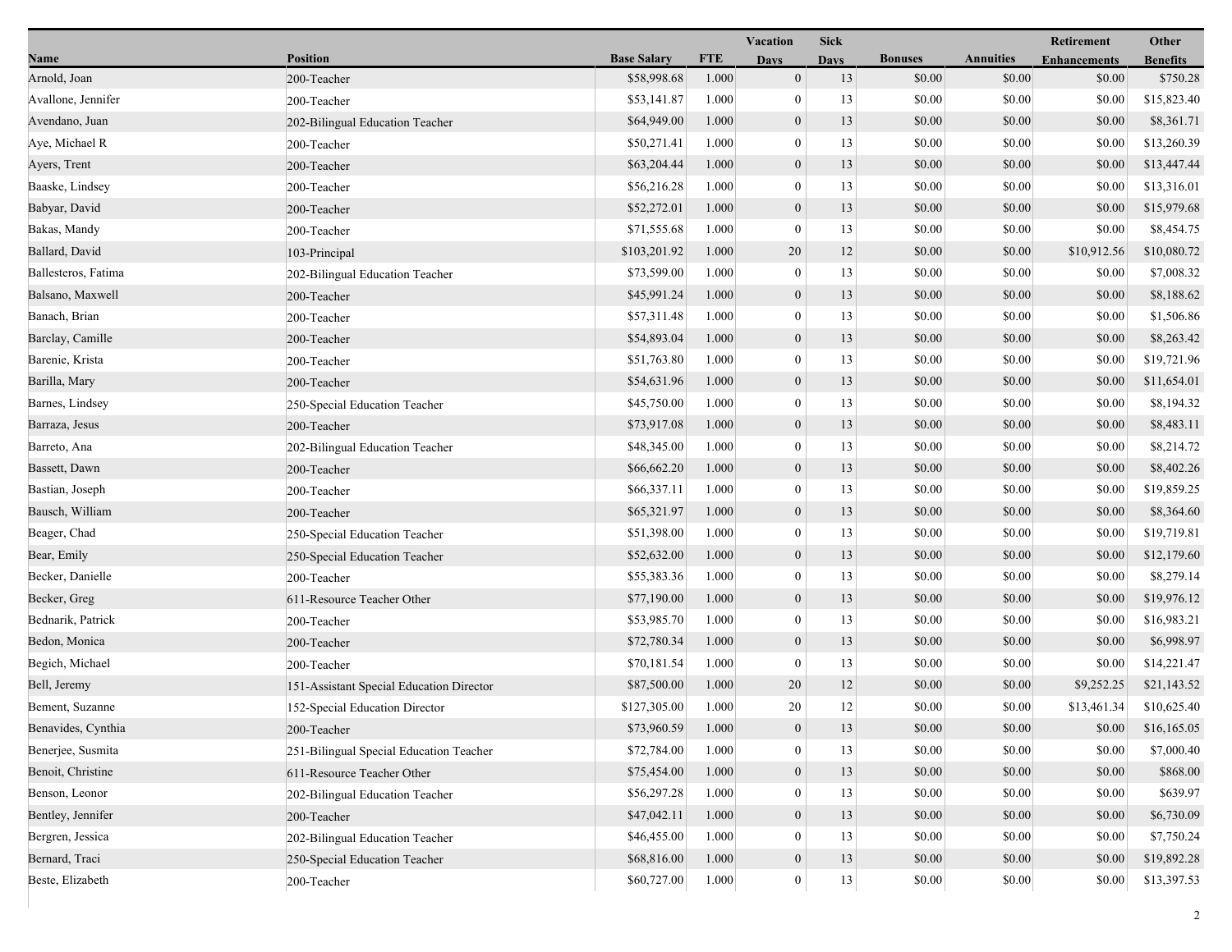| Name | Position | Base Salary | FTE | Vacation Days | Sick Days | Bonuses | Annuities | Retirement Enhancements | Other Benefits |
|---|---|---|---|---|---|---|---|---|---|
| Arnold, Joan | 200-Teacher | $58,998.68 | 1.000 | 0 | 13 | $0.00 | $0.00 | $0.00 | $750.28 |
| Avallone, Jennifer | 200-Teacher | $53,141.87 | 1.000 | 0 | 13 | $0.00 | $0.00 | $0.00 | $15,823.40 |
| Avendano, Juan | 202-Bilingual Education Teacher | $64,949.00 | 1.000 | 0 | 13 | $0.00 | $0.00 | $0.00 | $8,361.71 |
| Aye, Michael R | 200-Teacher | $50,271.41 | 1.000 | 0 | 13 | $0.00 | $0.00 | $0.00 | $13,260.39 |
| Ayers, Trent | 200-Teacher | $63,204.44 | 1.000 | 0 | 13 | $0.00 | $0.00 | $0.00 | $13,447.44 |
| Baaske, Lindsey | 200-Teacher | $56,216.28 | 1.000 | 0 | 13 | $0.00 | $0.00 | $0.00 | $13,316.01 |
| Babyar, David | 200-Teacher | $52,272.01 | 1.000 | 0 | 13 | $0.00 | $0.00 | $0.00 | $15,979.68 |
| Bakas, Mandy | 200-Teacher | $71,555.68 | 1.000 | 0 | 13 | $0.00 | $0.00 | $0.00 | $8,454.75 |
| Ballard, David | 103-Principal | $103,201.92 | 1.000 | 20 | 12 | $0.00 | $0.00 | $10,912.56 | $10,080.72 |
| Ballesteros, Fatima | 202-Bilingual Education Teacher | $73,599.00 | 1.000 | 0 | 13 | $0.00 | $0.00 | $0.00 | $7,008.32 |
| Balsano, Maxwell | 200-Teacher | $45,991.24 | 1.000 | 0 | 13 | $0.00 | $0.00 | $0.00 | $8,188.62 |
| Banach, Brian | 200-Teacher | $57,311.48 | 1.000 | 0 | 13 | $0.00 | $0.00 | $0.00 | $1,506.86 |
| Barclay, Camille | 200-Teacher | $54,893.04 | 1.000 | 0 | 13 | $0.00 | $0.00 | $0.00 | $8,263.42 |
| Barenie, Krista | 200-Teacher | $51,763.80 | 1.000 | 0 | 13 | $0.00 | $0.00 | $0.00 | $19,721.96 |
| Barilla, Mary | 200-Teacher | $54,631.96 | 1.000 | 0 | 13 | $0.00 | $0.00 | $0.00 | $11,654.01 |
| Barnes, Lindsey | 250-Special Education Teacher | $45,750.00 | 1.000 | 0 | 13 | $0.00 | $0.00 | $0.00 | $8,194.32 |
| Barraza, Jesus | 200-Teacher | $73,917.08 | 1.000 | 0 | 13 | $0.00 | $0.00 | $0.00 | $8,483.11 |
| Barreto, Ana | 202-Bilingual Education Teacher | $48,345.00 | 1.000 | 0 | 13 | $0.00 | $0.00 | $0.00 | $8,214.72 |
| Bassett, Dawn | 200-Teacher | $66,662.20 | 1.000 | 0 | 13 | $0.00 | $0.00 | $0.00 | $8,402.26 |
| Bastian, Joseph | 200-Teacher | $66,337.11 | 1.000 | 0 | 13 | $0.00 | $0.00 | $0.00 | $19,859.25 |
| Bausch, William | 200-Teacher | $65,321.97 | 1.000 | 0 | 13 | $0.00 | $0.00 | $0.00 | $8,364.60 |
| Beager, Chad | 250-Special Education Teacher | $51,398.00 | 1.000 | 0 | 13 | $0.00 | $0.00 | $0.00 | $19,719.81 |
| Bear, Emily | 250-Special Education Teacher | $52,632.00 | 1.000 | 0 | 13 | $0.00 | $0.00 | $0.00 | $12,179.60 |
| Becker, Danielle | 200-Teacher | $55,383.36 | 1.000 | 0 | 13 | $0.00 | $0.00 | $0.00 | $8,279.14 |
| Becker, Greg | 611-Resource Teacher Other | $77,190.00 | 1.000 | 0 | 13 | $0.00 | $0.00 | $0.00 | $19,976.12 |
| Bednarik, Patrick | 200-Teacher | $53,985.70 | 1.000 | 0 | 13 | $0.00 | $0.00 | $0.00 | $16,983.21 |
| Bedon, Monica | 200-Teacher | $72,780.34 | 1.000 | 0 | 13 | $0.00 | $0.00 | $0.00 | $6,998.97 |
| Begich, Michael | 200-Teacher | $70,181.54 | 1.000 | 0 | 13 | $0.00 | $0.00 | $0.00 | $14,221.47 |
| Bell, Jeremy | 151-Assistant Special Education Director | $87,500.00 | 1.000 | 20 | 12 | $0.00 | $0.00 | $9,252.25 | $21,143.52 |
| Bement, Suzanne | 152-Special Education Director | $127,305.00 | 1.000 | 20 | 12 | $0.00 | $0.00 | $13,461.34 | $10,625.40 |
| Benavides, Cynthia | 200-Teacher | $73,960.59 | 1.000 | 0 | 13 | $0.00 | $0.00 | $0.00 | $16,165.05 |
| Benerjee, Susmita | 251-Bilingual Special Education Teacher | $72,784.00 | 1.000 | 0 | 13 | $0.00 | $0.00 | $0.00 | $7,000.40 |
| Benoit, Christine | 611-Resource Teacher Other | $75,454.00 | 1.000 | 0 | 13 | $0.00 | $0.00 | $0.00 | $868.00 |
| Benson, Leonor | 202-Bilingual Education Teacher | $56,297.28 | 1.000 | 0 | 13 | $0.00 | $0.00 | $0.00 | $639.97 |
| Bentley, Jennifer | 200-Teacher | $47,042.11 | 1.000 | 0 | 13 | $0.00 | $0.00 | $0.00 | $6,730.09 |
| Bergren, Jessica | 202-Bilingual Education Teacher | $46,455.00 | 1.000 | 0 | 13 | $0.00 | $0.00 | $0.00 | $7,750.24 |
| Bernard, Traci | 250-Special Education Teacher | $68,816.00 | 1.000 | 0 | 13 | $0.00 | $0.00 | $0.00 | $19,892.28 |
| Beste, Elizabeth | 200-Teacher | $60,727.00 | 1.000 | 0 | 13 | $0.00 | $0.00 | $0.00 | $13,397.53 |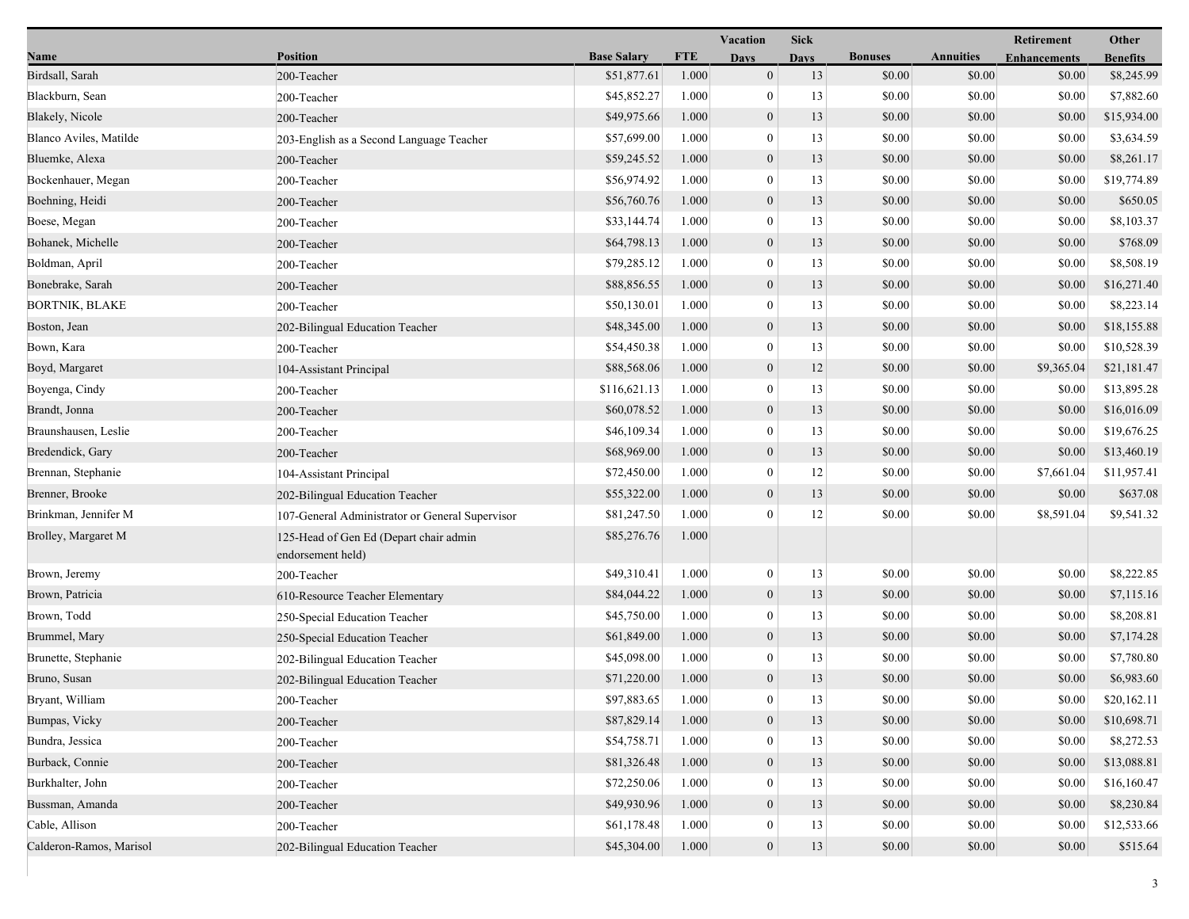| Name | Position | Base Salary | FTE | Vacation Days | Sick Days | Bonuses | Annuities | Retirement Enhancements | Other Benefits |
|---|---|---|---|---|---|---|---|---|---|
| Birdsall, Sarah | 200-Teacher | $51,877.61 | 1.000 | 0 | 13 | $0.00 | $0.00 | $0.00 | $8,245.99 |
| Blackburn, Sean | 200-Teacher | $45,852.27 | 1.000 | 0 | 13 | $0.00 | $0.00 | $0.00 | $7,882.60 |
| Blakely, Nicole | 200-Teacher | $49,975.66 | 1.000 | 0 | 13 | $0.00 | $0.00 | $0.00 | $15,934.00 |
| Blanco Aviles, Matilde | 203-English as a Second Language Teacher | $57,699.00 | 1.000 | 0 | 13 | $0.00 | $0.00 | $0.00 | $3,634.59 |
| Bluemke, Alexa | 200-Teacher | $59,245.52 | 1.000 | 0 | 13 | $0.00 | $0.00 | $0.00 | $8,261.17 |
| Bockenhauer, Megan | 200-Teacher | $56,974.92 | 1.000 | 0 | 13 | $0.00 | $0.00 | $0.00 | $19,774.89 |
| Boehning, Heidi | 200-Teacher | $56,760.76 | 1.000 | 0 | 13 | $0.00 | $0.00 | $0.00 | $650.05 |
| Boese, Megan | 200-Teacher | $33,144.74 | 1.000 | 0 | 13 | $0.00 | $0.00 | $0.00 | $8,103.37 |
| Bohanek, Michelle | 200-Teacher | $64,798.13 | 1.000 | 0 | 13 | $0.00 | $0.00 | $0.00 | $768.09 |
| Boldman, April | 200-Teacher | $79,285.12 | 1.000 | 0 | 13 | $0.00 | $0.00 | $0.00 | $8,508.19 |
| Bonebrake, Sarah | 200-Teacher | $88,856.55 | 1.000 | 0 | 13 | $0.00 | $0.00 | $0.00 | $16,271.40 |
| BORTNIK, BLAKE | 200-Teacher | $50,130.01 | 1.000 | 0 | 13 | $0.00 | $0.00 | $0.00 | $8,223.14 |
| Boston, Jean | 202-Bilingual Education Teacher | $48,345.00 | 1.000 | 0 | 13 | $0.00 | $0.00 | $0.00 | $18,155.88 |
| Bown, Kara | 200-Teacher | $54,450.38 | 1.000 | 0 | 13 | $0.00 | $0.00 | $0.00 | $10,528.39 |
| Boyd, Margaret | 104-Assistant Principal | $88,568.06 | 1.000 | 0 | 12 | $0.00 | $0.00 | $9,365.04 | $21,181.47 |
| Boyenga, Cindy | 200-Teacher | $116,621.13 | 1.000 | 0 | 13 | $0.00 | $0.00 | $0.00 | $13,895.28 |
| Brandt, Jonna | 200-Teacher | $60,078.52 | 1.000 | 0 | 13 | $0.00 | $0.00 | $0.00 | $16,016.09 |
| Braunshausen, Leslie | 200-Teacher | $46,109.34 | 1.000 | 0 | 13 | $0.00 | $0.00 | $0.00 | $19,676.25 |
| Bredendick, Gary | 200-Teacher | $68,969.00 | 1.000 | 0 | 13 | $0.00 | $0.00 | $0.00 | $13,460.19 |
| Brennan, Stephanie | 104-Assistant Principal | $72,450.00 | 1.000 | 0 | 12 | $0.00 | $0.00 | $7,661.04 | $11,957.41 |
| Brenner, Brooke | 202-Bilingual Education Teacher | $55,322.00 | 1.000 | 0 | 13 | $0.00 | $0.00 | $0.00 | $637.08 |
| Brinkman, Jennifer M | 107-General Administrator or General Supervisor | $81,247.50 | 1.000 | 0 | 12 | $0.00 | $0.00 | $8,591.04 | $9,541.32 |
| Brolley, Margaret M | 125-Head of Gen Ed (Depart chair admin endorsement held) | $85,276.76 | 1.000 | | | | | | |
| Brown, Jeremy | 200-Teacher | $49,310.41 | 1.000 | 0 | 13 | $0.00 | $0.00 | $0.00 | $8,222.85 |
| Brown, Patricia | 610-Resource Teacher Elementary | $84,044.22 | 1.000 | 0 | 13 | $0.00 | $0.00 | $0.00 | $7,115.16 |
| Brown, Todd | 250-Special Education Teacher | $45,750.00 | 1.000 | 0 | 13 | $0.00 | $0.00 | $0.00 | $8,208.81 |
| Brummel, Mary | 250-Special Education Teacher | $61,849.00 | 1.000 | 0 | 13 | $0.00 | $0.00 | $0.00 | $7,174.28 |
| Brunette, Stephanie | 202-Bilingual Education Teacher | $45,098.00 | 1.000 | 0 | 13 | $0.00 | $0.00 | $0.00 | $7,780.80 |
| Bruno, Susan | 202-Bilingual Education Teacher | $71,220.00 | 1.000 | 0 | 13 | $0.00 | $0.00 | $0.00 | $6,983.60 |
| Bryant, William | 200-Teacher | $97,883.65 | 1.000 | 0 | 13 | $0.00 | $0.00 | $0.00 | $20,162.11 |
| Bumpas, Vicky | 200-Teacher | $87,829.14 | 1.000 | 0 | 13 | $0.00 | $0.00 | $0.00 | $10,698.71 |
| Bundra, Jessica | 200-Teacher | $54,758.71 | 1.000 | 0 | 13 | $0.00 | $0.00 | $0.00 | $8,272.53 |
| Burback, Connie | 200-Teacher | $81,326.48 | 1.000 | 0 | 13 | $0.00 | $0.00 | $0.00 | $13,088.81 |
| Burkhalter, John | 200-Teacher | $72,250.06 | 1.000 | 0 | 13 | $0.00 | $0.00 | $0.00 | $16,160.47 |
| Bussman, Amanda | 200-Teacher | $49,930.96 | 1.000 | 0 | 13 | $0.00 | $0.00 | $0.00 | $8,230.84 |
| Cable, Allison | 200-Teacher | $61,178.48 | 1.000 | 0 | 13 | $0.00 | $0.00 | $0.00 | $12,533.66 |
| Calderon-Ramos, Marisol | 202-Bilingual Education Teacher | $45,304.00 | 1.000 | 0 | 13 | $0.00 | $0.00 | $0.00 | $515.64 |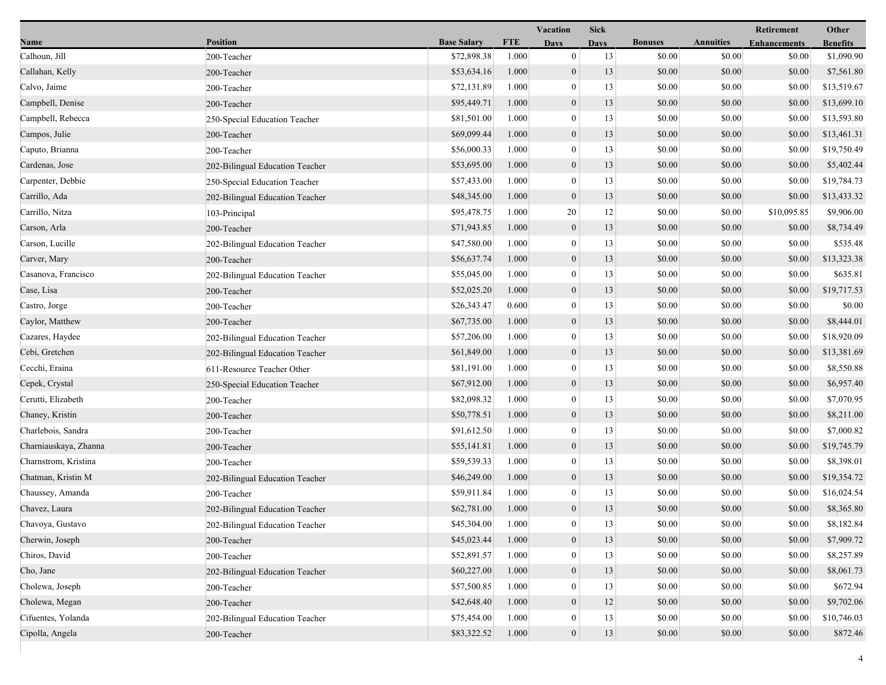| Name | Position | Base Salary | FTE | Vacation Days | Sick Days | Bonuses | Annuities | Retirement Enhancements | Other Benefits |
|---|---|---|---|---|---|---|---|---|---|
| Calhoun, Jill | 200-Teacher | $72,898.38 | 1.000 | 0 | 13 | $0.00 | $0.00 | $0.00 | $1,090.90 |
| Callahan, Kelly | 200-Teacher | $53,634.16 | 1.000 | 0 | 13 | $0.00 | $0.00 | $0.00 | $7,561.80 |
| Calvo, Jaime | 200-Teacher | $72,131.89 | 1.000 | 0 | 13 | $0.00 | $0.00 | $0.00 | $13,519.67 |
| Campbell, Denise | 200-Teacher | $95,449.71 | 1.000 | 0 | 13 | $0.00 | $0.00 | $0.00 | $13,699.10 |
| Campbell, Rebecca | 250-Special Education Teacher | $81,501.00 | 1.000 | 0 | 13 | $0.00 | $0.00 | $0.00 | $13,593.80 |
| Campos, Julie | 200-Teacher | $69,099.44 | 1.000 | 0 | 13 | $0.00 | $0.00 | $0.00 | $13,461.31 |
| Caputo, Brianna | 200-Teacher | $56,000.33 | 1.000 | 0 | 13 | $0.00 | $0.00 | $0.00 | $19,750.49 |
| Cardenas, Jose | 202-Bilingual Education Teacher | $53,695.00 | 1.000 | 0 | 13 | $0.00 | $0.00 | $0.00 | $5,402.44 |
| Carpenter, Debbie | 250-Special Education Teacher | $57,433.00 | 1.000 | 0 | 13 | $0.00 | $0.00 | $0.00 | $19,784.73 |
| Carrillo, Ada | 202-Bilingual Education Teacher | $48,345.00 | 1.000 | 0 | 13 | $0.00 | $0.00 | $0.00 | $13,433.32 |
| Carrillo, Nitza | 103-Principal | $95,478.75 | 1.000 | 20 | 12 | $0.00 | $0.00 | $10,095.85 | $9,906.00 |
| Carson, Arla | 200-Teacher | $71,943.85 | 1.000 | 0 | 13 | $0.00 | $0.00 | $0.00 | $8,734.49 |
| Carson, Lucille | 202-Bilingual Education Teacher | $47,580.00 | 1.000 | 0 | 13 | $0.00 | $0.00 | $0.00 | $535.48 |
| Carver, Mary | 200-Teacher | $56,637.74 | 1.000 | 0 | 13 | $0.00 | $0.00 | $0.00 | $13,323.38 |
| Casanova, Francisco | 202-Bilingual Education Teacher | $55,045.00 | 1.000 | 0 | 13 | $0.00 | $0.00 | $0.00 | $635.81 |
| Case, Lisa | 200-Teacher | $52,025.20 | 1.000 | 0 | 13 | $0.00 | $0.00 | $0.00 | $19,717.53 |
| Castro, Jorge | 200-Teacher | $26,343.47 | 0.600 | 0 | 13 | $0.00 | $0.00 | $0.00 | $0.00 |
| Caylor, Matthew | 200-Teacher | $67,735.00 | 1.000 | 0 | 13 | $0.00 | $0.00 | $0.00 | $8,444.01 |
| Cazares, Haydee | 202-Bilingual Education Teacher | $57,206.00 | 1.000 | 0 | 13 | $0.00 | $0.00 | $0.00 | $18,920.09 |
| Cebi, Gretchen | 202-Bilingual Education Teacher | $61,849.00 | 1.000 | 0 | 13 | $0.00 | $0.00 | $0.00 | $13,381.69 |
| Cecchi, Eraina | 611-Resource Teacher Other | $81,191.00 | 1.000 | 0 | 13 | $0.00 | $0.00 | $0.00 | $8,550.88 |
| Cepek, Crystal | 250-Special Education Teacher | $67,912.00 | 1.000 | 0 | 13 | $0.00 | $0.00 | $0.00 | $6,957.40 |
| Cerutti, Elizabeth | 200-Teacher | $82,098.32 | 1.000 | 0 | 13 | $0.00 | $0.00 | $0.00 | $7,070.95 |
| Chaney, Kristin | 200-Teacher | $50,778.51 | 1.000 | 0 | 13 | $0.00 | $0.00 | $0.00 | $8,211.00 |
| Charlebois, Sandra | 200-Teacher | $91,612.50 | 1.000 | 0 | 13 | $0.00 | $0.00 | $0.00 | $7,000.82 |
| Charniauskaya, Zhanna | 200-Teacher | $55,141.81 | 1.000 | 0 | 13 | $0.00 | $0.00 | $0.00 | $19,745.79 |
| Charnstrom, Kristina | 200-Teacher | $59,539.33 | 1.000 | 0 | 13 | $0.00 | $0.00 | $0.00 | $8,398.01 |
| Chatman, Kristin M | 202-Bilingual Education Teacher | $46,249.00 | 1.000 | 0 | 13 | $0.00 | $0.00 | $0.00 | $19,354.72 |
| Chaussey, Amanda | 200-Teacher | $59,911.84 | 1.000 | 0 | 13 | $0.00 | $0.00 | $0.00 | $16,024.54 |
| Chavez, Laura | 202-Bilingual Education Teacher | $62,781.00 | 1.000 | 0 | 13 | $0.00 | $0.00 | $0.00 | $8,365.80 |
| Chavoya, Gustavo | 202-Bilingual Education Teacher | $45,304.00 | 1.000 | 0 | 13 | $0.00 | $0.00 | $0.00 | $8,182.84 |
| Cherwin, Joseph | 200-Teacher | $45,023.44 | 1.000 | 0 | 13 | $0.00 | $0.00 | $0.00 | $7,909.72 |
| Chiros, David | 200-Teacher | $52,891.57 | 1.000 | 0 | 13 | $0.00 | $0.00 | $0.00 | $8,257.89 |
| Cho, Jane | 202-Bilingual Education Teacher | $60,227.00 | 1.000 | 0 | 13 | $0.00 | $0.00 | $0.00 | $8,061.73 |
| Cholewa, Joseph | 200-Teacher | $57,500.85 | 1.000 | 0 | 13 | $0.00 | $0.00 | $0.00 | $672.94 |
| Cholewa, Megan | 200-Teacher | $42,648.40 | 1.000 | 0 | 12 | $0.00 | $0.00 | $0.00 | $9,702.06 |
| Cifuentes, Yolanda | 202-Bilingual Education Teacher | $75,454.00 | 1.000 | 0 | 13 | $0.00 | $0.00 | $0.00 | $10,746.03 |
| Cipolla, Angela | 200-Teacher | $83,322.52 | 1.000 | 0 | 13 | $0.00 | $0.00 | $0.00 | $872.46 |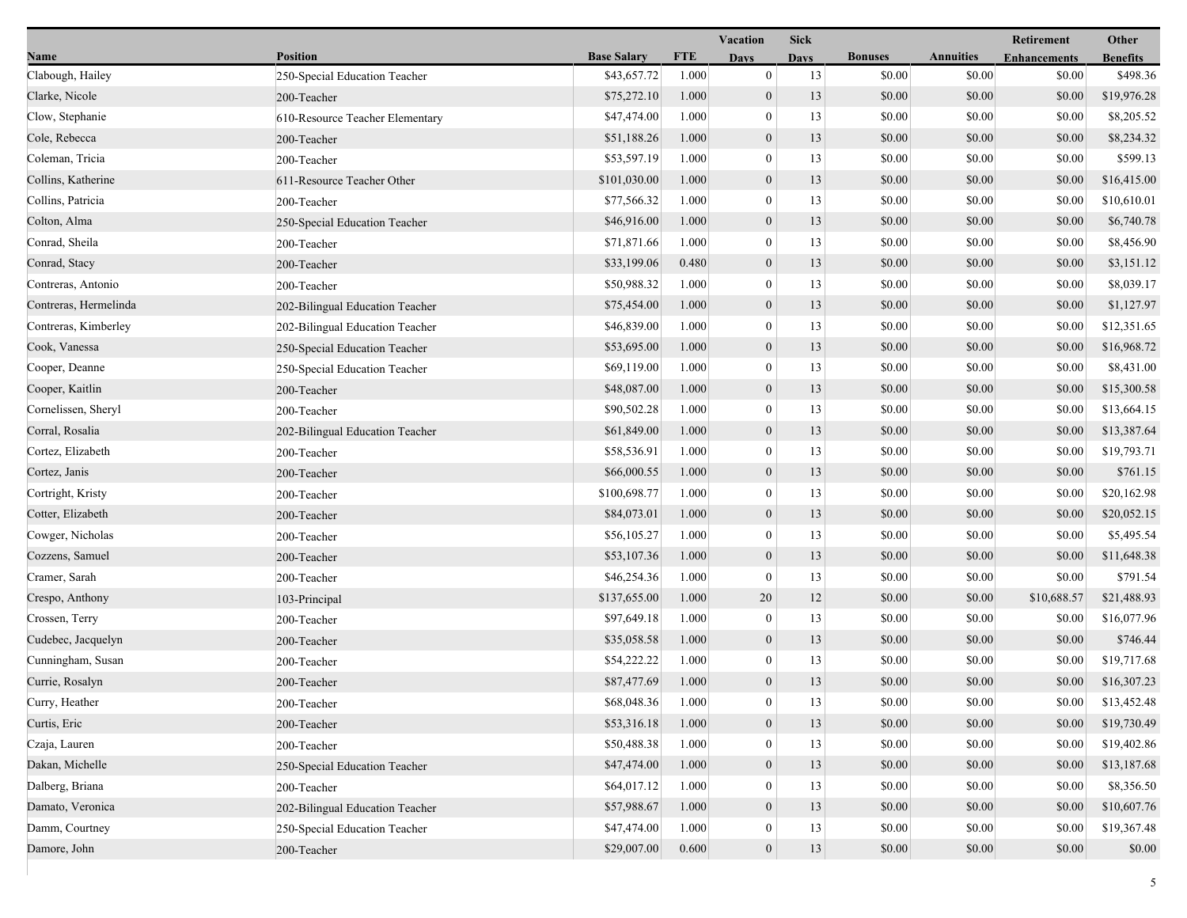| Name | Position | Base Salary | FTE | Vacation Days | Sick Days | Bonuses | Annuities | Retirement Enhancements | Other Benefits |
|---|---|---|---|---|---|---|---|---|---|
| Clabough, Hailey | 250-Special Education Teacher | $43,657.72 | 1.000 | 0 | 13 | $0.00 | $0.00 | $0.00 | $498.36 |
| Clarke, Nicole | 200-Teacher | $75,272.10 | 1.000 | 0 | 13 | $0.00 | $0.00 | $0.00 | $19,976.28 |
| Clow, Stephanie | 610-Resource Teacher Elementary | $47,474.00 | 1.000 | 0 | 13 | $0.00 | $0.00 | $0.00 | $8,205.52 |
| Cole, Rebecca | 200-Teacher | $51,188.26 | 1.000 | 0 | 13 | $0.00 | $0.00 | $0.00 | $8,234.32 |
| Coleman, Tricia | 200-Teacher | $53,597.19 | 1.000 | 0 | 13 | $0.00 | $0.00 | $0.00 | $599.13 |
| Collins, Katherine | 611-Resource Teacher Other | $101,030.00 | 1.000 | 0 | 13 | $0.00 | $0.00 | $0.00 | $16,415.00 |
| Collins, Patricia | 200-Teacher | $77,566.32 | 1.000 | 0 | 13 | $0.00 | $0.00 | $0.00 | $10,610.01 |
| Colton, Alma | 250-Special Education Teacher | $46,916.00 | 1.000 | 0 | 13 | $0.00 | $0.00 | $0.00 | $6,740.78 |
| Conrad, Sheila | 200-Teacher | $71,871.66 | 1.000 | 0 | 13 | $0.00 | $0.00 | $0.00 | $8,456.90 |
| Conrad, Stacy | 200-Teacher | $33,199.06 | 0.480 | 0 | 13 | $0.00 | $0.00 | $0.00 | $3,151.12 |
| Contreras, Antonio | 200-Teacher | $50,988.32 | 1.000 | 0 | 13 | $0.00 | $0.00 | $0.00 | $8,039.17 |
| Contreras, Hermelinda | 202-Bilingual Education Teacher | $75,454.00 | 1.000 | 0 | 13 | $0.00 | $0.00 | $0.00 | $1,127.97 |
| Contreras, Kimberley | 202-Bilingual Education Teacher | $46,839.00 | 1.000 | 0 | 13 | $0.00 | $0.00 | $0.00 | $12,351.65 |
| Cook, Vanessa | 250-Special Education Teacher | $53,695.00 | 1.000 | 0 | 13 | $0.00 | $0.00 | $0.00 | $16,968.72 |
| Cooper, Deanne | 250-Special Education Teacher | $69,119.00 | 1.000 | 0 | 13 | $0.00 | $0.00 | $0.00 | $8,431.00 |
| Cooper, Kaitlin | 200-Teacher | $48,087.00 | 1.000 | 0 | 13 | $0.00 | $0.00 | $0.00 | $15,300.58 |
| Cornelissen, Sheryl | 200-Teacher | $90,502.28 | 1.000 | 0 | 13 | $0.00 | $0.00 | $0.00 | $13,664.15 |
| Corral, Rosalia | 202-Bilingual Education Teacher | $61,849.00 | 1.000 | 0 | 13 | $0.00 | $0.00 | $0.00 | $13,387.64 |
| Cortez, Elizabeth | 200-Teacher | $58,536.91 | 1.000 | 0 | 13 | $0.00 | $0.00 | $0.00 | $19,793.71 |
| Cortez, Janis | 200-Teacher | $66,000.55 | 1.000 | 0 | 13 | $0.00 | $0.00 | $0.00 | $761.15 |
| Cortright, Kristy | 200-Teacher | $100,698.77 | 1.000 | 0 | 13 | $0.00 | $0.00 | $0.00 | $20,162.98 |
| Cotter, Elizabeth | 200-Teacher | $84,073.01 | 1.000 | 0 | 13 | $0.00 | $0.00 | $0.00 | $20,052.15 |
| Cowger, Nicholas | 200-Teacher | $56,105.27 | 1.000 | 0 | 13 | $0.00 | $0.00 | $0.00 | $5,495.54 |
| Cozzens, Samuel | 200-Teacher | $53,107.36 | 1.000 | 0 | 13 | $0.00 | $0.00 | $0.00 | $11,648.38 |
| Cramer, Sarah | 200-Teacher | $46,254.36 | 1.000 | 0 | 13 | $0.00 | $0.00 | $0.00 | $791.54 |
| Crespo, Anthony | 103-Principal | $137,655.00 | 1.000 | 20 | 12 | $0.00 | $0.00 | $10,688.57 | $21,488.93 |
| Crossen, Terry | 200-Teacher | $97,649.18 | 1.000 | 0 | 13 | $0.00 | $0.00 | $0.00 | $16,077.96 |
| Cudebec, Jacquelyn | 200-Teacher | $35,058.58 | 1.000 | 0 | 13 | $0.00 | $0.00 | $0.00 | $746.44 |
| Cunningham, Susan | 200-Teacher | $54,222.22 | 1.000 | 0 | 13 | $0.00 | $0.00 | $0.00 | $19,717.68 |
| Currie, Rosalyn | 200-Teacher | $87,477.69 | 1.000 | 0 | 13 | $0.00 | $0.00 | $0.00 | $16,307.23 |
| Curry, Heather | 200-Teacher | $68,048.36 | 1.000 | 0 | 13 | $0.00 | $0.00 | $0.00 | $13,452.48 |
| Curtis, Eric | 200-Teacher | $53,316.18 | 1.000 | 0 | 13 | $0.00 | $0.00 | $0.00 | $19,730.49 |
| Czaja, Lauren | 200-Teacher | $50,488.38 | 1.000 | 0 | 13 | $0.00 | $0.00 | $0.00 | $19,402.86 |
| Dakan, Michelle | 250-Special Education Teacher | $47,474.00 | 1.000 | 0 | 13 | $0.00 | $0.00 | $0.00 | $13,187.68 |
| Dalberg, Briana | 200-Teacher | $64,017.12 | 1.000 | 0 | 13 | $0.00 | $0.00 | $0.00 | $8,356.50 |
| Damato, Veronica | 202-Bilingual Education Teacher | $57,988.67 | 1.000 | 0 | 13 | $0.00 | $0.00 | $0.00 | $10,607.76 |
| Damm, Courtney | 250-Special Education Teacher | $47,474.00 | 1.000 | 0 | 13 | $0.00 | $0.00 | $0.00 | $19,367.48 |
| Damore, John | 200-Teacher | $29,007.00 | 0.600 | 0 | 13 | $0.00 | $0.00 | $0.00 | $0.00 |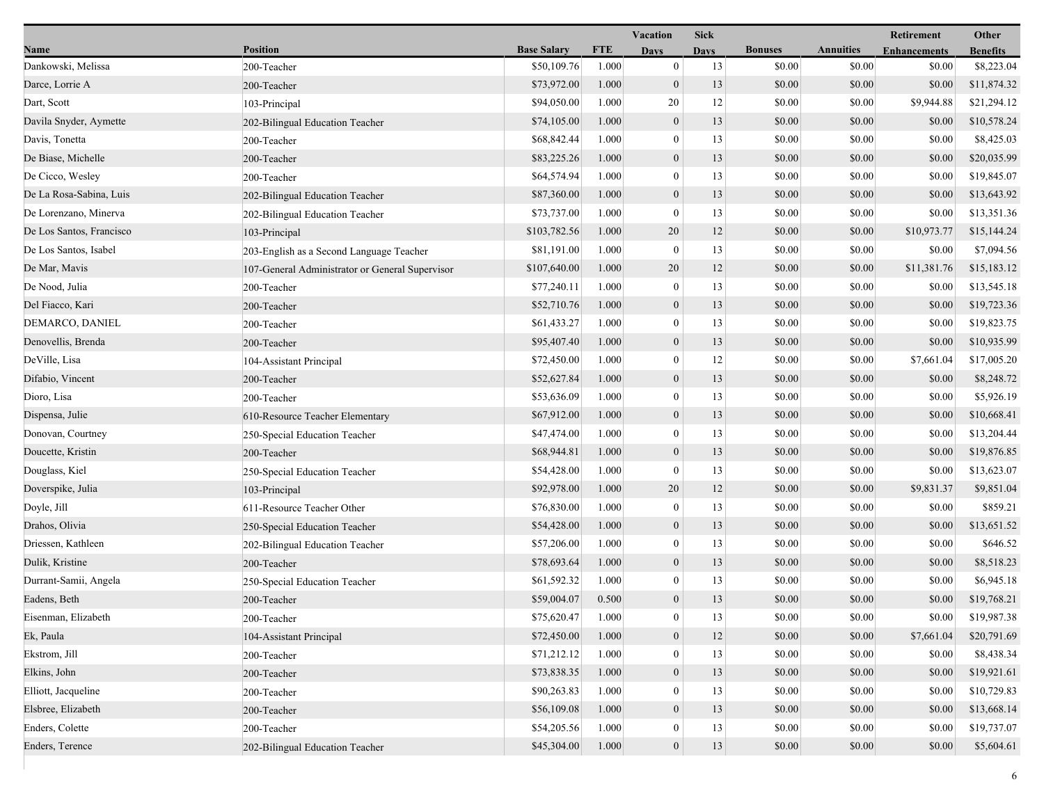| Name | Position | Base Salary | FTE | Vacation Days | Sick Days | Bonuses | Annuities | Retirement Enhancements | Other Benefits |
|---|---|---|---|---|---|---|---|---|---|
| Dankowski, Melissa | 200-Teacher | $50,109.76 | 1.000 | 0 | 13 | $0.00 | $0.00 | $0.00 | $8,223.04 |
| Darce, Lorrie A | 200-Teacher | $73,972.00 | 1.000 | 0 | 13 | $0.00 | $0.00 | $0.00 | $11,874.32 |
| Dart, Scott | 103-Principal | $94,050.00 | 1.000 | 20 | 12 | $0.00 | $0.00 | $9,944.88 | $21,294.12 |
| Davila Snyder, Aymette | 202-Bilingual Education Teacher | $74,105.00 | 1.000 | 0 | 13 | $0.00 | $0.00 | $0.00 | $10,578.24 |
| Davis, Tonetta | 200-Teacher | $68,842.44 | 1.000 | 0 | 13 | $0.00 | $0.00 | $0.00 | $8,425.03 |
| De Biase, Michelle | 200-Teacher | $83,225.26 | 1.000 | 0 | 13 | $0.00 | $0.00 | $0.00 | $20,035.99 |
| De Cicco, Wesley | 200-Teacher | $64,574.94 | 1.000 | 0 | 13 | $0.00 | $0.00 | $0.00 | $19,845.07 |
| De La Rosa-Sabina, Luis | 202-Bilingual Education Teacher | $87,360.00 | 1.000 | 0 | 13 | $0.00 | $0.00 | $0.00 | $13,643.92 |
| De Lorenzano, Minerva | 202-Bilingual Education Teacher | $73,737.00 | 1.000 | 0 | 13 | $0.00 | $0.00 | $0.00 | $13,351.36 |
| De Los Santos, Francisco | 103-Principal | $103,782.56 | 1.000 | 20 | 12 | $0.00 | $0.00 | $10,973.77 | $15,144.24 |
| De Los Santos, Isabel | 203-English as a Second Language Teacher | $81,191.00 | 1.000 | 0 | 13 | $0.00 | $0.00 | $0.00 | $7,094.56 |
| De Mar, Mavis | 107-General Administrator or General Supervisor | $107,640.00 | 1.000 | 20 | 12 | $0.00 | $0.00 | $11,381.76 | $15,183.12 |
| De Nood, Julia | 200-Teacher | $77,240.11 | 1.000 | 0 | 13 | $0.00 | $0.00 | $0.00 | $13,545.18 |
| Del Fiacco, Kari | 200-Teacher | $52,710.76 | 1.000 | 0 | 13 | $0.00 | $0.00 | $0.00 | $19,723.36 |
| DEMARCO, DANIEL | 200-Teacher | $61,433.27 | 1.000 | 0 | 13 | $0.00 | $0.00 | $0.00 | $19,823.75 |
| Denovellis, Brenda | 200-Teacher | $95,407.40 | 1.000 | 0 | 13 | $0.00 | $0.00 | $0.00 | $10,935.99 |
| DeVille, Lisa | 104-Assistant Principal | $72,450.00 | 1.000 | 0 | 12 | $0.00 | $0.00 | $7,661.04 | $17,005.20 |
| Difabio, Vincent | 200-Teacher | $52,627.84 | 1.000 | 0 | 13 | $0.00 | $0.00 | $0.00 | $8,248.72 |
| Dioro, Lisa | 200-Teacher | $53,636.09 | 1.000 | 0 | 13 | $0.00 | $0.00 | $0.00 | $5,926.19 |
| Dispensa, Julie | 610-Resource Teacher Elementary | $67,912.00 | 1.000 | 0 | 13 | $0.00 | $0.00 | $0.00 | $10,668.41 |
| Donovan, Courtney | 250-Special Education Teacher | $47,474.00 | 1.000 | 0 | 13 | $0.00 | $0.00 | $0.00 | $13,204.44 |
| Doucette, Kristin | 200-Teacher | $68,944.81 | 1.000 | 0 | 13 | $0.00 | $0.00 | $0.00 | $19,876.85 |
| Douglass, Kiel | 250-Special Education Teacher | $54,428.00 | 1.000 | 0 | 13 | $0.00 | $0.00 | $0.00 | $13,623.07 |
| Doverspike, Julia | 103-Principal | $92,978.00 | 1.000 | 20 | 12 | $0.00 | $0.00 | $9,831.37 | $9,851.04 |
| Doyle, Jill | 611-Resource Teacher Other | $76,830.00 | 1.000 | 0 | 13 | $0.00 | $0.00 | $0.00 | $859.21 |
| Drahos, Olivia | 250-Special Education Teacher | $54,428.00 | 1.000 | 0 | 13 | $0.00 | $0.00 | $0.00 | $13,651.52 |
| Driessen, Kathleen | 202-Bilingual Education Teacher | $57,206.00 | 1.000 | 0 | 13 | $0.00 | $0.00 | $0.00 | $646.52 |
| Dulik, Kristine | 200-Teacher | $78,693.64 | 1.000 | 0 | 13 | $0.00 | $0.00 | $0.00 | $8,518.23 |
| Durrant-Samii, Angela | 250-Special Education Teacher | $61,592.32 | 1.000 | 0 | 13 | $0.00 | $0.00 | $0.00 | $6,945.18 |
| Eadens, Beth | 200-Teacher | $59,004.07 | 0.500 | 0 | 13 | $0.00 | $0.00 | $0.00 | $19,768.21 |
| Eisenman, Elizabeth | 200-Teacher | $75,620.47 | 1.000 | 0 | 13 | $0.00 | $0.00 | $0.00 | $19,987.38 |
| Ek, Paula | 104-Assistant Principal | $72,450.00 | 1.000 | 0 | 12 | $0.00 | $0.00 | $7,661.04 | $20,791.69 |
| Ekstrom, Jill | 200-Teacher | $71,212.12 | 1.000 | 0 | 13 | $0.00 | $0.00 | $0.00 | $8,438.34 |
| Elkins, John | 200-Teacher | $73,838.35 | 1.000 | 0 | 13 | $0.00 | $0.00 | $0.00 | $19,921.61 |
| Elliott, Jacqueline | 200-Teacher | $90,263.83 | 1.000 | 0 | 13 | $0.00 | $0.00 | $0.00 | $10,729.83 |
| Elsbree, Elizabeth | 200-Teacher | $56,109.08 | 1.000 | 0 | 13 | $0.00 | $0.00 | $0.00 | $13,668.14 |
| Enders, Colette | 200-Teacher | $54,205.56 | 1.000 | 0 | 13 | $0.00 | $0.00 | $0.00 | $19,737.07 |
| Enders, Terence | 202-Bilingual Education Teacher | $45,304.00 | 1.000 | 0 | 13 | $0.00 | $0.00 | $0.00 | $5,604.61 |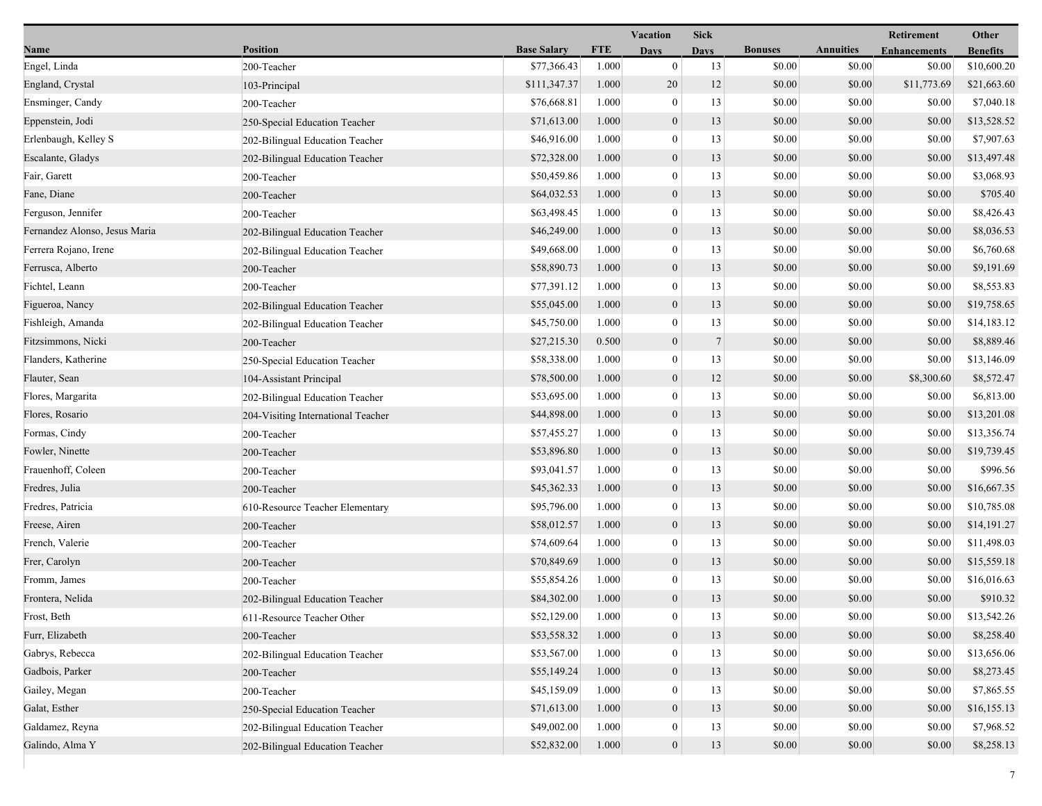| Name | Position | Base Salary | FTE | Vacation Days | Sick Days | Bonuses | Annuities | Retirement Enhancements | Other Benefits |
|---|---|---|---|---|---|---|---|---|---|
| Engel, Linda | 200-Teacher | $77,366.43 | 1.000 | 0 | 13 | $0.00 | $0.00 | $0.00 | $10,600.20 |
| England, Crystal | 103-Principal | $111,347.37 | 1.000 | 20 | 12 | $0.00 | $0.00 | $11,773.69 | $21,663.60 |
| Ensminger, Candy | 200-Teacher | $76,668.81 | 1.000 | 0 | 13 | $0.00 | $0.00 | $0.00 | $7,040.18 |
| Eppenstein, Jodi | 250-Special Education Teacher | $71,613.00 | 1.000 | 0 | 13 | $0.00 | $0.00 | $0.00 | $13,528.52 |
| Erlenbaugh, Kelley S | 202-Bilingual Education Teacher | $46,916.00 | 1.000 | 0 | 13 | $0.00 | $0.00 | $0.00 | $7,907.63 |
| Escalante, Gladys | 202-Bilingual Education Teacher | $72,328.00 | 1.000 | 0 | 13 | $0.00 | $0.00 | $0.00 | $13,497.48 |
| Fair, Garett | 200-Teacher | $50,459.86 | 1.000 | 0 | 13 | $0.00 | $0.00 | $0.00 | $3,068.93 |
| Fane, Diane | 200-Teacher | $64,032.53 | 1.000 | 0 | 13 | $0.00 | $0.00 | $0.00 | $705.40 |
| Ferguson, Jennifer | 200-Teacher | $63,498.45 | 1.000 | 0 | 13 | $0.00 | $0.00 | $0.00 | $8,426.43 |
| Fernandez Alonso, Jesus Maria | 202-Bilingual Education Teacher | $46,249.00 | 1.000 | 0 | 13 | $0.00 | $0.00 | $0.00 | $8,036.53 |
| Ferrera Rojano, Irene | 202-Bilingual Education Teacher | $49,668.00 | 1.000 | 0 | 13 | $0.00 | $0.00 | $0.00 | $6,760.68 |
| Ferrusca, Alberto | 200-Teacher | $58,890.73 | 1.000 | 0 | 13 | $0.00 | $0.00 | $0.00 | $9,191.69 |
| Fichtel, Leann | 200-Teacher | $77,391.12 | 1.000 | 0 | 13 | $0.00 | $0.00 | $0.00 | $8,553.83 |
| Figueroa, Nancy | 202-Bilingual Education Teacher | $55,045.00 | 1.000 | 0 | 13 | $0.00 | $0.00 | $0.00 | $19,758.65 |
| Fishleigh, Amanda | 202-Bilingual Education Teacher | $45,750.00 | 1.000 | 0 | 13 | $0.00 | $0.00 | $0.00 | $14,183.12 |
| Fitzsimmons, Nicki | 200-Teacher | $27,215.30 | 0.500 | 0 | 7 | $0.00 | $0.00 | $0.00 | $8,889.46 |
| Flanders, Katherine | 250-Special Education Teacher | $58,338.00 | 1.000 | 0 | 13 | $0.00 | $0.00 | $0.00 | $13,146.09 |
| Flauter, Sean | 104-Assistant Principal | $78,500.00 | 1.000 | 0 | 12 | $0.00 | $0.00 | $8,300.60 | $8,572.47 |
| Flores, Margarita | 202-Bilingual Education Teacher | $53,695.00 | 1.000 | 0 | 13 | $0.00 | $0.00 | $0.00 | $6,813.00 |
| Flores, Rosario | 204-Visiting International Teacher | $44,898.00 | 1.000 | 0 | 13 | $0.00 | $0.00 | $0.00 | $13,201.08 |
| Formas, Cindy | 200-Teacher | $57,455.27 | 1.000 | 0 | 13 | $0.00 | $0.00 | $0.00 | $13,356.74 |
| Fowler, Ninette | 200-Teacher | $53,896.80 | 1.000 | 0 | 13 | $0.00 | $0.00 | $0.00 | $19,739.45 |
| Frauenhoff, Coleen | 200-Teacher | $93,041.57 | 1.000 | 0 | 13 | $0.00 | $0.00 | $0.00 | $996.56 |
| Fredres, Julia | 200-Teacher | $45,362.33 | 1.000 | 0 | 13 | $0.00 | $0.00 | $0.00 | $16,667.35 |
| Fredres, Patricia | 610-Resource Teacher Elementary | $95,796.00 | 1.000 | 0 | 13 | $0.00 | $0.00 | $0.00 | $10,785.08 |
| Freese, Airen | 200-Teacher | $58,012.57 | 1.000 | 0 | 13 | $0.00 | $0.00 | $0.00 | $14,191.27 |
| French, Valerie | 200-Teacher | $74,609.64 | 1.000 | 0 | 13 | $0.00 | $0.00 | $0.00 | $11,498.03 |
| Frer, Carolyn | 200-Teacher | $70,849.69 | 1.000 | 0 | 13 | $0.00 | $0.00 | $0.00 | $15,559.18 |
| Fromm, James | 200-Teacher | $55,854.26 | 1.000 | 0 | 13 | $0.00 | $0.00 | $0.00 | $16,016.63 |
| Frontera, Nelida | 202-Bilingual Education Teacher | $84,302.00 | 1.000 | 0 | 13 | $0.00 | $0.00 | $0.00 | $910.32 |
| Frost, Beth | 611-Resource Teacher Other | $52,129.00 | 1.000 | 0 | 13 | $0.00 | $0.00 | $0.00 | $13,542.26 |
| Furr, Elizabeth | 200-Teacher | $53,558.32 | 1.000 | 0 | 13 | $0.00 | $0.00 | $0.00 | $8,258.40 |
| Gabrys, Rebecca | 202-Bilingual Education Teacher | $53,567.00 | 1.000 | 0 | 13 | $0.00 | $0.00 | $0.00 | $13,656.06 |
| Gadbois, Parker | 200-Teacher | $55,149.24 | 1.000 | 0 | 13 | $0.00 | $0.00 | $0.00 | $8,273.45 |
| Gailey, Megan | 200-Teacher | $45,159.09 | 1.000 | 0 | 13 | $0.00 | $0.00 | $0.00 | $7,865.55 |
| Galat, Esther | 250-Special Education Teacher | $71,613.00 | 1.000 | 0 | 13 | $0.00 | $0.00 | $0.00 | $16,155.13 |
| Galdamez, Reyna | 202-Bilingual Education Teacher | $49,002.00 | 1.000 | 0 | 13 | $0.00 | $0.00 | $0.00 | $7,968.52 |
| Galindo, Alma Y | 202-Bilingual Education Teacher | $52,832.00 | 1.000 | 0 | 13 | $0.00 | $0.00 | $0.00 | $8,258.13 |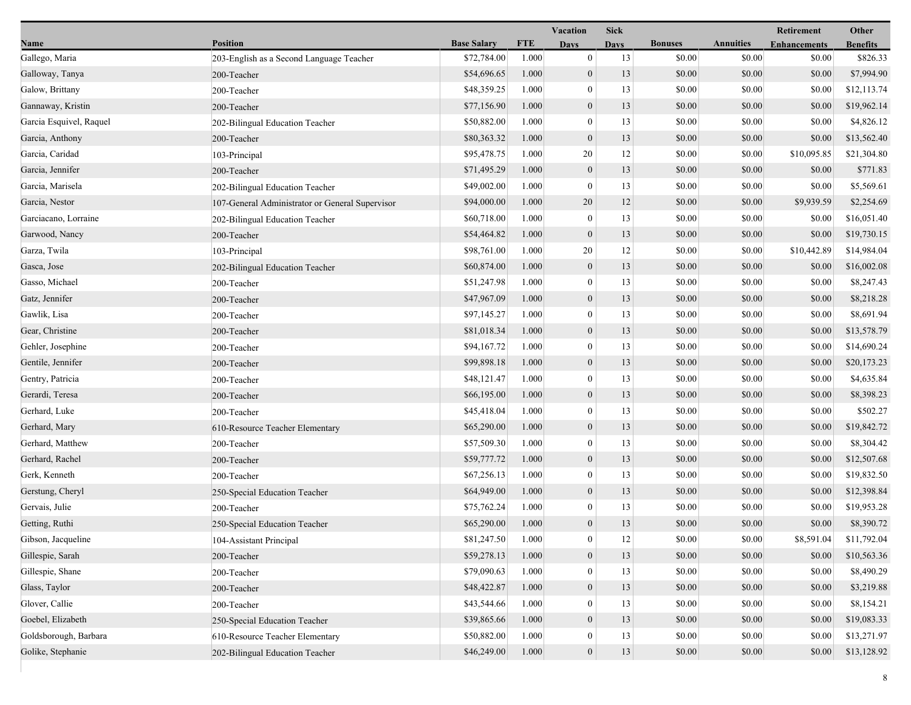| Name | Position | Base Salary | FTE | Vacation Days | Sick Days | Bonuses | Annuities | Retirement Enhancements | Other Benefits |
|---|---|---|---|---|---|---|---|---|---|
| Gallego, Maria | 203-English as a Second Language Teacher | $72,784.00 | 1.000 | 0 | 13 | $0.00 | $0.00 | $0.00 | $826.33 |
| Galloway, Tanya | 200-Teacher | $54,696.65 | 1.000 | 0 | 13 | $0.00 | $0.00 | $0.00 | $7,994.90 |
| Galow, Brittany | 200-Teacher | $48,359.25 | 1.000 | 0 | 13 | $0.00 | $0.00 | $0.00 | $12,113.74 |
| Gannaway, Kristin | 200-Teacher | $77,156.90 | 1.000 | 0 | 13 | $0.00 | $0.00 | $0.00 | $19,962.14 |
| Garcia Esquivel, Raquel | 202-Bilingual Education Teacher | $50,882.00 | 1.000 | 0 | 13 | $0.00 | $0.00 | $0.00 | $4,826.12 |
| Garcia, Anthony | 200-Teacher | $80,363.32 | 1.000 | 0 | 13 | $0.00 | $0.00 | $0.00 | $13,562.40 |
| Garcia, Caridad | 103-Principal | $95,478.75 | 1.000 | 20 | 12 | $0.00 | $0.00 | $10,095.85 | $21,304.80 |
| Garcia, Jennifer | 200-Teacher | $71,495.29 | 1.000 | 0 | 13 | $0.00 | $0.00 | $0.00 | $771.83 |
| Garcia, Marisela | 202-Bilingual Education Teacher | $49,002.00 | 1.000 | 0 | 13 | $0.00 | $0.00 | $0.00 | $5,569.61 |
| Garcia, Nestor | 107-General Administrator or General Supervisor | $94,000.00 | 1.000 | 20 | 12 | $0.00 | $0.00 | $9,939.59 | $2,254.69 |
| Garciacano, Lorraine | 202-Bilingual Education Teacher | $60,718.00 | 1.000 | 0 | 13 | $0.00 | $0.00 | $0.00 | $16,051.40 |
| Garwood, Nancy | 200-Teacher | $54,464.82 | 1.000 | 0 | 13 | $0.00 | $0.00 | $0.00 | $19,730.15 |
| Garza, Twila | 103-Principal | $98,761.00 | 1.000 | 20 | 12 | $0.00 | $0.00 | $10,442.89 | $14,984.04 |
| Gasca, Jose | 202-Bilingual Education Teacher | $60,874.00 | 1.000 | 0 | 13 | $0.00 | $0.00 | $0.00 | $16,002.08 |
| Gasso, Michael | 200-Teacher | $51,247.98 | 1.000 | 0 | 13 | $0.00 | $0.00 | $0.00 | $8,247.43 |
| Gatz, Jennifer | 200-Teacher | $47,967.09 | 1.000 | 0 | 13 | $0.00 | $0.00 | $0.00 | $8,218.28 |
| Gawlik, Lisa | 200-Teacher | $97,145.27 | 1.000 | 0 | 13 | $0.00 | $0.00 | $0.00 | $8,691.94 |
| Gear, Christine | 200-Teacher | $81,018.34 | 1.000 | 0 | 13 | $0.00 | $0.00 | $0.00 | $13,578.79 |
| Gehler, Josephine | 200-Teacher | $94,167.72 | 1.000 | 0 | 13 | $0.00 | $0.00 | $0.00 | $14,690.24 |
| Gentile, Jennifer | 200-Teacher | $99,898.18 | 1.000 | 0 | 13 | $0.00 | $0.00 | $0.00 | $20,173.23 |
| Gentry, Patricia | 200-Teacher | $48,121.47 | 1.000 | 0 | 13 | $0.00 | $0.00 | $0.00 | $4,635.84 |
| Gerardi, Teresa | 200-Teacher | $66,195.00 | 1.000 | 0 | 13 | $0.00 | $0.00 | $0.00 | $8,398.23 |
| Gerhard, Luke | 200-Teacher | $45,418.04 | 1.000 | 0 | 13 | $0.00 | $0.00 | $0.00 | $502.27 |
| Gerhard, Mary | 610-Resource Teacher Elementary | $65,290.00 | 1.000 | 0 | 13 | $0.00 | $0.00 | $0.00 | $19,842.72 |
| Gerhard, Matthew | 200-Teacher | $57,509.30 | 1.000 | 0 | 13 | $0.00 | $0.00 | $0.00 | $8,304.42 |
| Gerhard, Rachel | 200-Teacher | $59,777.72 | 1.000 | 0 | 13 | $0.00 | $0.00 | $0.00 | $12,507.68 |
| Gerk, Kenneth | 200-Teacher | $67,256.13 | 1.000 | 0 | 13 | $0.00 | $0.00 | $0.00 | $19,832.50 |
| Gerstung, Cheryl | 250-Special Education Teacher | $64,949.00 | 1.000 | 0 | 13 | $0.00 | $0.00 | $0.00 | $12,398.84 |
| Gervais, Julie | 200-Teacher | $75,762.24 | 1.000 | 0 | 13 | $0.00 | $0.00 | $0.00 | $19,953.28 |
| Getting, Ruthi | 250-Special Education Teacher | $65,290.00 | 1.000 | 0 | 13 | $0.00 | $0.00 | $0.00 | $8,390.72 |
| Gibson, Jacqueline | 104-Assistant Principal | $81,247.50 | 1.000 | 0 | 12 | $0.00 | $0.00 | $8,591.04 | $11,792.04 |
| Gillespie, Sarah | 200-Teacher | $59,278.13 | 1.000 | 0 | 13 | $0.00 | $0.00 | $0.00 | $10,563.36 |
| Gillespie, Shane | 200-Teacher | $79,090.63 | 1.000 | 0 | 13 | $0.00 | $0.00 | $0.00 | $8,490.29 |
| Glass, Taylor | 200-Teacher | $48,422.87 | 1.000 | 0 | 13 | $0.00 | $0.00 | $0.00 | $3,219.88 |
| Glover, Callie | 200-Teacher | $43,544.66 | 1.000 | 0 | 13 | $0.00 | $0.00 | $0.00 | $8,154.21 |
| Goebel, Elizabeth | 250-Special Education Teacher | $39,865.66 | 1.000 | 0 | 13 | $0.00 | $0.00 | $0.00 | $19,083.33 |
| Goldsborough, Barbara | 610-Resource Teacher Elementary | $50,882.00 | 1.000 | 0 | 13 | $0.00 | $0.00 | $0.00 | $13,271.97 |
| Golike, Stephanie | 202-Bilingual Education Teacher | $46,249.00 | 1.000 | 0 | 13 | $0.00 | $0.00 | $0.00 | $13,128.92 |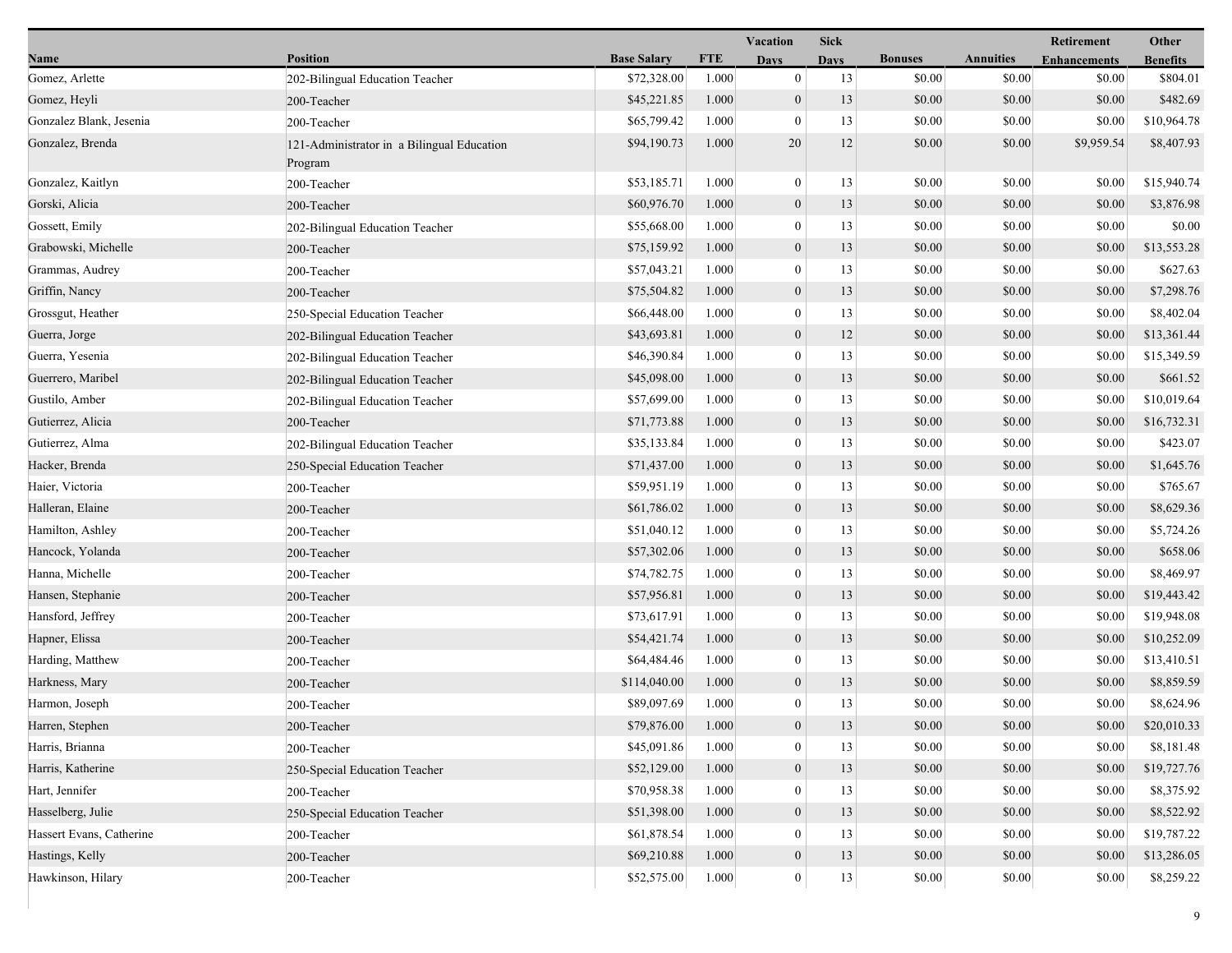| Name | Position | Base Salary | FTE | Vacation Days | Sick Days | Bonuses | Annuities | Retirement Enhancements | Other Benefits |
|---|---|---|---|---|---|---|---|---|---|
| Gomez, Arlette | 202-Bilingual Education Teacher | $72,328.00 | 1.000 | 0 | 13 | $0.00 | $0.00 | $0.00 | $804.01 |
| Gomez, Heyli | 200-Teacher | $45,221.85 | 1.000 | 0 | 13 | $0.00 | $0.00 | $0.00 | $482.69 |
| Gonzalez Blank, Jesenia | 200-Teacher | $65,799.42 | 1.000 | 0 | 13 | $0.00 | $0.00 | $0.00 | $10,964.78 |
| Gonzalez, Brenda | 121-Administrator in a Bilingual Education Program | $94,190.73 | 1.000 | 20 | 12 | $0.00 | $0.00 | $9,959.54 | $8,407.93 |
| Gonzalez, Kaitlyn | 200-Teacher | $53,185.71 | 1.000 | 0 | 13 | $0.00 | $0.00 | $0.00 | $15,940.74 |
| Gorski, Alicia | 200-Teacher | $60,976.70 | 1.000 | 0 | 13 | $0.00 | $0.00 | $0.00 | $3,876.98 |
| Gossett, Emily | 202-Bilingual Education Teacher | $55,668.00 | 1.000 | 0 | 13 | $0.00 | $0.00 | $0.00 | $0.00 |
| Grabowski, Michelle | 200-Teacher | $75,159.92 | 1.000 | 0 | 13 | $0.00 | $0.00 | $0.00 | $13,553.28 |
| Grammas, Audrey | 200-Teacher | $57,043.21 | 1.000 | 0 | 13 | $0.00 | $0.00 | $0.00 | $627.63 |
| Griffin, Nancy | 200-Teacher | $75,504.82 | 1.000 | 0 | 13 | $0.00 | $0.00 | $0.00 | $7,298.76 |
| Grossgut, Heather | 250-Special Education Teacher | $66,448.00 | 1.000 | 0 | 13 | $0.00 | $0.00 | $0.00 | $8,402.04 |
| Guerra, Jorge | 202-Bilingual Education Teacher | $43,693.81 | 1.000 | 0 | 12 | $0.00 | $0.00 | $0.00 | $13,361.44 |
| Guerra, Yesenia | 202-Bilingual Education Teacher | $46,390.84 | 1.000 | 0 | 13 | $0.00 | $0.00 | $0.00 | $15,349.59 |
| Guerrero, Maribel | 202-Bilingual Education Teacher | $45,098.00 | 1.000 | 0 | 13 | $0.00 | $0.00 | $0.00 | $661.52 |
| Gustilo, Amber | 202-Bilingual Education Teacher | $57,699.00 | 1.000 | 0 | 13 | $0.00 | $0.00 | $0.00 | $10,019.64 |
| Gutierrez, Alicia | 200-Teacher | $71,773.88 | 1.000 | 0 | 13 | $0.00 | $0.00 | $0.00 | $16,732.31 |
| Gutierrez, Alma | 202-Bilingual Education Teacher | $35,133.84 | 1.000 | 0 | 13 | $0.00 | $0.00 | $0.00 | $423.07 |
| Hacker, Brenda | 250-Special Education Teacher | $71,437.00 | 1.000 | 0 | 13 | $0.00 | $0.00 | $0.00 | $1,645.76 |
| Haier, Victoria | 200-Teacher | $59,951.19 | 1.000 | 0 | 13 | $0.00 | $0.00 | $0.00 | $765.67 |
| Halleran, Elaine | 200-Teacher | $61,786.02 | 1.000 | 0 | 13 | $0.00 | $0.00 | $0.00 | $8,629.36 |
| Hamilton, Ashley | 200-Teacher | $51,040.12 | 1.000 | 0 | 13 | $0.00 | $0.00 | $0.00 | $5,724.26 |
| Hancock, Yolanda | 200-Teacher | $57,302.06 | 1.000 | 0 | 13 | $0.00 | $0.00 | $0.00 | $658.06 |
| Hanna, Michelle | 200-Teacher | $74,782.75 | 1.000 | 0 | 13 | $0.00 | $0.00 | $0.00 | $8,469.97 |
| Hansen, Stephanie | 200-Teacher | $57,956.81 | 1.000 | 0 | 13 | $0.00 | $0.00 | $0.00 | $19,443.42 |
| Hansford, Jeffrey | 200-Teacher | $73,617.91 | 1.000 | 0 | 13 | $0.00 | $0.00 | $0.00 | $19,948.08 |
| Hapner, Elissa | 200-Teacher | $54,421.74 | 1.000 | 0 | 13 | $0.00 | $0.00 | $0.00 | $10,252.09 |
| Harding, Matthew | 200-Teacher | $64,484.46 | 1.000 | 0 | 13 | $0.00 | $0.00 | $0.00 | $13,410.51 |
| Harkness, Mary | 200-Teacher | $114,040.00 | 1.000 | 0 | 13 | $0.00 | $0.00 | $0.00 | $8,859.59 |
| Harmon, Joseph | 200-Teacher | $89,097.69 | 1.000 | 0 | 13 | $0.00 | $0.00 | $0.00 | $8,624.96 |
| Harren, Stephen | 200-Teacher | $79,876.00 | 1.000 | 0 | 13 | $0.00 | $0.00 | $0.00 | $20,010.33 |
| Harris, Brianna | 200-Teacher | $45,091.86 | 1.000 | 0 | 13 | $0.00 | $0.00 | $0.00 | $8,181.48 |
| Harris, Katherine | 250-Special Education Teacher | $52,129.00 | 1.000 | 0 | 13 | $0.00 | $0.00 | $0.00 | $19,727.76 |
| Hart, Jennifer | 200-Teacher | $70,958.38 | 1.000 | 0 | 13 | $0.00 | $0.00 | $0.00 | $8,375.92 |
| Hasselberg, Julie | 250-Special Education Teacher | $51,398.00 | 1.000 | 0 | 13 | $0.00 | $0.00 | $0.00 | $8,522.92 |
| Hassert Evans, Catherine | 200-Teacher | $61,878.54 | 1.000 | 0 | 13 | $0.00 | $0.00 | $0.00 | $19,787.22 |
| Hastings, Kelly | 200-Teacher | $69,210.88 | 1.000 | 0 | 13 | $0.00 | $0.00 | $0.00 | $13,286.05 |
| Hawkinson, Hilary | 200-Teacher | $52,575.00 | 1.000 | 0 | 13 | $0.00 | $0.00 | $0.00 | $8,259.22 |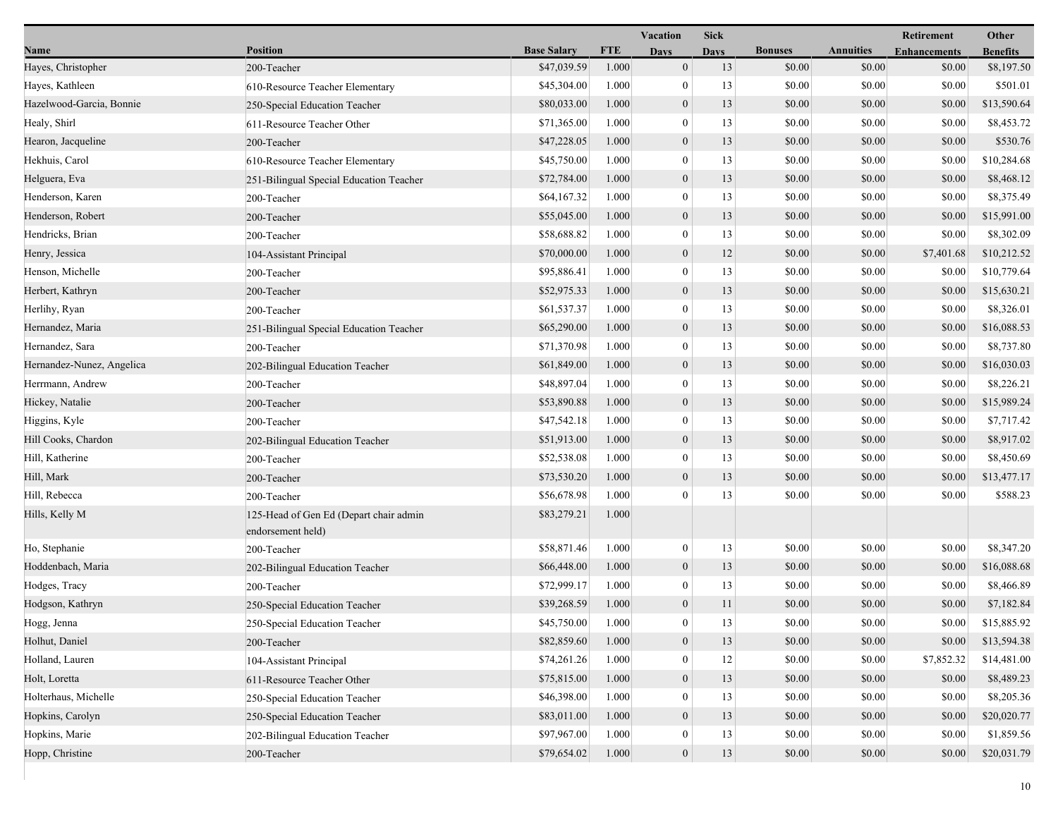| Name | Position | Base Salary | FTE | Vacation Days | Sick Days | Bonuses | Annuities | Retirement Enhancements | Other Benefits |
|---|---|---|---|---|---|---|---|---|---|
| Hayes, Christopher | 200-Teacher | $47,039.59 | 1.000 | 0 | 13 | $0.00 | $0.00 | $0.00 | $8,197.50 |
| Hayes, Kathleen | 610-Resource Teacher Elementary | $45,304.00 | 1.000 | 0 | 13 | $0.00 | $0.00 | $0.00 | $501.01 |
| Hazelwood-Garcia, Bonnie | 250-Special Education Teacher | $80,033.00 | 1.000 | 0 | 13 | $0.00 | $0.00 | $0.00 | $13,590.64 |
| Healy, Shirl | 611-Resource Teacher Other | $71,365.00 | 1.000 | 0 | 13 | $0.00 | $0.00 | $0.00 | $8,453.72 |
| Hearon, Jacqueline | 200-Teacher | $47,228.05 | 1.000 | 0 | 13 | $0.00 | $0.00 | $0.00 | $530.76 |
| Hekhuis, Carol | 610-Resource Teacher Elementary | $45,750.00 | 1.000 | 0 | 13 | $0.00 | $0.00 | $0.00 | $10,284.68 |
| Helguera, Eva | 251-Bilingual Special Education Teacher | $72,784.00 | 1.000 | 0 | 13 | $0.00 | $0.00 | $0.00 | $8,468.12 |
| Henderson, Karen | 200-Teacher | $64,167.32 | 1.000 | 0 | 13 | $0.00 | $0.00 | $0.00 | $8,375.49 |
| Henderson, Robert | 200-Teacher | $55,045.00 | 1.000 | 0 | 13 | $0.00 | $0.00 | $0.00 | $15,991.00 |
| Hendricks, Brian | 200-Teacher | $58,688.82 | 1.000 | 0 | 13 | $0.00 | $0.00 | $0.00 | $8,302.09 |
| Henry, Jessica | 104-Assistant Principal | $70,000.00 | 1.000 | 0 | 12 | $0.00 | $0.00 | $7,401.68 | $10,212.52 |
| Henson, Michelle | 200-Teacher | $95,886.41 | 1.000 | 0 | 13 | $0.00 | $0.00 | $0.00 | $10,779.64 |
| Herbert, Kathryn | 200-Teacher | $52,975.33 | 1.000 | 0 | 13 | $0.00 | $0.00 | $0.00 | $15,630.21 |
| Herlihy, Ryan | 200-Teacher | $61,537.37 | 1.000 | 0 | 13 | $0.00 | $0.00 | $0.00 | $8,326.01 |
| Hernandez, Maria | 251-Bilingual Special Education Teacher | $65,290.00 | 1.000 | 0 | 13 | $0.00 | $0.00 | $0.00 | $16,088.53 |
| Hernandez, Sara | 200-Teacher | $71,370.98 | 1.000 | 0 | 13 | $0.00 | $0.00 | $0.00 | $8,737.80 |
| Hernandez-Nunez, Angelica | 202-Bilingual Education Teacher | $61,849.00 | 1.000 | 0 | 13 | $0.00 | $0.00 | $0.00 | $16,030.03 |
| Herrmann, Andrew | 200-Teacher | $48,897.04 | 1.000 | 0 | 13 | $0.00 | $0.00 | $0.00 | $8,226.21 |
| Hickey, Natalie | 200-Teacher | $53,890.88 | 1.000 | 0 | 13 | $0.00 | $0.00 | $0.00 | $15,989.24 |
| Higgins, Kyle | 200-Teacher | $47,542.18 | 1.000 | 0 | 13 | $0.00 | $0.00 | $0.00 | $7,717.42 |
| Hill Cooks, Chardon | 202-Bilingual Education Teacher | $51,913.00 | 1.000 | 0 | 13 | $0.00 | $0.00 | $0.00 | $8,917.02 |
| Hill, Katherine | 200-Teacher | $52,538.08 | 1.000 | 0 | 13 | $0.00 | $0.00 | $0.00 | $8,450.69 |
| Hill, Mark | 200-Teacher | $73,530.20 | 1.000 | 0 | 13 | $0.00 | $0.00 | $0.00 | $13,477.17 |
| Hill, Rebecca | 200-Teacher | $56,678.98 | 1.000 | 0 | 13 | $0.00 | $0.00 | $0.00 | $588.23 |
| Hills, Kelly M | 125-Head of Gen Ed (Depart chair admin endorsement held) | $83,279.21 | 1.000 | | | | | | |
| Ho, Stephanie | 200-Teacher | $58,871.46 | 1.000 | 0 | 13 | $0.00 | $0.00 | $0.00 | $8,347.20 |
| Hoddenbach, Maria | 202-Bilingual Education Teacher | $66,448.00 | 1.000 | 0 | 13 | $0.00 | $0.00 | $0.00 | $16,088.68 |
| Hodges, Tracy | 200-Teacher | $72,999.17 | 1.000 | 0 | 13 | $0.00 | $0.00 | $0.00 | $8,466.89 |
| Hodgson, Kathryn | 250-Special Education Teacher | $39,268.59 | 1.000 | 0 | 11 | $0.00 | $0.00 | $0.00 | $7,182.84 |
| Hogg, Jenna | 250-Special Education Teacher | $45,750.00 | 1.000 | 0 | 13 | $0.00 | $0.00 | $0.00 | $15,885.92 |
| Holhut, Daniel | 200-Teacher | $82,859.60 | 1.000 | 0 | 13 | $0.00 | $0.00 | $0.00 | $13,594.38 |
| Holland, Lauren | 104-Assistant Principal | $74,261.26 | 1.000 | 0 | 12 | $0.00 | $0.00 | $7,852.32 | $14,481.00 |
| Holt, Loretta | 611-Resource Teacher Other | $75,815.00 | 1.000 | 0 | 13 | $0.00 | $0.00 | $0.00 | $8,489.23 |
| Holterhaus, Michelle | 250-Special Education Teacher | $46,398.00 | 1.000 | 0 | 13 | $0.00 | $0.00 | $0.00 | $8,205.36 |
| Hopkins, Carolyn | 250-Special Education Teacher | $83,011.00 | 1.000 | 0 | 13 | $0.00 | $0.00 | $0.00 | $20,020.77 |
| Hopkins, Marie | 202-Bilingual Education Teacher | $97,967.00 | 1.000 | 0 | 13 | $0.00 | $0.00 | $0.00 | $1,859.56 |
| Hopp, Christine | 200-Teacher | $79,654.02 | 1.000 | 0 | 13 | $0.00 | $0.00 | $0.00 | $20,031.79 |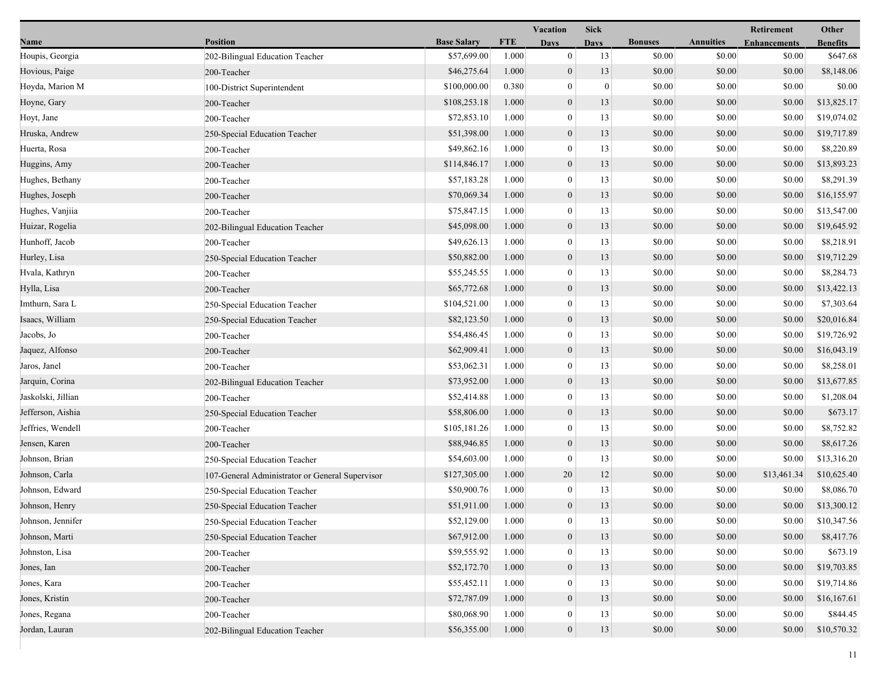| Name | Position | Base Salary | FTE | Vacation Days | Sick Days | Bonuses | Annuities | Retirement Enhancements | Other Benefits |
|---|---|---|---|---|---|---|---|---|---|
| Houpis, Georgia | 202-Bilingual Education Teacher | $57,699.00 | 1.000 | 0 | 13 | $0.00 | $0.00 | $0.00 | $647.68 |
| Hovious, Paige | 200-Teacher | $46,275.64 | 1.000 | 0 | 13 | $0.00 | $0.00 | $0.00 | $8,148.06 |
| Hoyda, Marion M | 100-District Superintendent | $100,000.00 | 0.380 | 0 | 0 | $0.00 | $0.00 | $0.00 | $0.00 |
| Hoyne, Gary | 200-Teacher | $108,253.18 | 1.000 | 0 | 13 | $0.00 | $0.00 | $0.00 | $13,825.17 |
| Hoyt, Jane | 200-Teacher | $72,853.10 | 1.000 | 0 | 13 | $0.00 | $0.00 | $0.00 | $19,074.02 |
| Hruska, Andrew | 250-Special Education Teacher | $51,398.00 | 1.000 | 0 | 13 | $0.00 | $0.00 | $0.00 | $19,717.89 |
| Huerta, Rosa | 200-Teacher | $49,862.16 | 1.000 | 0 | 13 | $0.00 | $0.00 | $0.00 | $8,220.89 |
| Huggins, Amy | 200-Teacher | $114,846.17 | 1.000 | 0 | 13 | $0.00 | $0.00 | $0.00 | $13,893.23 |
| Hughes, Bethany | 200-Teacher | $57,183.28 | 1.000 | 0 | 13 | $0.00 | $0.00 | $0.00 | $8,291.39 |
| Hughes, Joseph | 200-Teacher | $70,069.34 | 1.000 | 0 | 13 | $0.00 | $0.00 | $0.00 | $16,155.97 |
| Hughes, Vanjiia | 200-Teacher | $75,847.15 | 1.000 | 0 | 13 | $0.00 | $0.00 | $0.00 | $13,547.00 |
| Huizar, Rogelia | 202-Bilingual Education Teacher | $45,098.00 | 1.000 | 0 | 13 | $0.00 | $0.00 | $0.00 | $19,645.92 |
| Hunhoff, Jacob | 200-Teacher | $49,626.13 | 1.000 | 0 | 13 | $0.00 | $0.00 | $0.00 | $8,218.91 |
| Hurley, Lisa | 250-Special Education Teacher | $50,882.00 | 1.000 | 0 | 13 | $0.00 | $0.00 | $0.00 | $19,712.29 |
| Hvala, Kathryn | 200-Teacher | $55,245.55 | 1.000 | 0 | 13 | $0.00 | $0.00 | $0.00 | $8,284.73 |
| Hylla, Lisa | 200-Teacher | $65,772.68 | 1.000 | 0 | 13 | $0.00 | $0.00 | $0.00 | $13,422.13 |
| Imthurn, Sara L | 250-Special Education Teacher | $104,521.00 | 1.000 | 0 | 13 | $0.00 | $0.00 | $0.00 | $7,303.64 |
| Isaacs, William | 250-Special Education Teacher | $82,123.50 | 1.000 | 0 | 13 | $0.00 | $0.00 | $0.00 | $20,016.84 |
| Jacobs, Jo | 200-Teacher | $54,486.45 | 1.000 | 0 | 13 | $0.00 | $0.00 | $0.00 | $19,726.92 |
| Jaquez, Alfonso | 200-Teacher | $62,909.41 | 1.000 | 0 | 13 | $0.00 | $0.00 | $0.00 | $16,043.19 |
| Jaros, Janel | 200-Teacher | $53,062.31 | 1.000 | 0 | 13 | $0.00 | $0.00 | $0.00 | $8,258.01 |
| Jarquin, Corina | 202-Bilingual Education Teacher | $73,952.00 | 1.000 | 0 | 13 | $0.00 | $0.00 | $0.00 | $13,677.85 |
| Jaskolski, Jillian | 200-Teacher | $52,414.88 | 1.000 | 0 | 13 | $0.00 | $0.00 | $0.00 | $1,208.04 |
| Jefferson, Aishia | 250-Special Education Teacher | $58,806.00 | 1.000 | 0 | 13 | $0.00 | $0.00 | $0.00 | $673.17 |
| Jeffries, Wendell | 200-Teacher | $105,181.26 | 1.000 | 0 | 13 | $0.00 | $0.00 | $0.00 | $8,752.82 |
| Jensen, Karen | 200-Teacher | $88,946.85 | 1.000 | 0 | 13 | $0.00 | $0.00 | $0.00 | $8,617.26 |
| Johnson, Brian | 250-Special Education Teacher | $54,603.00 | 1.000 | 0 | 13 | $0.00 | $0.00 | $0.00 | $13,316.20 |
| Johnson, Carla | 107-General Administrator or General Supervisor | $127,305.00 | 1.000 | 20 | 12 | $0.00 | $0.00 | $13,461.34 | $10,625.40 |
| Johnson, Edward | 250-Special Education Teacher | $50,900.76 | 1.000 | 0 | 13 | $0.00 | $0.00 | $0.00 | $8,086.70 |
| Johnson, Henry | 250-Special Education Teacher | $51,911.00 | 1.000 | 0 | 13 | $0.00 | $0.00 | $0.00 | $13,300.12 |
| Johnson, Jennifer | 250-Special Education Teacher | $52,129.00 | 1.000 | 0 | 13 | $0.00 | $0.00 | $0.00 | $10,347.56 |
| Johnson, Marti | 250-Special Education Teacher | $67,912.00 | 1.000 | 0 | 13 | $0.00 | $0.00 | $0.00 | $8,417.76 |
| Johnston, Lisa | 200-Teacher | $59,555.92 | 1.000 | 0 | 13 | $0.00 | $0.00 | $0.00 | $673.19 |
| Jones, Ian | 200-Teacher | $52,172.70 | 1.000 | 0 | 13 | $0.00 | $0.00 | $0.00 | $19,703.85 |
| Jones, Kara | 200-Teacher | $55,452.11 | 1.000 | 0 | 13 | $0.00 | $0.00 | $0.00 | $19,714.86 |
| Jones, Kristin | 200-Teacher | $72,787.09 | 1.000 | 0 | 13 | $0.00 | $0.00 | $0.00 | $16,167.61 |
| Jones, Regana | 200-Teacher | $80,068.90 | 1.000 | 0 | 13 | $0.00 | $0.00 | $0.00 | $844.45 |
| Jordan, Lauran | 202-Bilingual Education Teacher | $56,355.00 | 1.000 | 0 | 13 | $0.00 | $0.00 | $0.00 | $10,570.32 |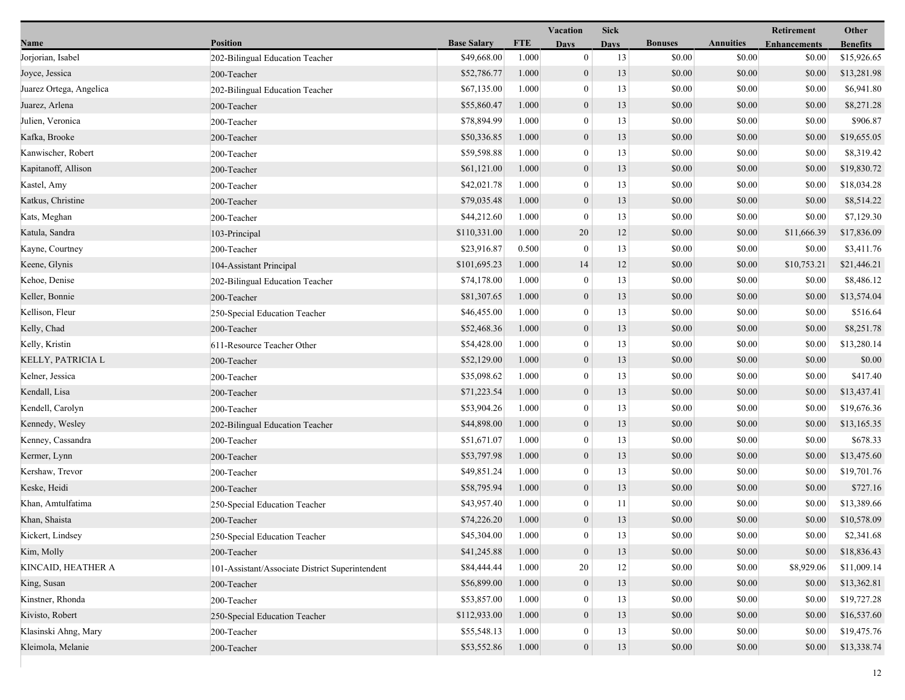| Name | Position | Base Salary | FTE | Vacation Days | Sick Days | Bonuses | Annuities | Retirement Enhancements | Other Benefits |
|---|---|---|---|---|---|---|---|---|---|
| Jorjorian, Isabel | 202-Bilingual Education Teacher | $49,668.00 | 1.000 | 0 | 13 | $0.00 | $0.00 | $0.00 | $15,926.65 |
| Joyce, Jessica | 200-Teacher | $52,786.77 | 1.000 | 0 | 13 | $0.00 | $0.00 | $0.00 | $13,281.98 |
| Juarez Ortega, Angelica | 202-Bilingual Education Teacher | $67,135.00 | 1.000 | 0 | 13 | $0.00 | $0.00 | $0.00 | $6,941.80 |
| Juarez, Arlena | 200-Teacher | $55,860.47 | 1.000 | 0 | 13 | $0.00 | $0.00 | $0.00 | $8,271.28 |
| Julien, Veronica | 200-Teacher | $78,894.99 | 1.000 | 0 | 13 | $0.00 | $0.00 | $0.00 | $906.87 |
| Kafka, Brooke | 200-Teacher | $50,336.85 | 1.000 | 0 | 13 | $0.00 | $0.00 | $0.00 | $19,655.05 |
| Kanwischer, Robert | 200-Teacher | $59,598.88 | 1.000 | 0 | 13 | $0.00 | $0.00 | $0.00 | $8,319.42 |
| Kapitanoff, Allison | 200-Teacher | $61,121.00 | 1.000 | 0 | 13 | $0.00 | $0.00 | $0.00 | $19,830.72 |
| Kastel, Amy | 200-Teacher | $42,021.78 | 1.000 | 0 | 13 | $0.00 | $0.00 | $0.00 | $18,034.28 |
| Katkus, Christine | 200-Teacher | $79,035.48 | 1.000 | 0 | 13 | $0.00 | $0.00 | $0.00 | $8,514.22 |
| Kats, Meghan | 200-Teacher | $44,212.60 | 1.000 | 0 | 13 | $0.00 | $0.00 | $0.00 | $7,129.30 |
| Katula, Sandra | 103-Principal | $110,331.00 | 1.000 | 20 | 12 | $0.00 | $0.00 | $11,666.39 | $17,836.09 |
| Kayne, Courtney | 200-Teacher | $23,916.87 | 0.500 | 0 | 13 | $0.00 | $0.00 | $0.00 | $3,411.76 |
| Keene, Glynis | 104-Assistant Principal | $101,695.23 | 1.000 | 14 | 12 | $0.00 | $0.00 | $10,753.21 | $21,446.21 |
| Kehoe, Denise | 202-Bilingual Education Teacher | $74,178.00 | 1.000 | 0 | 13 | $0.00 | $0.00 | $0.00 | $8,486.12 |
| Keller, Bonnie | 200-Teacher | $81,307.65 | 1.000 | 0 | 13 | $0.00 | $0.00 | $0.00 | $13,574.04 |
| Kellison, Fleur | 250-Special Education Teacher | $46,455.00 | 1.000 | 0 | 13 | $0.00 | $0.00 | $0.00 | $516.64 |
| Kelly, Chad | 200-Teacher | $52,468.36 | 1.000 | 0 | 13 | $0.00 | $0.00 | $0.00 | $8,251.78 |
| Kelly, Kristin | 611-Resource Teacher Other | $54,428.00 | 1.000 | 0 | 13 | $0.00 | $0.00 | $0.00 | $13,280.14 |
| KELLY, PATRICIA L | 200-Teacher | $52,129.00 | 1.000 | 0 | 13 | $0.00 | $0.00 | $0.00 | $0.00 |
| Kelner, Jessica | 200-Teacher | $35,098.62 | 1.000 | 0 | 13 | $0.00 | $0.00 | $0.00 | $417.40 |
| Kendall, Lisa | 200-Teacher | $71,223.54 | 1.000 | 0 | 13 | $0.00 | $0.00 | $0.00 | $13,437.41 |
| Kendell, Carolyn | 200-Teacher | $53,904.26 | 1.000 | 0 | 13 | $0.00 | $0.00 | $0.00 | $19,676.36 |
| Kennedy, Wesley | 202-Bilingual Education Teacher | $44,898.00 | 1.000 | 0 | 13 | $0.00 | $0.00 | $0.00 | $13,165.35 |
| Kenney, Cassandra | 200-Teacher | $51,671.07 | 1.000 | 0 | 13 | $0.00 | $0.00 | $0.00 | $678.33 |
| Kermer, Lynn | 200-Teacher | $53,797.98 | 1.000 | 0 | 13 | $0.00 | $0.00 | $0.00 | $13,475.60 |
| Kershaw, Trevor | 200-Teacher | $49,851.24 | 1.000 | 0 | 13 | $0.00 | $0.00 | $0.00 | $19,701.76 |
| Keske, Heidi | 200-Teacher | $58,795.94 | 1.000 | 0 | 13 | $0.00 | $0.00 | $0.00 | $727.16 |
| Khan, Amtulfatima | 250-Special Education Teacher | $43,957.40 | 1.000 | 0 | 11 | $0.00 | $0.00 | $0.00 | $13,389.66 |
| Khan, Shaista | 200-Teacher | $74,226.20 | 1.000 | 0 | 13 | $0.00 | $0.00 | $0.00 | $10,578.09 |
| Kickert, Lindsey | 250-Special Education Teacher | $45,304.00 | 1.000 | 0 | 13 | $0.00 | $0.00 | $0.00 | $2,341.68 |
| Kim, Molly | 200-Teacher | $41,245.88 | 1.000 | 0 | 13 | $0.00 | $0.00 | $0.00 | $18,836.43 |
| KINCAID, HEATHER A | 101-Assistant/Associate District Superintendent | $84,444.44 | 1.000 | 20 | 12 | $0.00 | $0.00 | $8,929.06 | $11,009.14 |
| King, Susan | 200-Teacher | $56,899.00 | 1.000 | 0 | 13 | $0.00 | $0.00 | $0.00 | $13,362.81 |
| Kinstner, Rhonda | 200-Teacher | $53,857.00 | 1.000 | 0 | 13 | $0.00 | $0.00 | $0.00 | $19,727.28 |
| Kivisto, Robert | 250-Special Education Teacher | $112,933.00 | 1.000 | 0 | 13 | $0.00 | $0.00 | $0.00 | $16,537.60 |
| Klasinski Ahng, Mary | 200-Teacher | $55,548.13 | 1.000 | 0 | 13 | $0.00 | $0.00 | $0.00 | $19,475.76 |
| Kleimola, Melanie | 200-Teacher | $53,552.86 | 1.000 | 0 | 13 | $0.00 | $0.00 | $0.00 | $13,338.74 |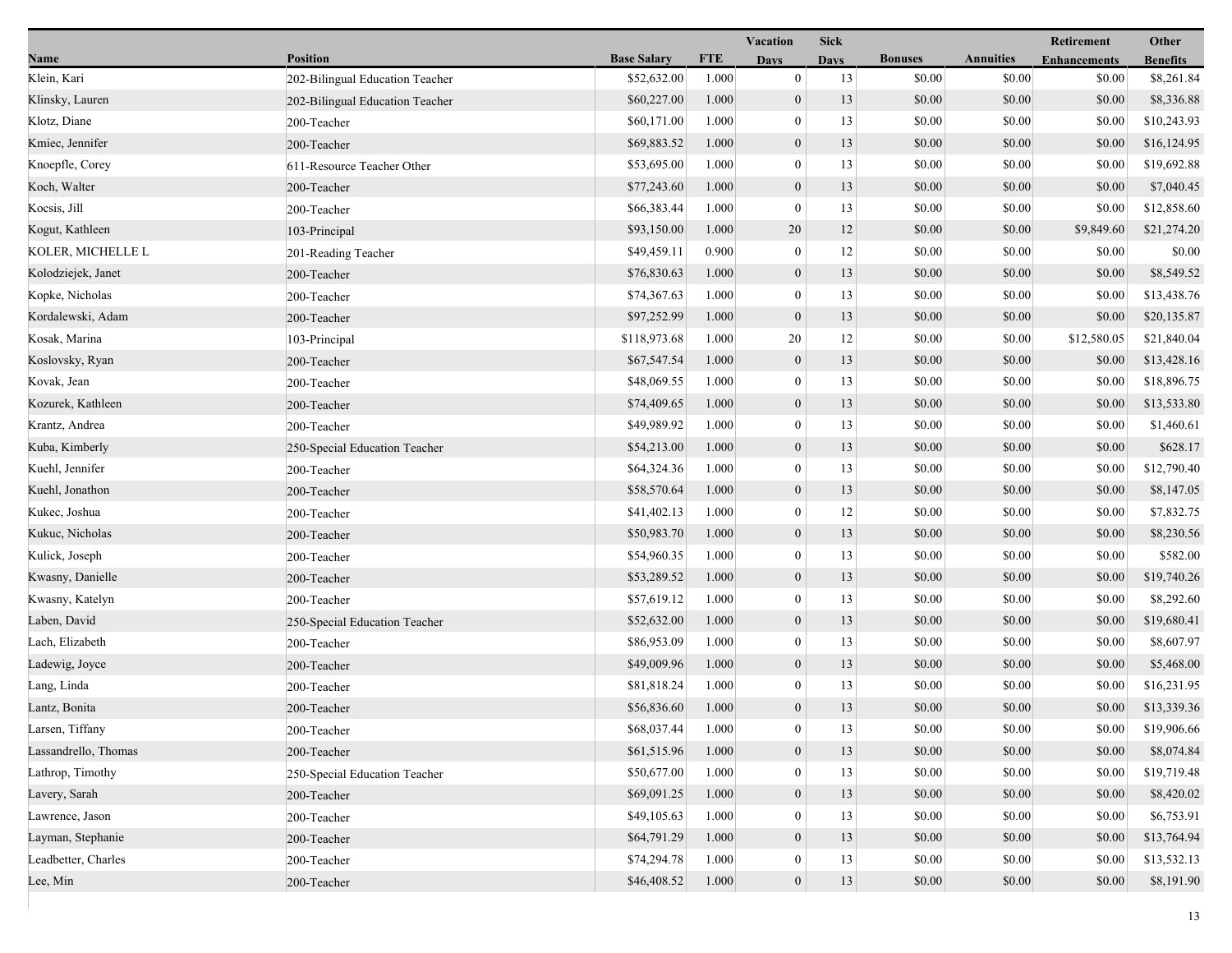| Name | Position | Base Salary | FTE | Vacation Days | Sick Days | Bonuses | Annuities | Retirement Enhancements | Other Benefits |
|---|---|---|---|---|---|---|---|---|---|
| Klein, Kari | 202-Bilingual Education Teacher | $52,632.00 | 1.000 | 0 | 13 | $0.00 | $0.00 | $0.00 | $8,261.84 |
| Klinsky, Lauren | 202-Bilingual Education Teacher | $60,227.00 | 1.000 | 0 | 13 | $0.00 | $0.00 | $0.00 | $8,336.88 |
| Klotz, Diane | 200-Teacher | $60,171.00 | 1.000 | 0 | 13 | $0.00 | $0.00 | $0.00 | $10,243.93 |
| Kmiec, Jennifer | 200-Teacher | $69,883.52 | 1.000 | 0 | 13 | $0.00 | $0.00 | $0.00 | $16,124.95 |
| Knoepfle, Corey | 611-Resource Teacher Other | $53,695.00 | 1.000 | 0 | 13 | $0.00 | $0.00 | $0.00 | $19,692.88 |
| Koch, Walter | 200-Teacher | $77,243.60 | 1.000 | 0 | 13 | $0.00 | $0.00 | $0.00 | $7,040.45 |
| Kocsis, Jill | 200-Teacher | $66,383.44 | 1.000 | 0 | 13 | $0.00 | $0.00 | $0.00 | $12,858.60 |
| Kogut, Kathleen | 103-Principal | $93,150.00 | 1.000 | 20 | 12 | $0.00 | $0.00 | $9,849.60 | $21,274.20 |
| KOLER, MICHELLE L | 201-Reading Teacher | $49,459.11 | 0.900 | 0 | 12 | $0.00 | $0.00 | $0.00 | $0.00 |
| Kolodziejek, Janet | 200-Teacher | $76,830.63 | 1.000 | 0 | 13 | $0.00 | $0.00 | $0.00 | $8,549.52 |
| Kopke, Nicholas | 200-Teacher | $74,367.63 | 1.000 | 0 | 13 | $0.00 | $0.00 | $0.00 | $13,438.76 |
| Kordalewski, Adam | 200-Teacher | $97,252.99 | 1.000 | 0 | 13 | $0.00 | $0.00 | $0.00 | $20,135.87 |
| Kosak, Marina | 103-Principal | $118,973.68 | 1.000 | 20 | 12 | $0.00 | $0.00 | $12,580.05 | $21,840.04 |
| Koslovsky, Ryan | 200-Teacher | $67,547.54 | 1.000 | 0 | 13 | $0.00 | $0.00 | $0.00 | $13,428.16 |
| Kovak, Jean | 200-Teacher | $48,069.55 | 1.000 | 0 | 13 | $0.00 | $0.00 | $0.00 | $18,896.75 |
| Kozurek, Kathleen | 200-Teacher | $74,409.65 | 1.000 | 0 | 13 | $0.00 | $0.00 | $0.00 | $13,533.80 |
| Krantz, Andrea | 200-Teacher | $49,989.92 | 1.000 | 0 | 13 | $0.00 | $0.00 | $0.00 | $1,460.61 |
| Kuba, Kimberly | 250-Special Education Teacher | $54,213.00 | 1.000 | 0 | 13 | $0.00 | $0.00 | $0.00 | $628.17 |
| Kuehl, Jennifer | 200-Teacher | $64,324.36 | 1.000 | 0 | 13 | $0.00 | $0.00 | $0.00 | $12,790.40 |
| Kuehl, Jonathon | 200-Teacher | $58,570.64 | 1.000 | 0 | 13 | $0.00 | $0.00 | $0.00 | $8,147.05 |
| Kukec, Joshua | 200-Teacher | $41,402.13 | 1.000 | 0 | 12 | $0.00 | $0.00 | $0.00 | $7,832.75 |
| Kukuc, Nicholas | 200-Teacher | $50,983.70 | 1.000 | 0 | 13 | $0.00 | $0.00 | $0.00 | $8,230.56 |
| Kulick, Joseph | 200-Teacher | $54,960.35 | 1.000 | 0 | 13 | $0.00 | $0.00 | $0.00 | $582.00 |
| Kwasny, Danielle | 200-Teacher | $53,289.52 | 1.000 | 0 | 13 | $0.00 | $0.00 | $0.00 | $19,740.26 |
| Kwasny, Katelyn | 200-Teacher | $57,619.12 | 1.000 | 0 | 13 | $0.00 | $0.00 | $0.00 | $8,292.60 |
| Laben, David | 250-Special Education Teacher | $52,632.00 | 1.000 | 0 | 13 | $0.00 | $0.00 | $0.00 | $19,680.41 |
| Lach, Elizabeth | 200-Teacher | $86,953.09 | 1.000 | 0 | 13 | $0.00 | $0.00 | $0.00 | $8,607.97 |
| Ladewig, Joyce | 200-Teacher | $49,009.96 | 1.000 | 0 | 13 | $0.00 | $0.00 | $0.00 | $5,468.00 |
| Lang, Linda | 200-Teacher | $81,818.24 | 1.000 | 0 | 13 | $0.00 | $0.00 | $0.00 | $16,231.95 |
| Lantz, Bonita | 200-Teacher | $56,836.60 | 1.000 | 0 | 13 | $0.00 | $0.00 | $0.00 | $13,339.36 |
| Larsen, Tiffany | 200-Teacher | $68,037.44 | 1.000 | 0 | 13 | $0.00 | $0.00 | $0.00 | $19,906.66 |
| Lassandrello, Thomas | 200-Teacher | $61,515.96 | 1.000 | 0 | 13 | $0.00 | $0.00 | $0.00 | $8,074.84 |
| Lathrop, Timothy | 250-Special Education Teacher | $50,677.00 | 1.000 | 0 | 13 | $0.00 | $0.00 | $0.00 | $19,719.48 |
| Lavery, Sarah | 200-Teacher | $69,091.25 | 1.000 | 0 | 13 | $0.00 | $0.00 | $0.00 | $8,420.02 |
| Lawrence, Jason | 200-Teacher | $49,105.63 | 1.000 | 0 | 13 | $0.00 | $0.00 | $0.00 | $6,753.91 |
| Layman, Stephanie | 200-Teacher | $64,791.29 | 1.000 | 0 | 13 | $0.00 | $0.00 | $0.00 | $13,764.94 |
| Leadbetter, Charles | 200-Teacher | $74,294.78 | 1.000 | 0 | 13 | $0.00 | $0.00 | $0.00 | $13,532.13 |
| Lee, Min | 200-Teacher | $46,408.52 | 1.000 | 0 | 13 | $0.00 | $0.00 | $0.00 | $8,191.90 |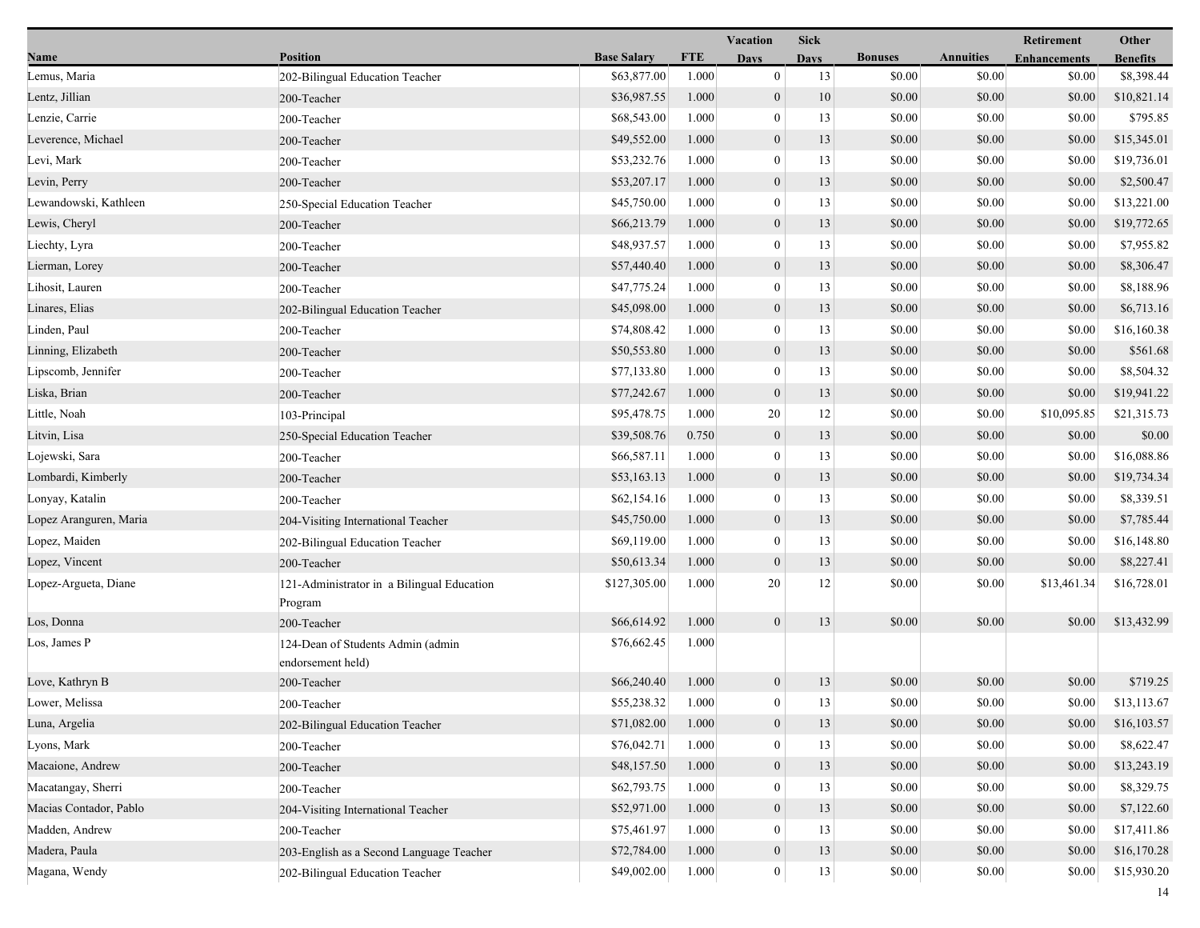| Name | Position | Base Salary | FTE | Vacation Days | Sick Days | Bonuses | Annuities | Retirement Enhancements | Other Benefits |
|---|---|---|---|---|---|---|---|---|---|
| Lemus, Maria | 202-Bilingual Education Teacher | $63,877.00 | 1.000 | 0 | 13 | $0.00 | $0.00 | $0.00 | $8,398.44 |
| Lentz, Jillian | 200-Teacher | $36,987.55 | 1.000 | 0 | 10 | $0.00 | $0.00 | $0.00 | $10,821.14 |
| Lenzie, Carrie | 200-Teacher | $68,543.00 | 1.000 | 0 | 13 | $0.00 | $0.00 | $0.00 | $795.85 |
| Leverence, Michael | 200-Teacher | $49,552.00 | 1.000 | 0 | 13 | $0.00 | $0.00 | $0.00 | $15,345.01 |
| Levi, Mark | 200-Teacher | $53,232.76 | 1.000 | 0 | 13 | $0.00 | $0.00 | $0.00 | $19,736.01 |
| Levin, Perry | 200-Teacher | $53,207.17 | 1.000 | 0 | 13 | $0.00 | $0.00 | $0.00 | $2,500.47 |
| Lewandowski, Kathleen | 250-Special Education Teacher | $45,750.00 | 1.000 | 0 | 13 | $0.00 | $0.00 | $0.00 | $13,221.00 |
| Lewis, Cheryl | 200-Teacher | $66,213.79 | 1.000 | 0 | 13 | $0.00 | $0.00 | $0.00 | $19,772.65 |
| Liechty, Lyra | 200-Teacher | $48,937.57 | 1.000 | 0 | 13 | $0.00 | $0.00 | $0.00 | $7,955.82 |
| Lierman, Lorey | 200-Teacher | $57,440.40 | 1.000 | 0 | 13 | $0.00 | $0.00 | $0.00 | $8,306.47 |
| Lihosit, Lauren | 200-Teacher | $47,775.24 | 1.000 | 0 | 13 | $0.00 | $0.00 | $0.00 | $8,188.96 |
| Linares, Elias | 202-Bilingual Education Teacher | $45,098.00 | 1.000 | 0 | 13 | $0.00 | $0.00 | $0.00 | $6,713.16 |
| Linden, Paul | 200-Teacher | $74,808.42 | 1.000 | 0 | 13 | $0.00 | $0.00 | $0.00 | $16,160.38 |
| Linning, Elizabeth | 200-Teacher | $50,553.80 | 1.000 | 0 | 13 | $0.00 | $0.00 | $0.00 | $561.68 |
| Lipscomb, Jennifer | 200-Teacher | $77,133.80 | 1.000 | 0 | 13 | $0.00 | $0.00 | $0.00 | $8,504.32 |
| Liska, Brian | 200-Teacher | $77,242.67 | 1.000 | 0 | 13 | $0.00 | $0.00 | $0.00 | $19,941.22 |
| Little, Noah | 103-Principal | $95,478.75 | 1.000 | 20 | 12 | $0.00 | $0.00 | $10,095.85 | $21,315.73 |
| Litvin, Lisa | 250-Special Education Teacher | $39,508.76 | 0.750 | 0 | 13 | $0.00 | $0.00 | $0.00 | $0.00 |
| Lojewski, Sara | 200-Teacher | $66,587.11 | 1.000 | 0 | 13 | $0.00 | $0.00 | $0.00 | $16,088.86 |
| Lombardi, Kimberly | 200-Teacher | $53,163.13 | 1.000 | 0 | 13 | $0.00 | $0.00 | $0.00 | $19,734.34 |
| Lonyay, Katalin | 200-Teacher | $62,154.16 | 1.000 | 0 | 13 | $0.00 | $0.00 | $0.00 | $8,339.51 |
| Lopez Aranguren, Maria | 204-Visiting International Teacher | $45,750.00 | 1.000 | 0 | 13 | $0.00 | $0.00 | $0.00 | $7,785.44 |
| Lopez, Maiden | 202-Bilingual Education Teacher | $69,119.00 | 1.000 | 0 | 13 | $0.00 | $0.00 | $0.00 | $16,148.80 |
| Lopez, Vincent | 200-Teacher | $50,613.34 | 1.000 | 0 | 13 | $0.00 | $0.00 | $0.00 | $8,227.41 |
| Lopez-Argueta, Diane | 121-Administrator in a Bilingual Education Program | $127,305.00 | 1.000 | 20 | 12 | $0.00 | $0.00 | $13,461.34 | $16,728.01 |
| Los, Donna | 200-Teacher | $66,614.92 | 1.000 | 0 | 13 | $0.00 | $0.00 | $0.00 | $13,432.99 |
| Los, James P | 124-Dean of Students Admin (admin endorsement held) | $76,662.45 | 1.000 | | | | | | |
| Love, Kathryn B | 200-Teacher | $66,240.40 | 1.000 | 0 | 13 | $0.00 | $0.00 | $0.00 | $719.25 |
| Lower, Melissa | 200-Teacher | $55,238.32 | 1.000 | 0 | 13 | $0.00 | $0.00 | $0.00 | $13,113.67 |
| Luna, Argelia | 202-Bilingual Education Teacher | $71,082.00 | 1.000 | 0 | 13 | $0.00 | $0.00 | $0.00 | $16,103.57 |
| Lyons, Mark | 200-Teacher | $76,042.71 | 1.000 | 0 | 13 | $0.00 | $0.00 | $0.00 | $8,622.47 |
| Macaione, Andrew | 200-Teacher | $48,157.50 | 1.000 | 0 | 13 | $0.00 | $0.00 | $0.00 | $13,243.19 |
| Macatangay, Sherri | 200-Teacher | $62,793.75 | 1.000 | 0 | 13 | $0.00 | $0.00 | $0.00 | $8,329.75 |
| Macias Contador, Pablo | 204-Visiting International Teacher | $52,971.00 | 1.000 | 0 | 13 | $0.00 | $0.00 | $0.00 | $7,122.60 |
| Madden, Andrew | 200-Teacher | $75,461.97 | 1.000 | 0 | 13 | $0.00 | $0.00 | $0.00 | $17,411.86 |
| Madera, Paula | 203-English as a Second Language Teacher | $72,784.00 | 1.000 | 0 | 13 | $0.00 | $0.00 | $0.00 | $16,170.28 |
| Magana, Wendy | 202-Bilingual Education Teacher | $49,002.00 | 1.000 | 0 | 13 | $0.00 | $0.00 | $0.00 | $15,930.20 |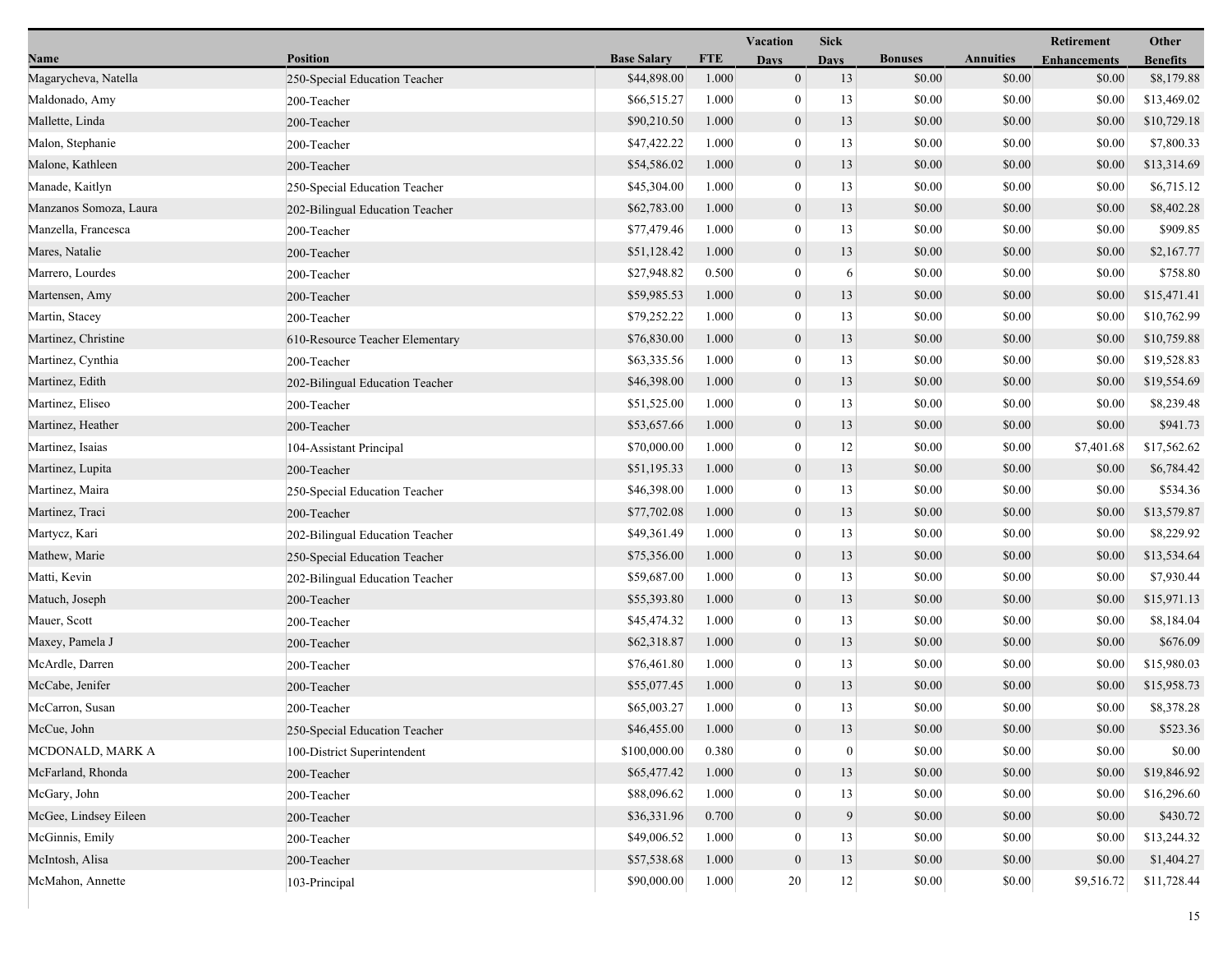| Name | Position | Base Salary | FTE | Vacation Days | Sick Days | Bonuses | Annuities | Retirement Enhancements | Other Benefits |
|---|---|---|---|---|---|---|---|---|---|
| Magarycheva, Natella | 250-Special Education Teacher | $44,898.00 | 1.000 | 0 | 13 | $0.00 | $0.00 | $0.00 | $8,179.88 |
| Maldonado, Amy | 200-Teacher | $66,515.27 | 1.000 | 0 | 13 | $0.00 | $0.00 | $0.00 | $13,469.02 |
| Mallette, Linda | 200-Teacher | $90,210.50 | 1.000 | 0 | 13 | $0.00 | $0.00 | $0.00 | $10,729.18 |
| Malon, Stephanie | 200-Teacher | $47,422.22 | 1.000 | 0 | 13 | $0.00 | $0.00 | $0.00 | $7,800.33 |
| Malone, Kathleen | 200-Teacher | $54,586.02 | 1.000 | 0 | 13 | $0.00 | $0.00 | $0.00 | $13,314.69 |
| Manade, Kaitlyn | 250-Special Education Teacher | $45,304.00 | 1.000 | 0 | 13 | $0.00 | $0.00 | $0.00 | $6,715.12 |
| Manzanos Somoza, Laura | 202-Bilingual Education Teacher | $62,783.00 | 1.000 | 0 | 13 | $0.00 | $0.00 | $0.00 | $8,402.28 |
| Manzella, Francesca | 200-Teacher | $77,479.46 | 1.000 | 0 | 13 | $0.00 | $0.00 | $0.00 | $909.85 |
| Mares, Natalie | 200-Teacher | $51,128.42 | 1.000 | 0 | 13 | $0.00 | $0.00 | $0.00 | $2,167.77 |
| Marrero, Lourdes | 200-Teacher | $27,948.82 | 0.500 | 0 | 6 | $0.00 | $0.00 | $0.00 | $758.80 |
| Martensen, Amy | 200-Teacher | $59,985.53 | 1.000 | 0 | 13 | $0.00 | $0.00 | $0.00 | $15,471.41 |
| Martin, Stacey | 200-Teacher | $79,252.22 | 1.000 | 0 | 13 | $0.00 | $0.00 | $0.00 | $10,762.99 |
| Martinez, Christine | 610-Resource Teacher Elementary | $76,830.00 | 1.000 | 0 | 13 | $0.00 | $0.00 | $0.00 | $10,759.88 |
| Martinez, Cynthia | 200-Teacher | $63,335.56 | 1.000 | 0 | 13 | $0.00 | $0.00 | $0.00 | $19,528.83 |
| Martinez, Edith | 202-Bilingual Education Teacher | $46,398.00 | 1.000 | 0 | 13 | $0.00 | $0.00 | $0.00 | $19,554.69 |
| Martinez, Eliseo | 200-Teacher | $51,525.00 | 1.000 | 0 | 13 | $0.00 | $0.00 | $0.00 | $8,239.48 |
| Martinez, Heather | 200-Teacher | $53,657.66 | 1.000 | 0 | 13 | $0.00 | $0.00 | $0.00 | $941.73 |
| Martinez, Isaias | 104-Assistant Principal | $70,000.00 | 1.000 | 0 | 12 | $0.00 | $0.00 | $7,401.68 | $17,562.62 |
| Martinez, Lupita | 200-Teacher | $51,195.33 | 1.000 | 0 | 13 | $0.00 | $0.00 | $0.00 | $6,784.42 |
| Martinez, Maira | 250-Special Education Teacher | $46,398.00 | 1.000 | 0 | 13 | $0.00 | $0.00 | $0.00 | $534.36 |
| Martinez, Traci | 200-Teacher | $77,702.08 | 1.000 | 0 | 13 | $0.00 | $0.00 | $0.00 | $13,579.87 |
| Martycz, Kari | 202-Bilingual Education Teacher | $49,361.49 | 1.000 | 0 | 13 | $0.00 | $0.00 | $0.00 | $8,229.92 |
| Mathew, Marie | 250-Special Education Teacher | $75,356.00 | 1.000 | 0 | 13 | $0.00 | $0.00 | $0.00 | $13,534.64 |
| Matti, Kevin | 202-Bilingual Education Teacher | $59,687.00 | 1.000 | 0 | 13 | $0.00 | $0.00 | $0.00 | $7,930.44 |
| Matuch, Joseph | 200-Teacher | $55,393.80 | 1.000 | 0 | 13 | $0.00 | $0.00 | $0.00 | $15,971.13 |
| Mauer, Scott | 200-Teacher | $45,474.32 | 1.000 | 0 | 13 | $0.00 | $0.00 | $0.00 | $8,184.04 |
| Maxey, Pamela J | 200-Teacher | $62,318.87 | 1.000 | 0 | 13 | $0.00 | $0.00 | $0.00 | $676.09 |
| McArdle, Darren | 200-Teacher | $76,461.80 | 1.000 | 0 | 13 | $0.00 | $0.00 | $0.00 | $15,980.03 |
| McCabe, Jenifer | 200-Teacher | $55,077.45 | 1.000 | 0 | 13 | $0.00 | $0.00 | $0.00 | $15,958.73 |
| McCarron, Susan | 200-Teacher | $65,003.27 | 1.000 | 0 | 13 | $0.00 | $0.00 | $0.00 | $8,378.28 |
| McCue, John | 250-Special Education Teacher | $46,455.00 | 1.000 | 0 | 13 | $0.00 | $0.00 | $0.00 | $523.36 |
| MCDONALD, MARK A | 100-District Superintendent | $100,000.00 | 0.380 | 0 | 0 | $0.00 | $0.00 | $0.00 | $0.00 |
| McFarland, Rhonda | 200-Teacher | $65,477.42 | 1.000 | 0 | 13 | $0.00 | $0.00 | $0.00 | $19,846.92 |
| McGary, John | 200-Teacher | $88,096.62 | 1.000 | 0 | 13 | $0.00 | $0.00 | $0.00 | $16,296.60 |
| McGee, Lindsey Eileen | 200-Teacher | $36,331.96 | 0.700 | 0 | 9 | $0.00 | $0.00 | $0.00 | $430.72 |
| McGinnis, Emily | 200-Teacher | $49,006.52 | 1.000 | 0 | 13 | $0.00 | $0.00 | $0.00 | $13,244.32 |
| McIntosh, Alisa | 200-Teacher | $57,538.68 | 1.000 | 0 | 13 | $0.00 | $0.00 | $0.00 | $1,404.27 |
| McMahon, Annette | 103-Principal | $90,000.00 | 1.000 | 20 | 12 | $0.00 | $0.00 | $9,516.72 | $11,728.44 |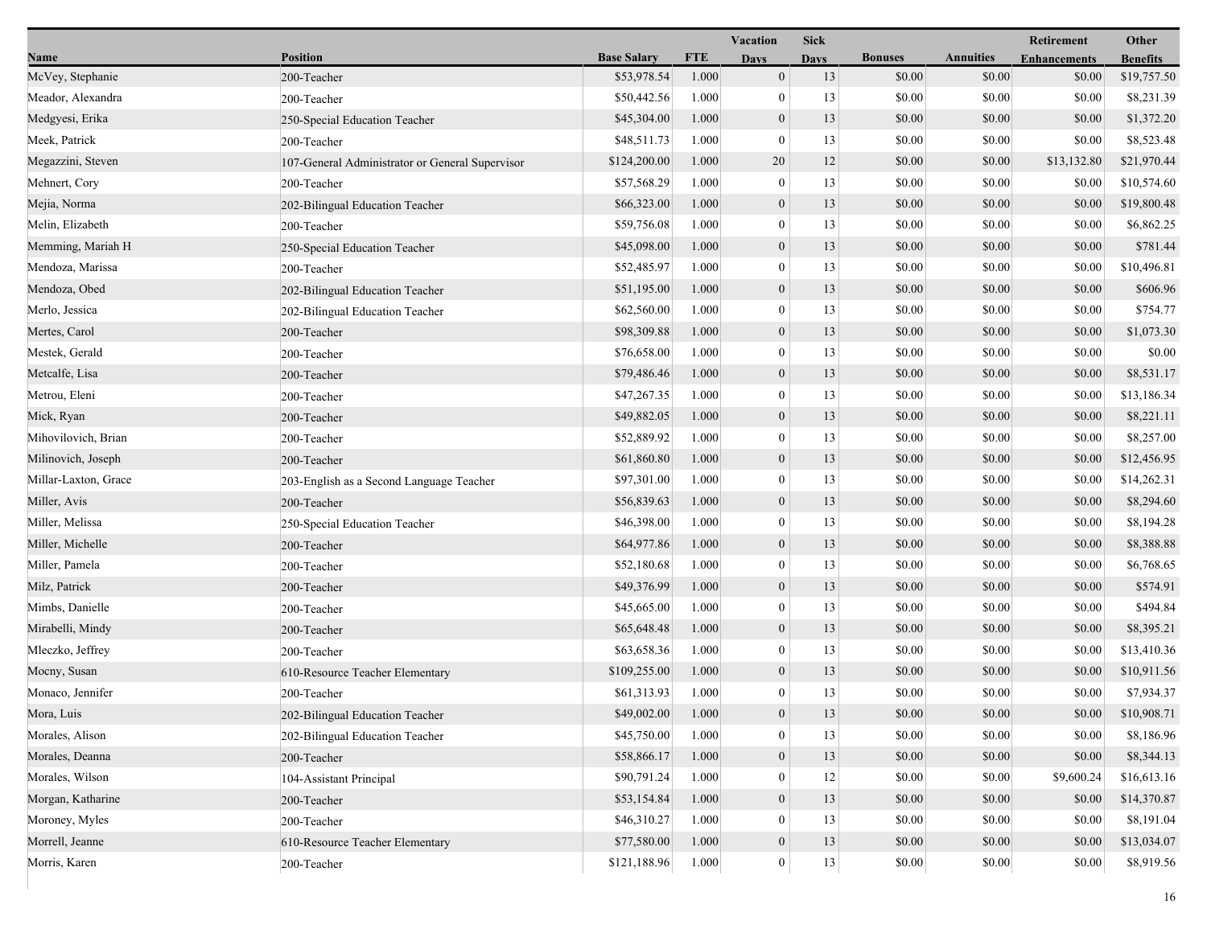| Name | Position | Base Salary | FTE | Vacation Days | Sick Days | Bonuses | Annuities | Retirement Enhancements | Other Benefits |
|---|---|---|---|---|---|---|---|---|---|
| McVey, Stephanie | 200-Teacher | $53,978.54 | 1.000 | 0 | 13 | $0.00 | $0.00 | $0.00 | $19,757.50 |
| Meador, Alexandra | 200-Teacher | $50,442.56 | 1.000 | 0 | 13 | $0.00 | $0.00 | $0.00 | $8,231.39 |
| Medgyesi, Erika | 250-Special Education Teacher | $45,304.00 | 1.000 | 0 | 13 | $0.00 | $0.00 | $0.00 | $1,372.20 |
| Meek, Patrick | 200-Teacher | $48,511.73 | 1.000 | 0 | 13 | $0.00 | $0.00 | $0.00 | $8,523.48 |
| Megazzini, Steven | 107-General Administrator or General Supervisor | $124,200.00 | 1.000 | 20 | 12 | $0.00 | $0.00 | $13,132.80 | $21,970.44 |
| Mehnert, Cory | 200-Teacher | $57,568.29 | 1.000 | 0 | 13 | $0.00 | $0.00 | $0.00 | $10,574.60 |
| Mejia, Norma | 202-Bilingual Education Teacher | $66,323.00 | 1.000 | 0 | 13 | $0.00 | $0.00 | $0.00 | $19,800.48 |
| Melin, Elizabeth | 200-Teacher | $59,756.08 | 1.000 | 0 | 13 | $0.00 | $0.00 | $0.00 | $6,862.25 |
| Memming, Mariah H | 250-Special Education Teacher | $45,098.00 | 1.000 | 0 | 13 | $0.00 | $0.00 | $0.00 | $781.44 |
| Mendoza, Marissa | 200-Teacher | $52,485.97 | 1.000 | 0 | 13 | $0.00 | $0.00 | $0.00 | $10,496.81 |
| Mendoza, Obed | 202-Bilingual Education Teacher | $51,195.00 | 1.000 | 0 | 13 | $0.00 | $0.00 | $0.00 | $606.96 |
| Merlo, Jessica | 202-Bilingual Education Teacher | $62,560.00 | 1.000 | 0 | 13 | $0.00 | $0.00 | $0.00 | $754.77 |
| Mertes, Carol | 200-Teacher | $98,309.88 | 1.000 | 0 | 13 | $0.00 | $0.00 | $0.00 | $1,073.30 |
| Mestek, Gerald | 200-Teacher | $76,658.00 | 1.000 | 0 | 13 | $0.00 | $0.00 | $0.00 | $0.00 |
| Metcalfe, Lisa | 200-Teacher | $79,486.46 | 1.000 | 0 | 13 | $0.00 | $0.00 | $0.00 | $8,531.17 |
| Metrou, Eleni | 200-Teacher | $47,267.35 | 1.000 | 0 | 13 | $0.00 | $0.00 | $0.00 | $13,186.34 |
| Mick, Ryan | 200-Teacher | $49,882.05 | 1.000 | 0 | 13 | $0.00 | $0.00 | $0.00 | $8,221.11 |
| Mihovilovich, Brian | 200-Teacher | $52,889.92 | 1.000 | 0 | 13 | $0.00 | $0.00 | $0.00 | $8,257.00 |
| Milinovich, Joseph | 200-Teacher | $61,860.80 | 1.000 | 0 | 13 | $0.00 | $0.00 | $0.00 | $12,456.95 |
| Millar-Laxton, Grace | 203-English as a Second Language Teacher | $97,301.00 | 1.000 | 0 | 13 | $0.00 | $0.00 | $0.00 | $14,262.31 |
| Miller, Avis | 200-Teacher | $56,839.63 | 1.000 | 0 | 13 | $0.00 | $0.00 | $0.00 | $8,294.60 |
| Miller, Melissa | 250-Special Education Teacher | $46,398.00 | 1.000 | 0 | 13 | $0.00 | $0.00 | $0.00 | $8,194.28 |
| Miller, Michelle | 200-Teacher | $64,977.86 | 1.000 | 0 | 13 | $0.00 | $0.00 | $0.00 | $8,388.88 |
| Miller, Pamela | 200-Teacher | $52,180.68 | 1.000 | 0 | 13 | $0.00 | $0.00 | $0.00 | $6,768.65 |
| Milz, Patrick | 200-Teacher | $49,376.99 | 1.000 | 0 | 13 | $0.00 | $0.00 | $0.00 | $574.91 |
| Mimbs, Danielle | 200-Teacher | $45,665.00 | 1.000 | 0 | 13 | $0.00 | $0.00 | $0.00 | $494.84 |
| Mirabelli, Mindy | 200-Teacher | $65,648.48 | 1.000 | 0 | 13 | $0.00 | $0.00 | $0.00 | $8,395.21 |
| Mleczko, Jeffrey | 200-Teacher | $63,658.36 | 1.000 | 0 | 13 | $0.00 | $0.00 | $0.00 | $13,410.36 |
| Mocny, Susan | 610-Resource Teacher Elementary | $109,255.00 | 1.000 | 0 | 13 | $0.00 | $0.00 | $0.00 | $10,911.56 |
| Monaco, Jennifer | 200-Teacher | $61,313.93 | 1.000 | 0 | 13 | $0.00 | $0.00 | $0.00 | $7,934.37 |
| Mora, Luis | 202-Bilingual Education Teacher | $49,002.00 | 1.000 | 0 | 13 | $0.00 | $0.00 | $0.00 | $10,908.71 |
| Morales, Alison | 202-Bilingual Education Teacher | $45,750.00 | 1.000 | 0 | 13 | $0.00 | $0.00 | $0.00 | $8,186.96 |
| Morales, Deanna | 200-Teacher | $58,866.17 | 1.000 | 0 | 13 | $0.00 | $0.00 | $0.00 | $8,344.13 |
| Morales, Wilson | 104-Assistant Principal | $90,791.24 | 1.000 | 0 | 12 | $0.00 | $0.00 | $9,600.24 | $16,613.16 |
| Morgan, Katharine | 200-Teacher | $53,154.84 | 1.000 | 0 | 13 | $0.00 | $0.00 | $0.00 | $14,370.87 |
| Moroney, Myles | 200-Teacher | $46,310.27 | 1.000 | 0 | 13 | $0.00 | $0.00 | $0.00 | $8,191.04 |
| Morrell, Jeanne | 610-Resource Teacher Elementary | $77,580.00 | 1.000 | 0 | 13 | $0.00 | $0.00 | $0.00 | $13,034.07 |
| Morris, Karen | 200-Teacher | $121,188.96 | 1.000 | 0 | 13 | $0.00 | $0.00 | $0.00 | $8,919.56 |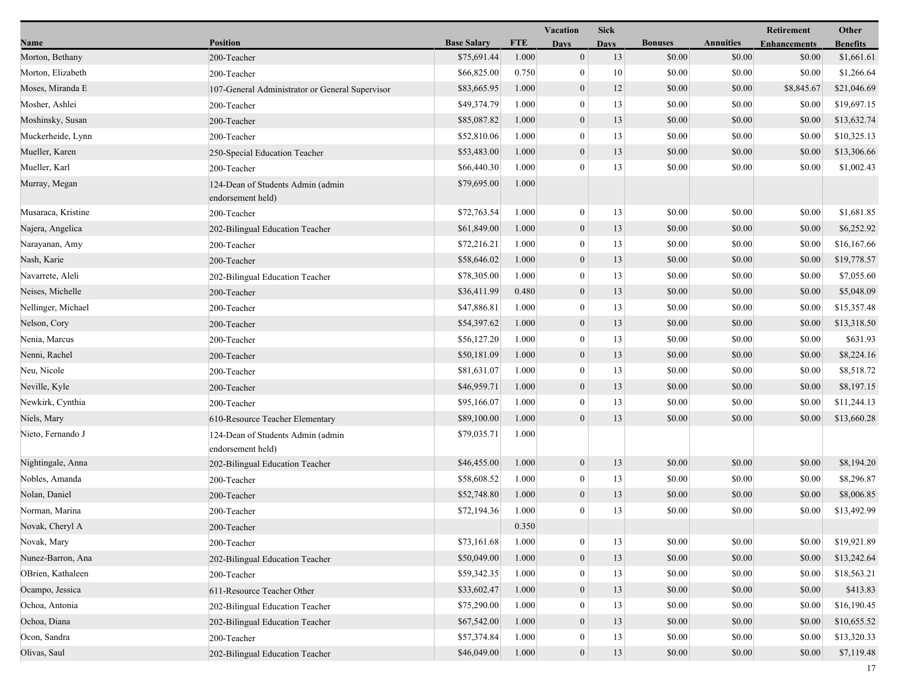| Name | Position | Base Salary | FTE | Vacation Days | Sick Days | Bonuses | Annuities | Retirement Enhancements | Other Benefits |
|---|---|---|---|---|---|---|---|---|---|
| Morton, Bethany | 200-Teacher | $75,691.44 | 1.000 | 0 | 13 | $0.00 | $0.00 | $0.00 | $1,661.61 |
| Morton, Elizabeth | 200-Teacher | $66,825.00 | 0.750 | 0 | 10 | $0.00 | $0.00 | $0.00 | $1,266.64 |
| Moses, Miranda E | 107-General Administrator or General Supervisor | $83,665.95 | 1.000 | 0 | 12 | $0.00 | $0.00 | $8,845.67 | $21,046.69 |
| Mosher, Ashlei | 200-Teacher | $49,374.79 | 1.000 | 0 | 13 | $0.00 | $0.00 | $0.00 | $19,697.15 |
| Moshinsky, Susan | 200-Teacher | $85,087.82 | 1.000 | 0 | 13 | $0.00 | $0.00 | $0.00 | $13,632.74 |
| Muckerheide, Lynn | 200-Teacher | $52,810.06 | 1.000 | 0 | 13 | $0.00 | $0.00 | $0.00 | $10,325.13 |
| Mueller, Karen | 250-Special Education Teacher | $53,483.00 | 1.000 | 0 | 13 | $0.00 | $0.00 | $0.00 | $13,306.66 |
| Mueller, Karl | 200-Teacher | $66,440.30 | 1.000 | 0 | 13 | $0.00 | $0.00 | $0.00 | $1,002.43 |
| Murray, Megan | 124-Dean of Students Admin (admin endorsement held) | $79,695.00 | 1.000 | | | | | | |
| Musaraca, Kristine | 200-Teacher | $72,763.54 | 1.000 | 0 | 13 | $0.00 | $0.00 | $0.00 | $1,681.85 |
| Najera, Angelica | 202-Bilingual Education Teacher | $61,849.00 | 1.000 | 0 | 13 | $0.00 | $0.00 | $0.00 | $6,252.92 |
| Narayanan, Amy | 200-Teacher | $72,216.21 | 1.000 | 0 | 13 | $0.00 | $0.00 | $0.00 | $16,167.66 |
| Nash, Karie | 200-Teacher | $58,646.02 | 1.000 | 0 | 13 | $0.00 | $0.00 | $0.00 | $19,778.57 |
| Navarrete, Aleli | 202-Bilingual Education Teacher | $78,305.00 | 1.000 | 0 | 13 | $0.00 | $0.00 | $0.00 | $7,055.60 |
| Neises, Michelle | 200-Teacher | $36,411.99 | 0.480 | 0 | 13 | $0.00 | $0.00 | $0.00 | $5,048.09 |
| Nellinger, Michael | 200-Teacher | $47,886.81 | 1.000 | 0 | 13 | $0.00 | $0.00 | $0.00 | $15,357.48 |
| Nelson, Cory | 200-Teacher | $54,397.62 | 1.000 | 0 | 13 | $0.00 | $0.00 | $0.00 | $13,318.50 |
| Nenia, Marcus | 200-Teacher | $56,127.20 | 1.000 | 0 | 13 | $0.00 | $0.00 | $0.00 | $631.93 |
| Nenni, Rachel | 200-Teacher | $50,181.09 | 1.000 | 0 | 13 | $0.00 | $0.00 | $0.00 | $8,224.16 |
| Neu, Nicole | 200-Teacher | $81,631.07 | 1.000 | 0 | 13 | $0.00 | $0.00 | $0.00 | $8,518.72 |
| Neville, Kyle | 200-Teacher | $46,959.71 | 1.000 | 0 | 13 | $0.00 | $0.00 | $0.00 | $8,197.15 |
| Newkirk, Cynthia | 200-Teacher | $95,166.07 | 1.000 | 0 | 13 | $0.00 | $0.00 | $0.00 | $11,244.13 |
| Niels, Mary | 610-Resource Teacher Elementary | $89,100.00 | 1.000 | 0 | 13 | $0.00 | $0.00 | $0.00 | $13,660.28 |
| Nieto, Fernando J | 124-Dean of Students Admin (admin endorsement held) | $79,035.71 | 1.000 | | | | | | |
| Nightingale, Anna | 202-Bilingual Education Teacher | $46,455.00 | 1.000 | 0 | 13 | $0.00 | $0.00 | $0.00 | $8,194.20 |
| Nobles, Amanda | 200-Teacher | $58,608.52 | 1.000 | 0 | 13 | $0.00 | $0.00 | $0.00 | $8,296.87 |
| Nolan, Daniel | 200-Teacher | $52,748.80 | 1.000 | 0 | 13 | $0.00 | $0.00 | $0.00 | $8,006.85 |
| Norman, Marina | 200-Teacher | $72,194.36 | 1.000 | 0 | 13 | $0.00 | $0.00 | $0.00 | $13,492.99 |
| Novak, Cheryl A | 200-Teacher | | 0.350 | | | | | | |
| Novak, Mary | 200-Teacher | $73,161.68 | 1.000 | 0 | 13 | $0.00 | $0.00 | $0.00 | $19,921.89 |
| Nunez-Barron, Ana | 202-Bilingual Education Teacher | $50,049.00 | 1.000 | 0 | 13 | $0.00 | $0.00 | $0.00 | $13,242.64 |
| OBrien, Kathaleen | 200-Teacher | $59,342.35 | 1.000 | 0 | 13 | $0.00 | $0.00 | $0.00 | $18,563.21 |
| Ocampo, Jessica | 611-Resource Teacher Other | $33,602.47 | 1.000 | 0 | 13 | $0.00 | $0.00 | $0.00 | $413.83 |
| Ochoa, Antonia | 202-Bilingual Education Teacher | $75,290.00 | 1.000 | 0 | 13 | $0.00 | $0.00 | $0.00 | $16,190.45 |
| Ochoa, Diana | 202-Bilingual Education Teacher | $67,542.00 | 1.000 | 0 | 13 | $0.00 | $0.00 | $0.00 | $10,655.52 |
| Ocon, Sandra | 200-Teacher | $57,374.84 | 1.000 | 0 | 13 | $0.00 | $0.00 | $0.00 | $13,320.33 |
| Olivas, Saul | 202-Bilingual Education Teacher | $46,049.00 | 1.000 | 0 | 13 | $0.00 | $0.00 | $0.00 | $7,119.48 |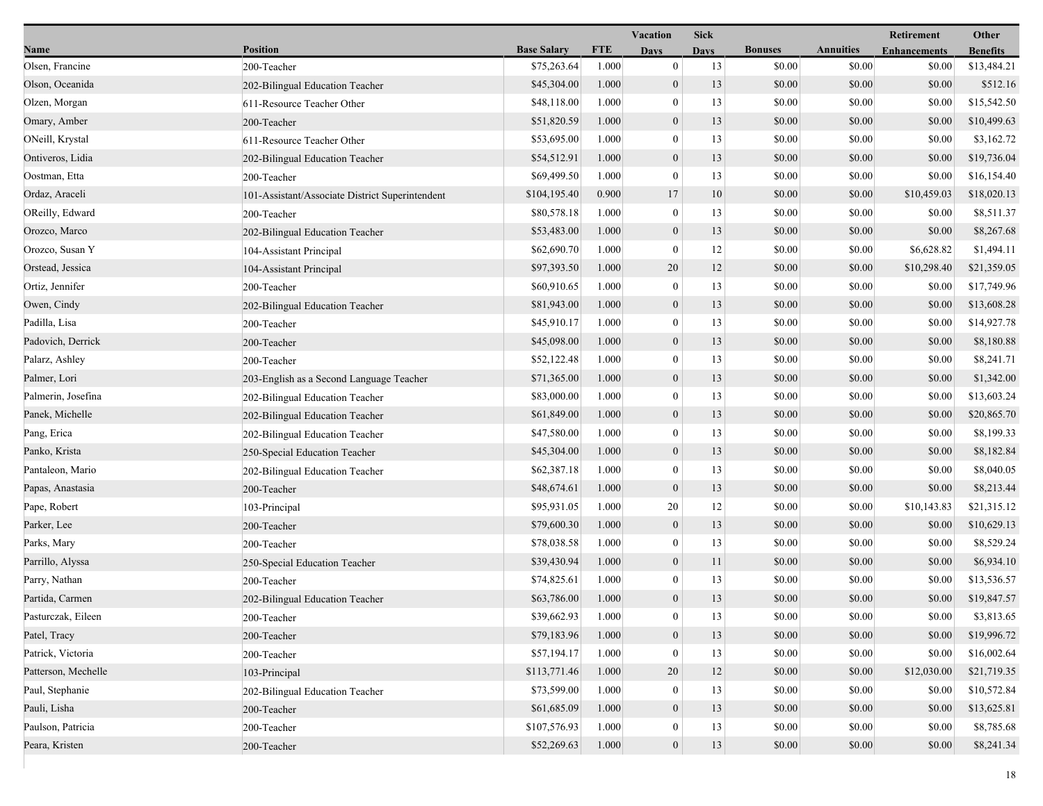| Name | Position | Base Salary | FTE | Vacation Days | Sick Days | Bonuses | Annuities | Retirement Enhancements | Other Benefits |
|---|---|---|---|---|---|---|---|---|---|
| Olsen, Francine | 200-Teacher | $75,263.64 | 1.000 | 0 | 13 | $0.00 | $0.00 | $0.00 | $13,484.21 |
| Olson, Oceanida | 202-Bilingual Education Teacher | $45,304.00 | 1.000 | 0 | 13 | $0.00 | $0.00 | $0.00 | $512.16 |
| Olzen, Morgan | 611-Resource Teacher Other | $48,118.00 | 1.000 | 0 | 13 | $0.00 | $0.00 | $0.00 | $15,542.50 |
| Omary, Amber | 200-Teacher | $51,820.59 | 1.000 | 0 | 13 | $0.00 | $0.00 | $0.00 | $10,499.63 |
| ONeill, Krystal | 611-Resource Teacher Other | $53,695.00 | 1.000 | 0 | 13 | $0.00 | $0.00 | $0.00 | $3,162.72 |
| Ontiveros, Lidia | 202-Bilingual Education Teacher | $54,512.91 | 1.000 | 0 | 13 | $0.00 | $0.00 | $0.00 | $19,736.04 |
| Oostman, Etta | 200-Teacher | $69,499.50 | 1.000 | 0 | 13 | $0.00 | $0.00 | $0.00 | $16,154.40 |
| Ordaz, Araceli | 101-Assistant/Associate District Superintendent | $104,195.40 | 0.900 | 17 | 10 | $0.00 | $0.00 | $10,459.03 | $18,020.13 |
| OReilly, Edward | 200-Teacher | $80,578.18 | 1.000 | 0 | 13 | $0.00 | $0.00 | $0.00 | $8,511.37 |
| Orozco, Marco | 202-Bilingual Education Teacher | $53,483.00 | 1.000 | 0 | 13 | $0.00 | $0.00 | $0.00 | $8,267.68 |
| Orozco, Susan Y | 104-Assistant Principal | $62,690.70 | 1.000 | 0 | 12 | $0.00 | $0.00 | $6,628.82 | $1,494.11 |
| Orstead, Jessica | 104-Assistant Principal | $97,393.50 | 1.000 | 20 | 12 | $0.00 | $0.00 | $10,298.40 | $21,359.05 |
| Ortiz, Jennifer | 200-Teacher | $60,910.65 | 1.000 | 0 | 13 | $0.00 | $0.00 | $0.00 | $17,749.96 |
| Owen, Cindy | 202-Bilingual Education Teacher | $81,943.00 | 1.000 | 0 | 13 | $0.00 | $0.00 | $0.00 | $13,608.28 |
| Padilla, Lisa | 200-Teacher | $45,910.17 | 1.000 | 0 | 13 | $0.00 | $0.00 | $0.00 | $14,927.78 |
| Padovich, Derrick | 200-Teacher | $45,098.00 | 1.000 | 0 | 13 | $0.00 | $0.00 | $0.00 | $8,180.88 |
| Palarz, Ashley | 200-Teacher | $52,122.48 | 1.000 | 0 | 13 | $0.00 | $0.00 | $0.00 | $8,241.71 |
| Palmer, Lori | 203-English as a Second Language Teacher | $71,365.00 | 1.000 | 0 | 13 | $0.00 | $0.00 | $0.00 | $1,342.00 |
| Palmerin, Josefina | 202-Bilingual Education Teacher | $83,000.00 | 1.000 | 0 | 13 | $0.00 | $0.00 | $0.00 | $13,603.24 |
| Panek, Michelle | 202-Bilingual Education Teacher | $61,849.00 | 1.000 | 0 | 13 | $0.00 | $0.00 | $0.00 | $20,865.70 |
| Pang, Erica | 202-Bilingual Education Teacher | $47,580.00 | 1.000 | 0 | 13 | $0.00 | $0.00 | $0.00 | $8,199.33 |
| Panko, Krista | 250-Special Education Teacher | $45,304.00 | 1.000 | 0 | 13 | $0.00 | $0.00 | $0.00 | $8,182.84 |
| Pantaleon, Mario | 202-Bilingual Education Teacher | $62,387.18 | 1.000 | 0 | 13 | $0.00 | $0.00 | $0.00 | $8,040.05 |
| Papas, Anastasia | 200-Teacher | $48,674.61 | 1.000 | 0 | 13 | $0.00 | $0.00 | $0.00 | $8,213.44 |
| Pape, Robert | 103-Principal | $95,931.05 | 1.000 | 20 | 12 | $0.00 | $0.00 | $10,143.83 | $21,315.12 |
| Parker, Lee | 200-Teacher | $79,600.30 | 1.000 | 0 | 13 | $0.00 | $0.00 | $0.00 | $10,629.13 |
| Parks, Mary | 200-Teacher | $78,038.58 | 1.000 | 0 | 13 | $0.00 | $0.00 | $0.00 | $8,529.24 |
| Parrillo, Alyssa | 250-Special Education Teacher | $39,430.94 | 1.000 | 0 | 11 | $0.00 | $0.00 | $0.00 | $6,934.10 |
| Parry, Nathan | 200-Teacher | $74,825.61 | 1.000 | 0 | 13 | $0.00 | $0.00 | $0.00 | $13,536.57 |
| Partida, Carmen | 202-Bilingual Education Teacher | $63,786.00 | 1.000 | 0 | 13 | $0.00 | $0.00 | $0.00 | $19,847.57 |
| Pasturczak, Eileen | 200-Teacher | $39,662.93 | 1.000 | 0 | 13 | $0.00 | $0.00 | $0.00 | $3,813.65 |
| Patel, Tracy | 200-Teacher | $79,183.96 | 1.000 | 0 | 13 | $0.00 | $0.00 | $0.00 | $19,996.72 |
| Patrick, Victoria | 200-Teacher | $57,194.17 | 1.000 | 0 | 13 | $0.00 | $0.00 | $0.00 | $16,002.64 |
| Patterson, Mechelle | 103-Principal | $113,771.46 | 1.000 | 20 | 12 | $0.00 | $0.00 | $12,030.00 | $21,719.35 |
| Paul, Stephanie | 202-Bilingual Education Teacher | $73,599.00 | 1.000 | 0 | 13 | $0.00 | $0.00 | $0.00 | $10,572.84 |
| Pauli, Lisha | 200-Teacher | $61,685.09 | 1.000 | 0 | 13 | $0.00 | $0.00 | $0.00 | $13,625.81 |
| Paulson, Patricia | 200-Teacher | $107,576.93 | 1.000 | 0 | 13 | $0.00 | $0.00 | $0.00 | $8,785.68 |
| Peara, Kristen | 200-Teacher | $52,269.63 | 1.000 | 0 | 13 | $0.00 | $0.00 | $0.00 | $8,241.34 |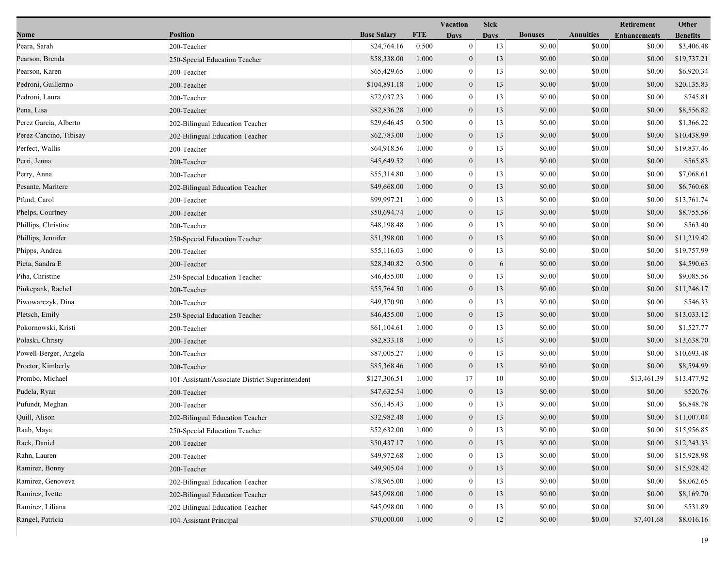| Name | Position | Base Salary | FTE | Vacation Days | Sick Days | Bonuses | Annuities | Retirement Enhancements | Other Benefits |
|---|---|---|---|---|---|---|---|---|---|
| Peara, Sarah | 200-Teacher | $24,764.16 | 0.500 | 0 | 13 | $0.00 | $0.00 | $0.00 | $3,406.48 |
| Pearson, Brenda | 250-Special Education Teacher | $58,338.00 | 1.000 | 0 | 13 | $0.00 | $0.00 | $0.00 | $19,737.21 |
| Pearson, Karen | 200-Teacher | $65,429.65 | 1.000 | 0 | 13 | $0.00 | $0.00 | $0.00 | $6,920.34 |
| Pedroni, Guillermo | 200-Teacher | $104,891.18 | 1.000 | 0 | 13 | $0.00 | $0.00 | $0.00 | $20,135.83 |
| Pedroni, Laura | 200-Teacher | $72,037.23 | 1.000 | 0 | 13 | $0.00 | $0.00 | $0.00 | $745.81 |
| Pena, Lisa | 200-Teacher | $82,836.28 | 1.000 | 0 | 13 | $0.00 | $0.00 | $0.00 | $8,556.82 |
| Perez Garcia, Alberto | 202-Bilingual Education Teacher | $29,646.45 | 0.500 | 0 | 13 | $0.00 | $0.00 | $0.00 | $1,366.22 |
| Perez-Cancino, Tibisay | 202-Bilingual Education Teacher | $62,783.00 | 1.000 | 0 | 13 | $0.00 | $0.00 | $0.00 | $10,438.99 |
| Perfect, Wallis | 200-Teacher | $64,918.56 | 1.000 | 0 | 13 | $0.00 | $0.00 | $0.00 | $19,837.46 |
| Perri, Jenna | 200-Teacher | $45,649.52 | 1.000 | 0 | 13 | $0.00 | $0.00 | $0.00 | $565.83 |
| Perry, Anna | 200-Teacher | $55,314.80 | 1.000 | 0 | 13 | $0.00 | $0.00 | $0.00 | $7,068.61 |
| Pesante, Maritere | 202-Bilingual Education Teacher | $49,668.00 | 1.000 | 0 | 13 | $0.00 | $0.00 | $0.00 | $6,760.68 |
| Pfund, Carol | 200-Teacher | $99,997.21 | 1.000 | 0 | 13 | $0.00 | $0.00 | $0.00 | $13,761.74 |
| Phelps, Courtney | 200-Teacher | $50,694.74 | 1.000 | 0 | 13 | $0.00 | $0.00 | $0.00 | $8,755.56 |
| Phillips, Christine | 200-Teacher | $48,198.48 | 1.000 | 0 | 13 | $0.00 | $0.00 | $0.00 | $563.40 |
| Phillips, Jennifer | 250-Special Education Teacher | $51,398.00 | 1.000 | 0 | 13 | $0.00 | $0.00 | $0.00 | $11,219.42 |
| Phipps, Andrea | 200-Teacher | $55,116.03 | 1.000 | 0 | 13 | $0.00 | $0.00 | $0.00 | $19,757.99 |
| Pieta, Sandra E | 200-Teacher | $28,340.82 | 0.500 | 0 | 6 | $0.00 | $0.00 | $0.00 | $4,590.63 |
| Piha, Christine | 250-Special Education Teacher | $46,455.00 | 1.000 | 0 | 13 | $0.00 | $0.00 | $0.00 | $9,085.56 |
| Pinkepank, Rachel | 200-Teacher | $55,764.50 | 1.000 | 0 | 13 | $0.00 | $0.00 | $0.00 | $11,246.17 |
| Piwowarczyk, Dina | 200-Teacher | $49,370.90 | 1.000 | 0 | 13 | $0.00 | $0.00 | $0.00 | $546.33 |
| Pletsch, Emily | 250-Special Education Teacher | $46,455.00 | 1.000 | 0 | 13 | $0.00 | $0.00 | $0.00 | $13,033.12 |
| Pokornowski, Kristi | 200-Teacher | $61,104.61 | 1.000 | 0 | 13 | $0.00 | $0.00 | $0.00 | $1,527.77 |
| Polaski, Christy | 200-Teacher | $82,833.18 | 1.000 | 0 | 13 | $0.00 | $0.00 | $0.00 | $13,638.70 |
| Powell-Berger, Angela | 200-Teacher | $87,005.27 | 1.000 | 0 | 13 | $0.00 | $0.00 | $0.00 | $10,693.48 |
| Proctor, Kimberly | 200-Teacher | $85,368.46 | 1.000 | 0 | 13 | $0.00 | $0.00 | $0.00 | $8,594.99 |
| Prombo, Michael | 101-Assistant/Associate District Superintendent | $127,306.51 | 1.000 | 17 | 10 | $0.00 | $0.00 | $13,461.39 | $13,477.92 |
| Pudela, Ryan | 200-Teacher | $47,632.54 | 1.000 | 0 | 13 | $0.00 | $0.00 | $0.00 | $520.76 |
| Pufundt, Meghan | 200-Teacher | $56,145.43 | 1.000 | 0 | 13 | $0.00 | $0.00 | $0.00 | $6,848.78 |
| Quill, Alison | 202-Bilingual Education Teacher | $32,982.48 | 1.000 | 0 | 13 | $0.00 | $0.00 | $0.00 | $11,007.04 |
| Raab, Maya | 250-Special Education Teacher | $52,632.00 | 1.000 | 0 | 13 | $0.00 | $0.00 | $0.00 | $15,956.85 |
| Rack, Daniel | 200-Teacher | $50,437.17 | 1.000 | 0 | 13 | $0.00 | $0.00 | $0.00 | $12,243.33 |
| Rahn, Lauren | 200-Teacher | $49,972.68 | 1.000 | 0 | 13 | $0.00 | $0.00 | $0.00 | $15,928.98 |
| Ramirez, Bonny | 200-Teacher | $49,905.04 | 1.000 | 0 | 13 | $0.00 | $0.00 | $0.00 | $15,928.42 |
| Ramirez, Genoveva | 202-Bilingual Education Teacher | $78,965.00 | 1.000 | 0 | 13 | $0.00 | $0.00 | $0.00 | $8,062.65 |
| Ramirez, Ivette | 202-Bilingual Education Teacher | $45,098.00 | 1.000 | 0 | 13 | $0.00 | $0.00 | $0.00 | $8,169.70 |
| Ramirez, Liliana | 202-Bilingual Education Teacher | $45,098.00 | 1.000 | 0 | 13 | $0.00 | $0.00 | $0.00 | $531.89 |
| Rangel, Patricia | 104-Assistant Principal | $70,000.00 | 1.000 | 0 | 12 | $0.00 | $0.00 | $7,401.68 | $8,016.16 |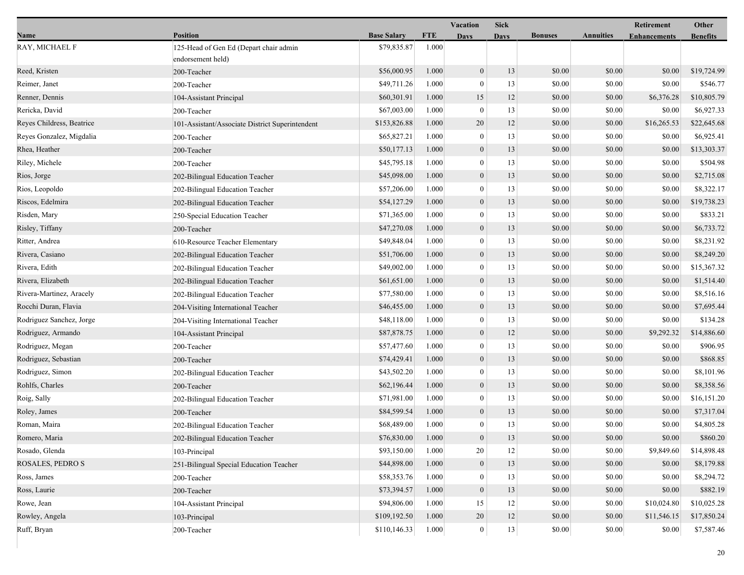| Name | Position | Base Salary | FTE | Vacation Days | Sick Days | Bonuses | Annuities | Retirement Enhancements | Other Benefits |
|---|---|---|---|---|---|---|---|---|---|
| RAY, MICHAEL F | 125-Head of Gen Ed (Depart chair admin endorsement held) | $79,835.87 | 1.000 | | | | | | |
| Reed, Kristen | 200-Teacher | $56,000.95 | 1.000 | 0 | 13 | $0.00 | $0.00 | $0.00 | $19,724.99 |
| Reimer, Janet | 200-Teacher | $49,711.26 | 1.000 | 0 | 13 | $0.00 | $0.00 | $0.00 | $546.77 |
| Renner, Dennis | 104-Assistant Principal | $60,301.91 | 1.000 | 15 | 12 | $0.00 | $0.00 | $6,376.28 | $10,805.79 |
| Rericka, David | 200-Teacher | $67,003.00 | 1.000 | 0 | 13 | $0.00 | $0.00 | $0.00 | $6,927.33 |
| Reyes Childress, Beatrice | 101-Assistant/Associate District Superintendent | $153,826.88 | 1.000 | 20 | 12 | $0.00 | $0.00 | $16,265.53 | $22,645.68 |
| Reyes Gonzalez, Migdalia | 200-Teacher | $65,827.21 | 1.000 | 0 | 13 | $0.00 | $0.00 | $0.00 | $6,925.41 |
| Rhea, Heather | 200-Teacher | $50,177.13 | 1.000 | 0 | 13 | $0.00 | $0.00 | $0.00 | $13,303.37 |
| Riley, Michele | 200-Teacher | $45,795.18 | 1.000 | 0 | 13 | $0.00 | $0.00 | $0.00 | $504.98 |
| Rios, Jorge | 202-Bilingual Education Teacher | $45,098.00 | 1.000 | 0 | 13 | $0.00 | $0.00 | $0.00 | $2,715.08 |
| Rios, Leopoldo | 202-Bilingual Education Teacher | $57,206.00 | 1.000 | 0 | 13 | $0.00 | $0.00 | $0.00 | $8,322.17 |
| Riscos, Edelmira | 202-Bilingual Education Teacher | $54,127.29 | 1.000 | 0 | 13 | $0.00 | $0.00 | $0.00 | $19,738.23 |
| Risden, Mary | 250-Special Education Teacher | $71,365.00 | 1.000 | 0 | 13 | $0.00 | $0.00 | $0.00 | $833.21 |
| Risley, Tiffany | 200-Teacher | $47,270.08 | 1.000 | 0 | 13 | $0.00 | $0.00 | $0.00 | $6,733.72 |
| Ritter, Andrea | 610-Resource Teacher Elementary | $49,848.04 | 1.000 | 0 | 13 | $0.00 | $0.00 | $0.00 | $8,231.92 |
| Rivera, Casiano | 202-Bilingual Education Teacher | $51,706.00 | 1.000 | 0 | 13 | $0.00 | $0.00 | $0.00 | $8,249.20 |
| Rivera, Edith | 202-Bilingual Education Teacher | $49,002.00 | 1.000 | 0 | 13 | $0.00 | $0.00 | $0.00 | $15,367.32 |
| Rivera, Elizabeth | 202-Bilingual Education Teacher | $61,651.00 | 1.000 | 0 | 13 | $0.00 | $0.00 | $0.00 | $1,514.40 |
| Rivera-Martinez, Aracely | 202-Bilingual Education Teacher | $77,580.00 | 1.000 | 0 | 13 | $0.00 | $0.00 | $0.00 | $8,516.16 |
| Rocchi Duran, Flavia | 204-Visiting International Teacher | $46,455.00 | 1.000 | 0 | 13 | $0.00 | $0.00 | $0.00 | $7,695.44 |
| Rodriguez Sanchez, Jorge | 204-Visiting International Teacher | $48,118.00 | 1.000 | 0 | 13 | $0.00 | $0.00 | $0.00 | $134.28 |
| Rodriguez, Armando | 104-Assistant Principal | $87,878.75 | 1.000 | 0 | 12 | $0.00 | $0.00 | $9,292.32 | $14,886.60 |
| Rodriguez, Megan | 200-Teacher | $57,477.60 | 1.000 | 0 | 13 | $0.00 | $0.00 | $0.00 | $906.95 |
| Rodriguez, Sebastian | 200-Teacher | $74,429.41 | 1.000 | 0 | 13 | $0.00 | $0.00 | $0.00 | $868.85 |
| Rodriguez, Simon | 202-Bilingual Education Teacher | $43,502.20 | 1.000 | 0 | 13 | $0.00 | $0.00 | $0.00 | $8,101.96 |
| Rohlfs, Charles | 200-Teacher | $62,196.44 | 1.000 | 0 | 13 | $0.00 | $0.00 | $0.00 | $8,358.56 |
| Roig, Sally | 202-Bilingual Education Teacher | $71,981.00 | 1.000 | 0 | 13 | $0.00 | $0.00 | $0.00 | $16,151.20 |
| Roley, James | 200-Teacher | $84,599.54 | 1.000 | 0 | 13 | $0.00 | $0.00 | $0.00 | $7,317.04 |
| Roman, Maira | 202-Bilingual Education Teacher | $68,489.00 | 1.000 | 0 | 13 | $0.00 | $0.00 | $0.00 | $4,805.28 |
| Romero, Maria | 202-Bilingual Education Teacher | $76,830.00 | 1.000 | 0 | 13 | $0.00 | $0.00 | $0.00 | $860.20 |
| Rosado, Glenda | 103-Principal | $93,150.00 | 1.000 | 20 | 12 | $0.00 | $0.00 | $9,849.60 | $14,898.48 |
| ROSALES, PEDRO S | 251-Bilingual Special Education Teacher | $44,898.00 | 1.000 | 0 | 13 | $0.00 | $0.00 | $0.00 | $8,179.88 |
| Ross, James | 200-Teacher | $58,353.76 | 1.000 | 0 | 13 | $0.00 | $0.00 | $0.00 | $8,294.72 |
| Ross, Laurie | 200-Teacher | $73,394.57 | 1.000 | 0 | 13 | $0.00 | $0.00 | $0.00 | $882.19 |
| Rowe, Jean | 104-Assistant Principal | $94,806.00 | 1.000 | 15 | 12 | $0.00 | $0.00 | $10,024.80 | $10,025.28 |
| Rowley, Angela | 103-Principal | $109,192.50 | 1.000 | 20 | 12 | $0.00 | $0.00 | $11,546.15 | $17,850.24 |
| Ruff, Bryan | 200-Teacher | $110,146.33 | 1.000 | 0 | 13 | $0.00 | $0.00 | $0.00 | $7,587.46 |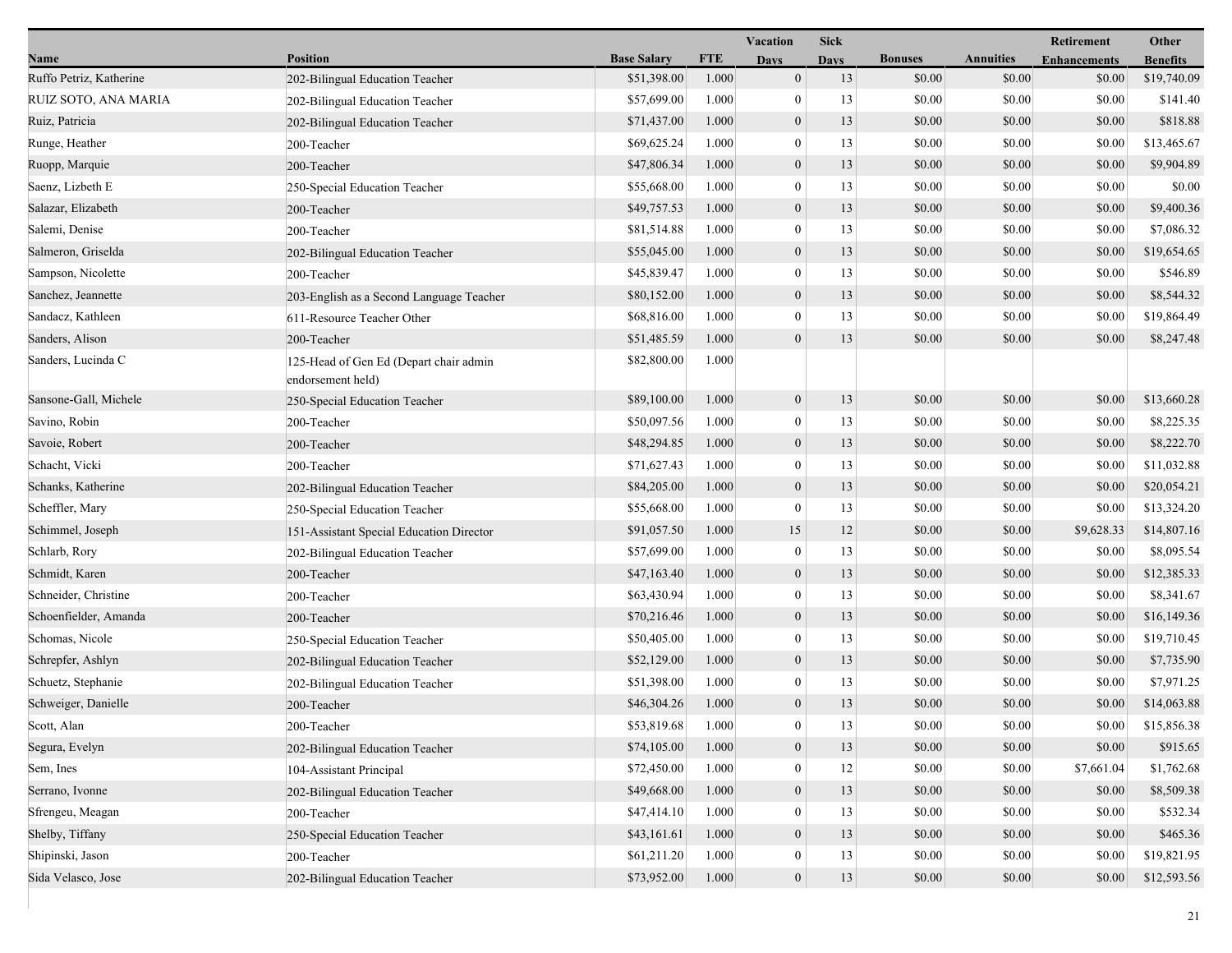| Name | Position | Base Salary | FTE | Vacation Days | Sick Days | Bonuses | Annuities | Retirement Enhancements | Other Benefits |
|---|---|---|---|---|---|---|---|---|---|
| Ruffo Petriz, Katherine | 202-Bilingual Education Teacher | $51,398.00 | 1.000 | 0 | 13 | $0.00 | $0.00 | $0.00 | $19,740.09 |
| RUIZ SOTO, ANA MARIA | 202-Bilingual Education Teacher | $57,699.00 | 1.000 | 0 | 13 | $0.00 | $0.00 | $0.00 | $141.40 |
| Ruiz, Patricia | 202-Bilingual Education Teacher | $71,437.00 | 1.000 | 0 | 13 | $0.00 | $0.00 | $0.00 | $818.88 |
| Runge, Heather | 200-Teacher | $69,625.24 | 1.000 | 0 | 13 | $0.00 | $0.00 | $0.00 | $13,465.67 |
| Ruopp, Marquie | 200-Teacher | $47,806.34 | 1.000 | 0 | 13 | $0.00 | $0.00 | $0.00 | $9,904.89 |
| Saenz, Lizbeth E | 250-Special Education Teacher | $55,668.00 | 1.000 | 0 | 13 | $0.00 | $0.00 | $0.00 | $0.00 |
| Salazar, Elizabeth | 200-Teacher | $49,757.53 | 1.000 | 0 | 13 | $0.00 | $0.00 | $0.00 | $9,400.36 |
| Salemi, Denise | 200-Teacher | $81,514.88 | 1.000 | 0 | 13 | $0.00 | $0.00 | $0.00 | $7,086.32 |
| Salmeron, Griselda | 202-Bilingual Education Teacher | $55,045.00 | 1.000 | 0 | 13 | $0.00 | $0.00 | $0.00 | $19,654.65 |
| Sampson, Nicolette | 200-Teacher | $45,839.47 | 1.000 | 0 | 13 | $0.00 | $0.00 | $0.00 | $546.89 |
| Sanchez, Jeannette | 203-English as a Second Language Teacher | $80,152.00 | 1.000 | 0 | 13 | $0.00 | $0.00 | $0.00 | $8,544.32 |
| Sandacz, Kathleen | 611-Resource Teacher Other | $68,816.00 | 1.000 | 0 | 13 | $0.00 | $0.00 | $0.00 | $19,864.49 |
| Sanders, Alison | 200-Teacher | $51,485.59 | 1.000 | 0 | 13 | $0.00 | $0.00 | $0.00 | $8,247.48 |
| Sanders, Lucinda C | 125-Head of Gen Ed (Depart chair admin endorsement held) | $82,800.00 | 1.000 | | | | | | |
| Sansone-Gall, Michele | 250-Special Education Teacher | $89,100.00 | 1.000 | 0 | 13 | $0.00 | $0.00 | $0.00 | $13,660.28 |
| Savino, Robin | 200-Teacher | $50,097.56 | 1.000 | 0 | 13 | $0.00 | $0.00 | $0.00 | $8,225.35 |
| Savoie, Robert | 200-Teacher | $48,294.85 | 1.000 | 0 | 13 | $0.00 | $0.00 | $0.00 | $8,222.70 |
| Schacht, Vicki | 200-Teacher | $71,627.43 | 1.000 | 0 | 13 | $0.00 | $0.00 | $0.00 | $11,032.88 |
| Schanks, Katherine | 202-Bilingual Education Teacher | $84,205.00 | 1.000 | 0 | 13 | $0.00 | $0.00 | $0.00 | $20,054.21 |
| Scheffler, Mary | 250-Special Education Teacher | $55,668.00 | 1.000 | 0 | 13 | $0.00 | $0.00 | $0.00 | $13,324.20 |
| Schimmel, Joseph | 151-Assistant Special Education Director | $91,057.50 | 1.000 | 15 | 12 | $0.00 | $0.00 | $9,628.33 | $14,807.16 |
| Schlarb, Rory | 202-Bilingual Education Teacher | $57,699.00 | 1.000 | 0 | 13 | $0.00 | $0.00 | $0.00 | $8,095.54 |
| Schmidt, Karen | 200-Teacher | $47,163.40 | 1.000 | 0 | 13 | $0.00 | $0.00 | $0.00 | $12,385.33 |
| Schneider, Christine | 200-Teacher | $63,430.94 | 1.000 | 0 | 13 | $0.00 | $0.00 | $0.00 | $8,341.67 |
| Schoenfielder, Amanda | 200-Teacher | $70,216.46 | 1.000 | 0 | 13 | $0.00 | $0.00 | $0.00 | $16,149.36 |
| Schomas, Nicole | 250-Special Education Teacher | $50,405.00 | 1.000 | 0 | 13 | $0.00 | $0.00 | $0.00 | $19,710.45 |
| Schrepfer, Ashlyn | 202-Bilingual Education Teacher | $52,129.00 | 1.000 | 0 | 13 | $0.00 | $0.00 | $0.00 | $7,735.90 |
| Schuetz, Stephanie | 202-Bilingual Education Teacher | $51,398.00 | 1.000 | 0 | 13 | $0.00 | $0.00 | $0.00 | $7,971.25 |
| Schweiger, Danielle | 200-Teacher | $46,304.26 | 1.000 | 0 | 13 | $0.00 | $0.00 | $0.00 | $14,063.88 |
| Scott, Alan | 200-Teacher | $53,819.68 | 1.000 | 0 | 13 | $0.00 | $0.00 | $0.00 | $15,856.38 |
| Segura, Evelyn | 202-Bilingual Education Teacher | $74,105.00 | 1.000 | 0 | 13 | $0.00 | $0.00 | $0.00 | $915.65 |
| Sem, Ines | 104-Assistant Principal | $72,450.00 | 1.000 | 0 | 12 | $0.00 | $0.00 | $7,661.04 | $1,762.68 |
| Serrano, Ivonne | 202-Bilingual Education Teacher | $49,668.00 | 1.000 | 0 | 13 | $0.00 | $0.00 | $0.00 | $8,509.38 |
| Sfrengeu, Meagan | 200-Teacher | $47,414.10 | 1.000 | 0 | 13 | $0.00 | $0.00 | $0.00 | $532.34 |
| Shelby, Tiffany | 250-Special Education Teacher | $43,161.61 | 1.000 | 0 | 13 | $0.00 | $0.00 | $0.00 | $465.36 |
| Shipinski, Jason | 200-Teacher | $61,211.20 | 1.000 | 0 | 13 | $0.00 | $0.00 | $0.00 | $19,821.95 |
| Sida Velasco, Jose | 202-Bilingual Education Teacher | $73,952.00 | 1.000 | 0 | 13 | $0.00 | $0.00 | $0.00 | $12,593.56 |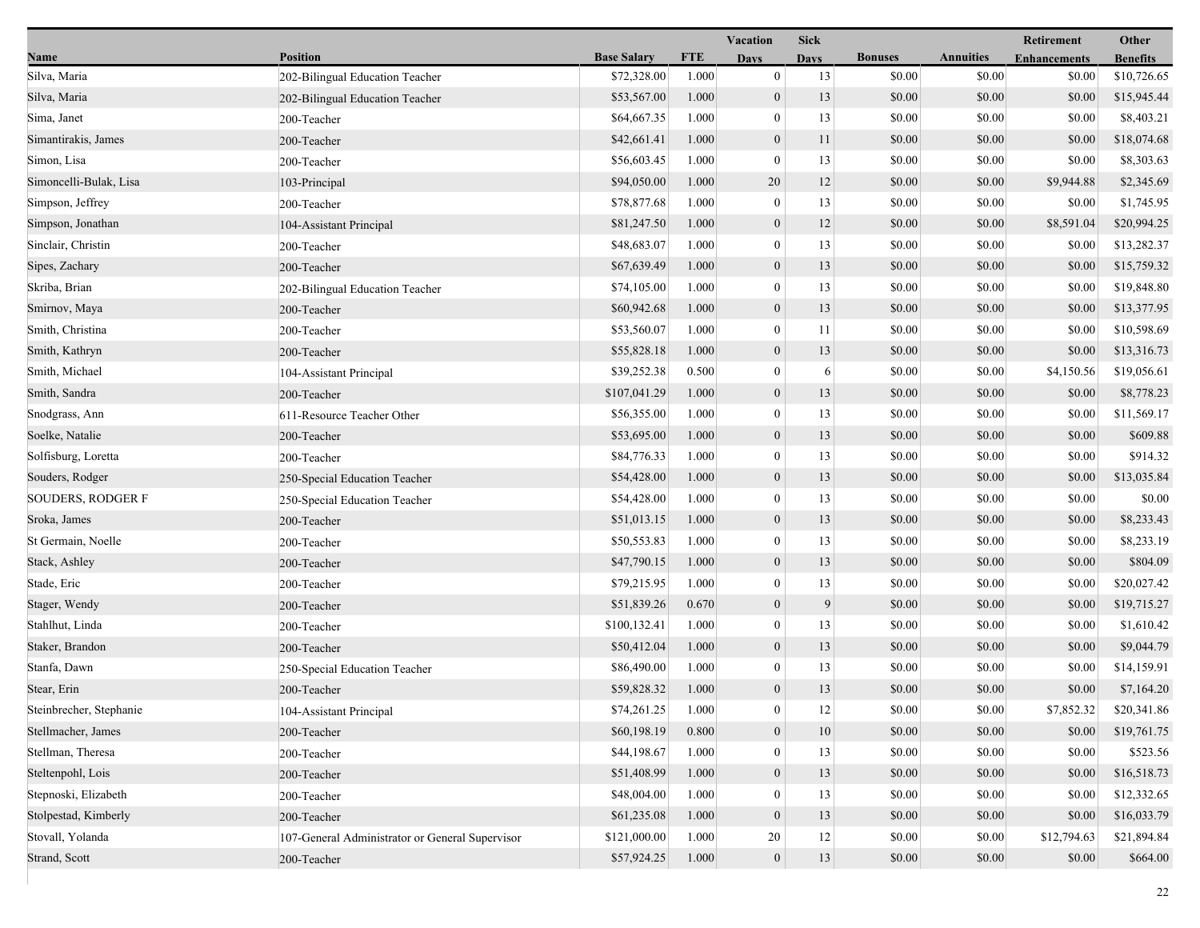| Name | Position | Base Salary | FTE | Vacation Days | Sick Days | Bonuses | Annuities | Retirement Enhancements | Other Benefits |
|---|---|---|---|---|---|---|---|---|---|
| Silva, Maria | 202-Bilingual Education Teacher | $72,328.00 | 1.000 | 0 | 13 | $0.00 | $0.00 | $0.00 | $10,726.65 |
| Silva, Maria | 202-Bilingual Education Teacher | $53,567.00 | 1.000 | 0 | 13 | $0.00 | $0.00 | $0.00 | $15,945.44 |
| Sima, Janet | 200-Teacher | $64,667.35 | 1.000 | 0 | 13 | $0.00 | $0.00 | $0.00 | $8,403.21 |
| Simantirakis, James | 200-Teacher | $42,661.41 | 1.000 | 0 | 11 | $0.00 | $0.00 | $0.00 | $18,074.68 |
| Simon, Lisa | 200-Teacher | $56,603.45 | 1.000 | 0 | 13 | $0.00 | $0.00 | $0.00 | $8,303.63 |
| Simoncelli-Bulak, Lisa | 103-Principal | $94,050.00 | 1.000 | 20 | 12 | $0.00 | $0.00 | $9,944.88 | $2,345.69 |
| Simpson, Jeffrey | 200-Teacher | $78,877.68 | 1.000 | 0 | 13 | $0.00 | $0.00 | $0.00 | $1,745.95 |
| Simpson, Jonathan | 104-Assistant Principal | $81,247.50 | 1.000 | 0 | 12 | $0.00 | $0.00 | $8,591.04 | $20,994.25 |
| Sinclair, Christin | 200-Teacher | $48,683.07 | 1.000 | 0 | 13 | $0.00 | $0.00 | $0.00 | $13,282.37 |
| Sipes, Zachary | 200-Teacher | $67,639.49 | 1.000 | 0 | 13 | $0.00 | $0.00 | $0.00 | $15,759.32 |
| Skriba, Brian | 202-Bilingual Education Teacher | $74,105.00 | 1.000 | 0 | 13 | $0.00 | $0.00 | $0.00 | $19,848.80 |
| Smirnov, Maya | 200-Teacher | $60,942.68 | 1.000 | 0 | 13 | $0.00 | $0.00 | $0.00 | $13,377.95 |
| Smith, Christina | 200-Teacher | $53,560.07 | 1.000 | 0 | 11 | $0.00 | $0.00 | $0.00 | $10,598.69 |
| Smith, Kathryn | 200-Teacher | $55,828.18 | 1.000 | 0 | 13 | $0.00 | $0.00 | $0.00 | $13,316.73 |
| Smith, Michael | 104-Assistant Principal | $39,252.38 | 0.500 | 0 | 6 | $0.00 | $0.00 | $4,150.56 | $19,056.61 |
| Smith, Sandra | 200-Teacher | $107,041.29 | 1.000 | 0 | 13 | $0.00 | $0.00 | $0.00 | $8,778.23 |
| Snodgrass, Ann | 611-Resource Teacher Other | $56,355.00 | 1.000 | 0 | 13 | $0.00 | $0.00 | $0.00 | $11,569.17 |
| Soelke, Natalie | 200-Teacher | $53,695.00 | 1.000 | 0 | 13 | $0.00 | $0.00 | $0.00 | $609.88 |
| Solfisburg, Loretta | 200-Teacher | $84,776.33 | 1.000 | 0 | 13 | $0.00 | $0.00 | $0.00 | $914.32 |
| Souders, Rodger | 250-Special Education Teacher | $54,428.00 | 1.000 | 0 | 13 | $0.00 | $0.00 | $0.00 | $13,035.84 |
| SOUDERS, RODGER F | 250-Special Education Teacher | $54,428.00 | 1.000 | 0 | 13 | $0.00 | $0.00 | $0.00 | $0.00 |
| Sroka, James | 200-Teacher | $51,013.15 | 1.000 | 0 | 13 | $0.00 | $0.00 | $0.00 | $8,233.43 |
| St Germain, Noelle | 200-Teacher | $50,553.83 | 1.000 | 0 | 13 | $0.00 | $0.00 | $0.00 | $8,233.19 |
| Stack, Ashley | 200-Teacher | $47,790.15 | 1.000 | 0 | 13 | $0.00 | $0.00 | $0.00 | $804.09 |
| Stade, Eric | 200-Teacher | $79,215.95 | 1.000 | 0 | 13 | $0.00 | $0.00 | $0.00 | $20,027.42 |
| Stager, Wendy | 200-Teacher | $51,839.26 | 0.670 | 0 | 9 | $0.00 | $0.00 | $0.00 | $19,715.27 |
| Stahlhut, Linda | 200-Teacher | $100,132.41 | 1.000 | 0 | 13 | $0.00 | $0.00 | $0.00 | $1,610.42 |
| Staker, Brandon | 200-Teacher | $50,412.04 | 1.000 | 0 | 13 | $0.00 | $0.00 | $0.00 | $9,044.79 |
| Stanfa, Dawn | 250-Special Education Teacher | $86,490.00 | 1.000 | 0 | 13 | $0.00 | $0.00 | $0.00 | $14,159.91 |
| Stear, Erin | 200-Teacher | $59,828.32 | 1.000 | 0 | 13 | $0.00 | $0.00 | $0.00 | $7,164.20 |
| Steinbrecher, Stephanie | 104-Assistant Principal | $74,261.25 | 1.000 | 0 | 12 | $0.00 | $0.00 | $7,852.32 | $20,341.86 |
| Stellmacher, James | 200-Teacher | $60,198.19 | 0.800 | 0 | 10 | $0.00 | $0.00 | $0.00 | $19,761.75 |
| Stellman, Theresa | 200-Teacher | $44,198.67 | 1.000 | 0 | 13 | $0.00 | $0.00 | $0.00 | $523.56 |
| Steltenpohl, Lois | 200-Teacher | $51,408.99 | 1.000 | 0 | 13 | $0.00 | $0.00 | $0.00 | $16,518.73 |
| Stepnoski, Elizabeth | 200-Teacher | $48,004.00 | 1.000 | 0 | 13 | $0.00 | $0.00 | $0.00 | $12,332.65 |
| Stolpestad, Kimberly | 200-Teacher | $61,235.08 | 1.000 | 0 | 13 | $0.00 | $0.00 | $0.00 | $16,033.79 |
| Stovall, Yolanda | 107-General Administrator or General Supervisor | $121,000.00 | 1.000 | 20 | 12 | $0.00 | $0.00 | $12,794.63 | $21,894.84 |
| Strand, Scott | 200-Teacher | $57,924.25 | 1.000 | 0 | 13 | $0.00 | $0.00 | $0.00 | $664.00 |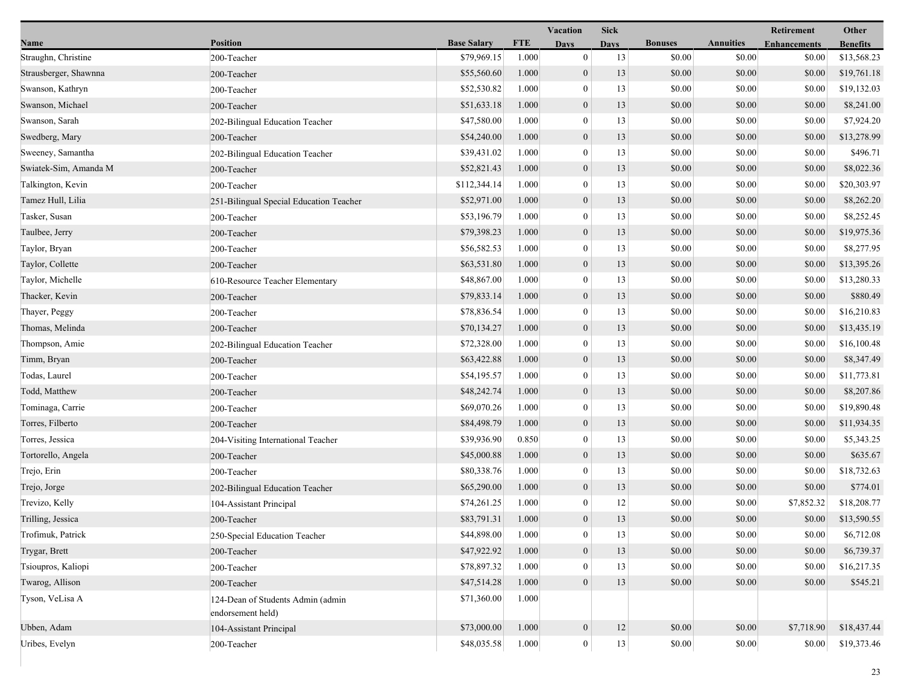| Name | Position | Base Salary | FTE | Vacation Days | Sick Days | Bonuses | Annuities | Retirement Enhancements | Other Benefits |
|---|---|---|---|---|---|---|---|---|---|
| Straughn, Christine | 200-Teacher | $79,969.15 | 1.000 | 0 | 13 | $0.00 | $0.00 | $0.00 | $13,568.23 |
| Strausberger, Shawnna | 200-Teacher | $55,560.60 | 1.000 | 0 | 13 | $0.00 | $0.00 | $0.00 | $19,761.18 |
| Swanson, Kathryn | 200-Teacher | $52,530.82 | 1.000 | 0 | 13 | $0.00 | $0.00 | $0.00 | $19,132.03 |
| Swanson, Michael | 200-Teacher | $51,633.18 | 1.000 | 0 | 13 | $0.00 | $0.00 | $0.00 | $8,241.00 |
| Swanson, Sarah | 202-Bilingual Education Teacher | $47,580.00 | 1.000 | 0 | 13 | $0.00 | $0.00 | $0.00 | $7,924.20 |
| Swedberg, Mary | 200-Teacher | $54,240.00 | 1.000 | 0 | 13 | $0.00 | $0.00 | $0.00 | $13,278.99 |
| Sweeney, Samantha | 202-Bilingual Education Teacher | $39,431.02 | 1.000 | 0 | 13 | $0.00 | $0.00 | $0.00 | $496.71 |
| Swiatek-Sim, Amanda M | 200-Teacher | $52,821.43 | 1.000 | 0 | 13 | $0.00 | $0.00 | $0.00 | $8,022.36 |
| Talkington, Kevin | 200-Teacher | $112,344.14 | 1.000 | 0 | 13 | $0.00 | $0.00 | $0.00 | $20,303.97 |
| Tamez Hull, Lilia | 251-Bilingual Special Education Teacher | $52,971.00 | 1.000 | 0 | 13 | $0.00 | $0.00 | $0.00 | $8,262.20 |
| Tasker, Susan | 200-Teacher | $53,196.79 | 1.000 | 0 | 13 | $0.00 | $0.00 | $0.00 | $8,252.45 |
| Taulbee, Jerry | 200-Teacher | $79,398.23 | 1.000 | 0 | 13 | $0.00 | $0.00 | $0.00 | $19,975.36 |
| Taylor, Bryan | 200-Teacher | $56,582.53 | 1.000 | 0 | 13 | $0.00 | $0.00 | $0.00 | $8,277.95 |
| Taylor, Collette | 200-Teacher | $63,531.80 | 1.000 | 0 | 13 | $0.00 | $0.00 | $0.00 | $13,395.26 |
| Taylor, Michelle | 610-Resource Teacher Elementary | $48,867.00 | 1.000 | 0 | 13 | $0.00 | $0.00 | $0.00 | $13,280.33 |
| Thacker, Kevin | 200-Teacher | $79,833.14 | 1.000 | 0 | 13 | $0.00 | $0.00 | $0.00 | $880.49 |
| Thayer, Peggy | 200-Teacher | $78,836.54 | 1.000 | 0 | 13 | $0.00 | $0.00 | $0.00 | $16,210.83 |
| Thomas, Melinda | 200-Teacher | $70,134.27 | 1.000 | 0 | 13 | $0.00 | $0.00 | $0.00 | $13,435.19 |
| Thompson, Amie | 202-Bilingual Education Teacher | $72,328.00 | 1.000 | 0 | 13 | $0.00 | $0.00 | $0.00 | $16,100.48 |
| Timm, Bryan | 200-Teacher | $63,422.88 | 1.000 | 0 | 13 | $0.00 | $0.00 | $0.00 | $8,347.49 |
| Todas, Laurel | 200-Teacher | $54,195.57 | 1.000 | 0 | 13 | $0.00 | $0.00 | $0.00 | $11,773.81 |
| Todd, Matthew | 200-Teacher | $48,242.74 | 1.000 | 0 | 13 | $0.00 | $0.00 | $0.00 | $8,207.86 |
| Tominaga, Carrie | 200-Teacher | $69,070.26 | 1.000 | 0 | 13 | $0.00 | $0.00 | $0.00 | $19,890.48 |
| Torres, Filberto | 200-Teacher | $84,498.79 | 1.000 | 0 | 13 | $0.00 | $0.00 | $0.00 | $11,934.35 |
| Torres, Jessica | 204-Visiting International Teacher | $39,936.90 | 0.850 | 0 | 13 | $0.00 | $0.00 | $0.00 | $5,343.25 |
| Tortorello, Angela | 200-Teacher | $45,000.88 | 1.000 | 0 | 13 | $0.00 | $0.00 | $0.00 | $635.67 |
| Trejo, Erin | 200-Teacher | $80,338.76 | 1.000 | 0 | 13 | $0.00 | $0.00 | $0.00 | $18,732.63 |
| Trejo, Jorge | 202-Bilingual Education Teacher | $65,290.00 | 1.000 | 0 | 13 | $0.00 | $0.00 | $0.00 | $774.01 |
| Trevizo, Kelly | 104-Assistant Principal | $74,261.25 | 1.000 | 0 | 12 | $0.00 | $0.00 | $7,852.32 | $18,208.77 |
| Trilling, Jessica | 200-Teacher | $83,791.31 | 1.000 | 0 | 13 | $0.00 | $0.00 | $0.00 | $13,590.55 |
| Trofimuk, Patrick | 250-Special Education Teacher | $44,898.00 | 1.000 | 0 | 13 | $0.00 | $0.00 | $0.00 | $6,712.08 |
| Trygar, Brett | 200-Teacher | $47,922.92 | 1.000 | 0 | 13 | $0.00 | $0.00 | $0.00 | $6,739.37 |
| Tsioupros, Kaliopi | 200-Teacher | $78,897.32 | 1.000 | 0 | 13 | $0.00 | $0.00 | $0.00 | $16,217.35 |
| Twarog, Allison | 200-Teacher | $47,514.28 | 1.000 | 0 | 13 | $0.00 | $0.00 | $0.00 | $545.21 |
| Tyson, VeLisa A | 124-Dean of Students Admin (admin endorsement held) | $71,360.00 | 1.000 | | | | | | |
| Ubben, Adam | 104-Assistant Principal | $73,000.00 | 1.000 | 0 | 12 | $0.00 | $0.00 | $7,718.90 | $18,437.44 |
| Uribes, Evelyn | 200-Teacher | $48,035.58 | 1.000 | 0 | 13 | $0.00 | $0.00 | $0.00 | $19,373.46 |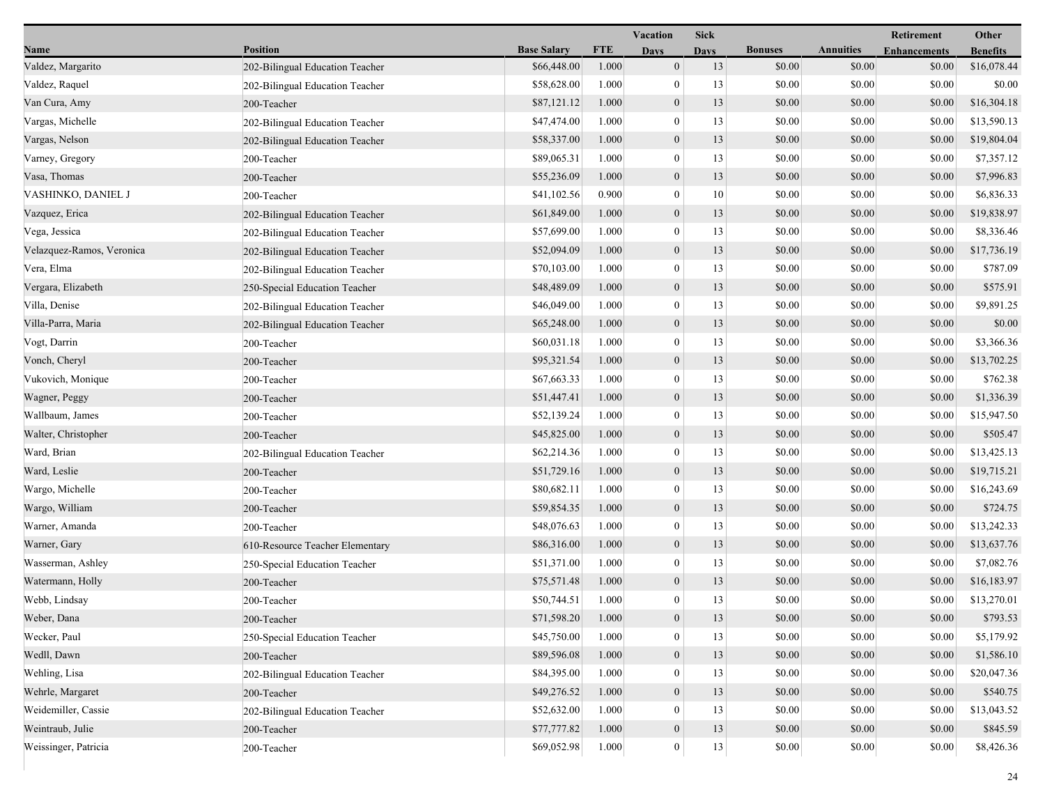| Name | Position | Base Salary | FTE | Vacation Days | Sick Days | Bonuses | Annuities | Retirement Enhancements | Other Benefits |
|---|---|---|---|---|---|---|---|---|---|
| Valdez, Margarito | 202-Bilingual Education Teacher | $66,448.00 | 1.000 | 0 | 13 | $0.00 | $0.00 | $0.00 | $16,078.44 |
| Valdez, Raquel | 202-Bilingual Education Teacher | $58,628.00 | 1.000 | 0 | 13 | $0.00 | $0.00 | $0.00 | $0.00 |
| Van Cura, Amy | 200-Teacher | $87,121.12 | 1.000 | 0 | 13 | $0.00 | $0.00 | $0.00 | $16,304.18 |
| Vargas, Michelle | 202-Bilingual Education Teacher | $47,474.00 | 1.000 | 0 | 13 | $0.00 | $0.00 | $0.00 | $13,590.13 |
| Vargas, Nelson | 202-Bilingual Education Teacher | $58,337.00 | 1.000 | 0 | 13 | $0.00 | $0.00 | $0.00 | $19,804.04 |
| Varney, Gregory | 200-Teacher | $89,065.31 | 1.000 | 0 | 13 | $0.00 | $0.00 | $0.00 | $7,357.12 |
| Vasa, Thomas | 200-Teacher | $55,236.09 | 1.000 | 0 | 13 | $0.00 | $0.00 | $0.00 | $7,996.83 |
| VASHINKO, DANIEL J | 200-Teacher | $41,102.56 | 0.900 | 0 | 10 | $0.00 | $0.00 | $0.00 | $6,836.33 |
| Vazquez, Erica | 202-Bilingual Education Teacher | $61,849.00 | 1.000 | 0 | 13 | $0.00 | $0.00 | $0.00 | $19,838.97 |
| Vega, Jessica | 202-Bilingual Education Teacher | $57,699.00 | 1.000 | 0 | 13 | $0.00 | $0.00 | $0.00 | $8,336.46 |
| Velazquez-Ramos, Veronica | 202-Bilingual Education Teacher | $52,094.09 | 1.000 | 0 | 13 | $0.00 | $0.00 | $0.00 | $17,736.19 |
| Vera, Elma | 202-Bilingual Education Teacher | $70,103.00 | 1.000 | 0 | 13 | $0.00 | $0.00 | $0.00 | $787.09 |
| Vergara, Elizabeth | 250-Special Education Teacher | $48,489.09 | 1.000 | 0 | 13 | $0.00 | $0.00 | $0.00 | $575.91 |
| Villa, Denise | 202-Bilingual Education Teacher | $46,049.00 | 1.000 | 0 | 13 | $0.00 | $0.00 | $0.00 | $9,891.25 |
| Villa-Parra, Maria | 202-Bilingual Education Teacher | $65,248.00 | 1.000 | 0 | 13 | $0.00 | $0.00 | $0.00 | $0.00 |
| Vogt, Darrin | 200-Teacher | $60,031.18 | 1.000 | 0 | 13 | $0.00 | $0.00 | $0.00 | $3,366.36 |
| Vonch, Cheryl | 200-Teacher | $95,321.54 | 1.000 | 0 | 13 | $0.00 | $0.00 | $0.00 | $13,702.25 |
| Vukovich, Monique | 200-Teacher | $67,663.33 | 1.000 | 0 | 13 | $0.00 | $0.00 | $0.00 | $762.38 |
| Wagner, Peggy | 200-Teacher | $51,447.41 | 1.000 | 0 | 13 | $0.00 | $0.00 | $0.00 | $1,336.39 |
| Wallbaum, James | 200-Teacher | $52,139.24 | 1.000 | 0 | 13 | $0.00 | $0.00 | $0.00 | $15,947.50 |
| Walter, Christopher | 200-Teacher | $45,825.00 | 1.000 | 0 | 13 | $0.00 | $0.00 | $0.00 | $505.47 |
| Ward, Brian | 202-Bilingual Education Teacher | $62,214.36 | 1.000 | 0 | 13 | $0.00 | $0.00 | $0.00 | $13,425.13 |
| Ward, Leslie | 200-Teacher | $51,729.16 | 1.000 | 0 | 13 | $0.00 | $0.00 | $0.00 | $19,715.21 |
| Wargo, Michelle | 200-Teacher | $80,682.11 | 1.000 | 0 | 13 | $0.00 | $0.00 | $0.00 | $16,243.69 |
| Wargo, William | 200-Teacher | $59,854.35 | 1.000 | 0 | 13 | $0.00 | $0.00 | $0.00 | $724.75 |
| Warner, Amanda | 200-Teacher | $48,076.63 | 1.000 | 0 | 13 | $0.00 | $0.00 | $0.00 | $13,242.33 |
| Warner, Gary | 610-Resource Teacher Elementary | $86,316.00 | 1.000 | 0 | 13 | $0.00 | $0.00 | $0.00 | $13,637.76 |
| Wasserman, Ashley | 250-Special Education Teacher | $51,371.00 | 1.000 | 0 | 13 | $0.00 | $0.00 | $0.00 | $7,082.76 |
| Watermann, Holly | 200-Teacher | $75,571.48 | 1.000 | 0 | 13 | $0.00 | $0.00 | $0.00 | $16,183.97 |
| Webb, Lindsay | 200-Teacher | $50,744.51 | 1.000 | 0 | 13 | $0.00 | $0.00 | $0.00 | $13,270.01 |
| Weber, Dana | 200-Teacher | $71,598.20 | 1.000 | 0 | 13 | $0.00 | $0.00 | $0.00 | $793.53 |
| Wecker, Paul | 250-Special Education Teacher | $45,750.00 | 1.000 | 0 | 13 | $0.00 | $0.00 | $0.00 | $5,179.92 |
| Wedll, Dawn | 200-Teacher | $89,596.08 | 1.000 | 0 | 13 | $0.00 | $0.00 | $0.00 | $1,586.10 |
| Wehling, Lisa | 202-Bilingual Education Teacher | $84,395.00 | 1.000 | 0 | 13 | $0.00 | $0.00 | $0.00 | $20,047.36 |
| Wehrle, Margaret | 200-Teacher | $49,276.52 | 1.000 | 0 | 13 | $0.00 | $0.00 | $0.00 | $540.75 |
| Weidemiller, Cassie | 202-Bilingual Education Teacher | $52,632.00 | 1.000 | 0 | 13 | $0.00 | $0.00 | $0.00 | $13,043.52 |
| Weintraub, Julie | 200-Teacher | $77,777.82 | 1.000 | 0 | 13 | $0.00 | $0.00 | $0.00 | $845.59 |
| Weissinger, Patricia | 200-Teacher | $69,052.98 | 1.000 | 0 | 13 | $0.00 | $0.00 | $0.00 | $8,426.36 |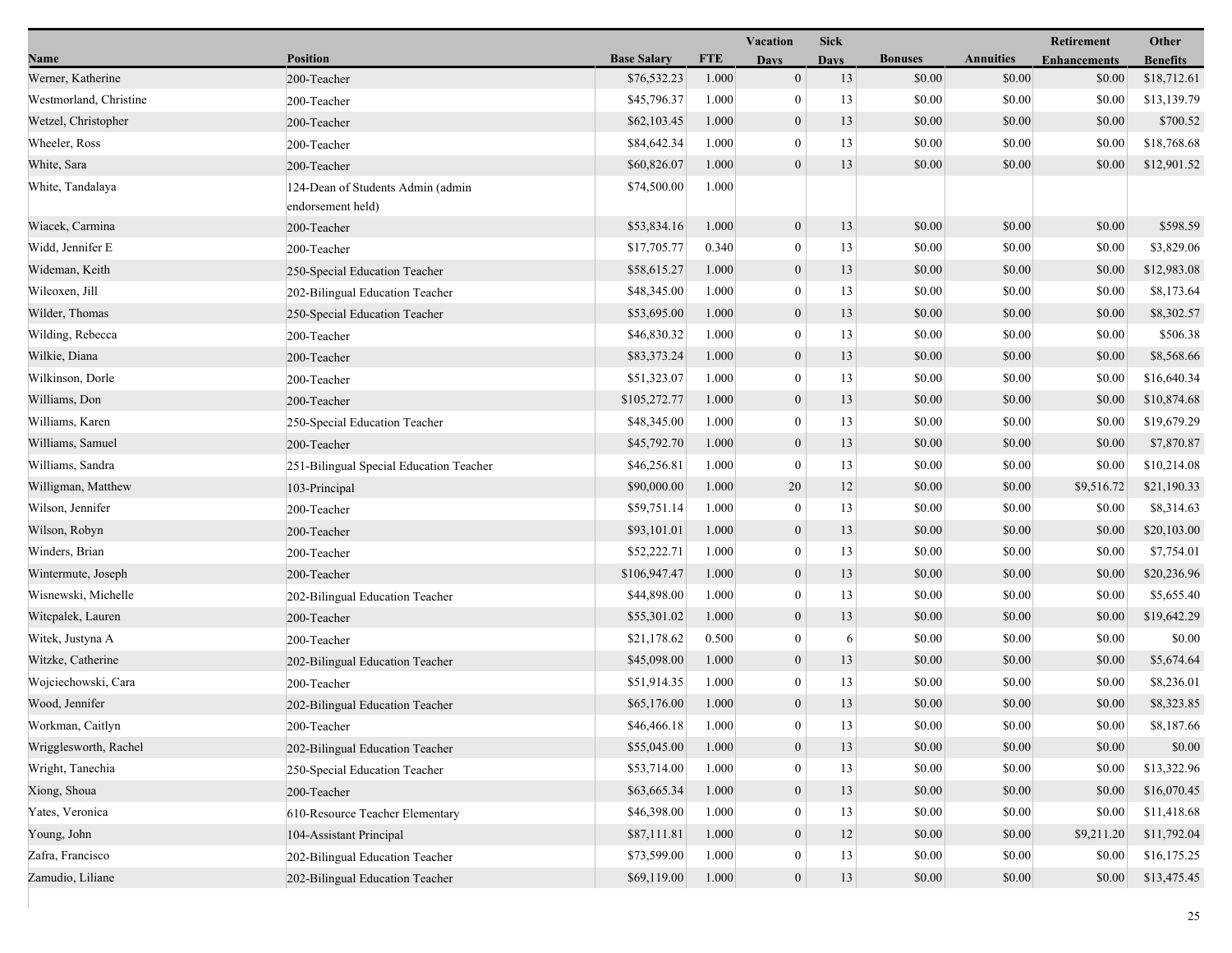| Name | Position | Base Salary | FTE | Vacation Days | Sick Days | Bonuses | Annuities | Retirement Enhancements | Other Benefits |
|---|---|---|---|---|---|---|---|---|---|
| Werner, Katherine | 200-Teacher | $76,532.23 | 1.000 | 0 | 13 | $0.00 | $0.00 | $0.00 | $18,712.61 |
| Westmorland, Christine | 200-Teacher | $45,796.37 | 1.000 | 0 | 13 | $0.00 | $0.00 | $0.00 | $13,139.79 |
| Wetzel, Christopher | 200-Teacher | $62,103.45 | 1.000 | 0 | 13 | $0.00 | $0.00 | $0.00 | $700.52 |
| Wheeler, Ross | 200-Teacher | $84,642.34 | 1.000 | 0 | 13 | $0.00 | $0.00 | $0.00 | $18,768.68 |
| White, Sara | 200-Teacher | $60,826.07 | 1.000 | 0 | 13 | $0.00 | $0.00 | $0.00 | $12,901.52 |
| White, Tandalaya | 124-Dean of Students Admin (admin endorsement held) | $74,500.00 | 1.000 | | | | | | |
| Wiacek, Carmina | 200-Teacher | $53,834.16 | 1.000 | 0 | 13 | $0.00 | $0.00 | $0.00 | $598.59 |
| Widd, Jennifer E | 200-Teacher | $17,705.77 | 0.340 | 0 | 13 | $0.00 | $0.00 | $0.00 | $3,829.06 |
| Wideman, Keith | 250-Special Education Teacher | $58,615.27 | 1.000 | 0 | 13 | $0.00 | $0.00 | $0.00 | $12,983.08 |
| Wilcoxen, Jill | 202-Bilingual Education Teacher | $48,345.00 | 1.000 | 0 | 13 | $0.00 | $0.00 | $0.00 | $8,173.64 |
| Wilder, Thomas | 250-Special Education Teacher | $53,695.00 | 1.000 | 0 | 13 | $0.00 | $0.00 | $0.00 | $8,302.57 |
| Wilding, Rebecca | 200-Teacher | $46,830.32 | 1.000 | 0 | 13 | $0.00 | $0.00 | $0.00 | $506.38 |
| Wilkie, Diana | 200-Teacher | $83,373.24 | 1.000 | 0 | 13 | $0.00 | $0.00 | $0.00 | $8,568.66 |
| Wilkinson, Dorle | 200-Teacher | $51,323.07 | 1.000 | 0 | 13 | $0.00 | $0.00 | $0.00 | $16,640.34 |
| Williams, Don | 200-Teacher | $105,272.77 | 1.000 | 0 | 13 | $0.00 | $0.00 | $0.00 | $10,874.68 |
| Williams, Karen | 250-Special Education Teacher | $48,345.00 | 1.000 | 0 | 13 | $0.00 | $0.00 | $0.00 | $19,679.29 |
| Williams, Samuel | 200-Teacher | $45,792.70 | 1.000 | 0 | 13 | $0.00 | $0.00 | $0.00 | $7,870.87 |
| Williams, Sandra | 251-Bilingual Special Education Teacher | $46,256.81 | 1.000 | 0 | 13 | $0.00 | $0.00 | $0.00 | $10,214.08 |
| Willigman, Matthew | 103-Principal | $90,000.00 | 1.000 | 20 | 12 | $0.00 | $0.00 | $9,516.72 | $21,190.33 |
| Wilson, Jennifer | 200-Teacher | $59,751.14 | 1.000 | 0 | 13 | $0.00 | $0.00 | $0.00 | $8,314.63 |
| Wilson, Robyn | 200-Teacher | $93,101.01 | 1.000 | 0 | 13 | $0.00 | $0.00 | $0.00 | $20,103.00 |
| Winders, Brian | 200-Teacher | $52,222.71 | 1.000 | 0 | 13 | $0.00 | $0.00 | $0.00 | $7,754.01 |
| Wintermute, Joseph | 200-Teacher | $106,947.47 | 1.000 | 0 | 13 | $0.00 | $0.00 | $0.00 | $20,236.96 |
| Wisnewski, Michelle | 202-Bilingual Education Teacher | $44,898.00 | 1.000 | 0 | 13 | $0.00 | $0.00 | $0.00 | $5,655.40 |
| Witcpalek, Lauren | 200-Teacher | $55,301.02 | 1.000 | 0 | 13 | $0.00 | $0.00 | $0.00 | $19,642.29 |
| Witek, Justyna A | 200-Teacher | $21,178.62 | 0.500 | 0 | 6 | $0.00 | $0.00 | $0.00 | $0.00 |
| Witzke, Catherine | 202-Bilingual Education Teacher | $45,098.00 | 1.000 | 0 | 13 | $0.00 | $0.00 | $0.00 | $5,674.64 |
| Wojciechowski, Cara | 200-Teacher | $51,914.35 | 1.000 | 0 | 13 | $0.00 | $0.00 | $0.00 | $8,236.01 |
| Wood, Jennifer | 202-Bilingual Education Teacher | $65,176.00 | 1.000 | 0 | 13 | $0.00 | $0.00 | $0.00 | $8,323.85 |
| Workman, Caitlyn | 200-Teacher | $46,466.18 | 1.000 | 0 | 13 | $0.00 | $0.00 | $0.00 | $8,187.66 |
| Wrigglesworth, Rachel | 202-Bilingual Education Teacher | $55,045.00 | 1.000 | 0 | 13 | $0.00 | $0.00 | $0.00 | $0.00 |
| Wright, Tanechia | 250-Special Education Teacher | $53,714.00 | 1.000 | 0 | 13 | $0.00 | $0.00 | $0.00 | $13,322.96 |
| Xiong, Shoua | 200-Teacher | $63,665.34 | 1.000 | 0 | 13 | $0.00 | $0.00 | $0.00 | $16,070.45 |
| Yates, Veronica | 610-Resource Teacher Elementary | $46,398.00 | 1.000 | 0 | 13 | $0.00 | $0.00 | $0.00 | $11,418.68 |
| Young, John | 104-Assistant Principal | $87,111.81 | 1.000 | 0 | 12 | $0.00 | $0.00 | $9,211.20 | $11,792.04 |
| Zafra, Francisco | 202-Bilingual Education Teacher | $73,599.00 | 1.000 | 0 | 13 | $0.00 | $0.00 | $0.00 | $16,175.25 |
| Zamudio, Liliane | 202-Bilingual Education Teacher | $69,119.00 | 1.000 | 0 | 13 | $0.00 | $0.00 | $0.00 | $13,475.45 |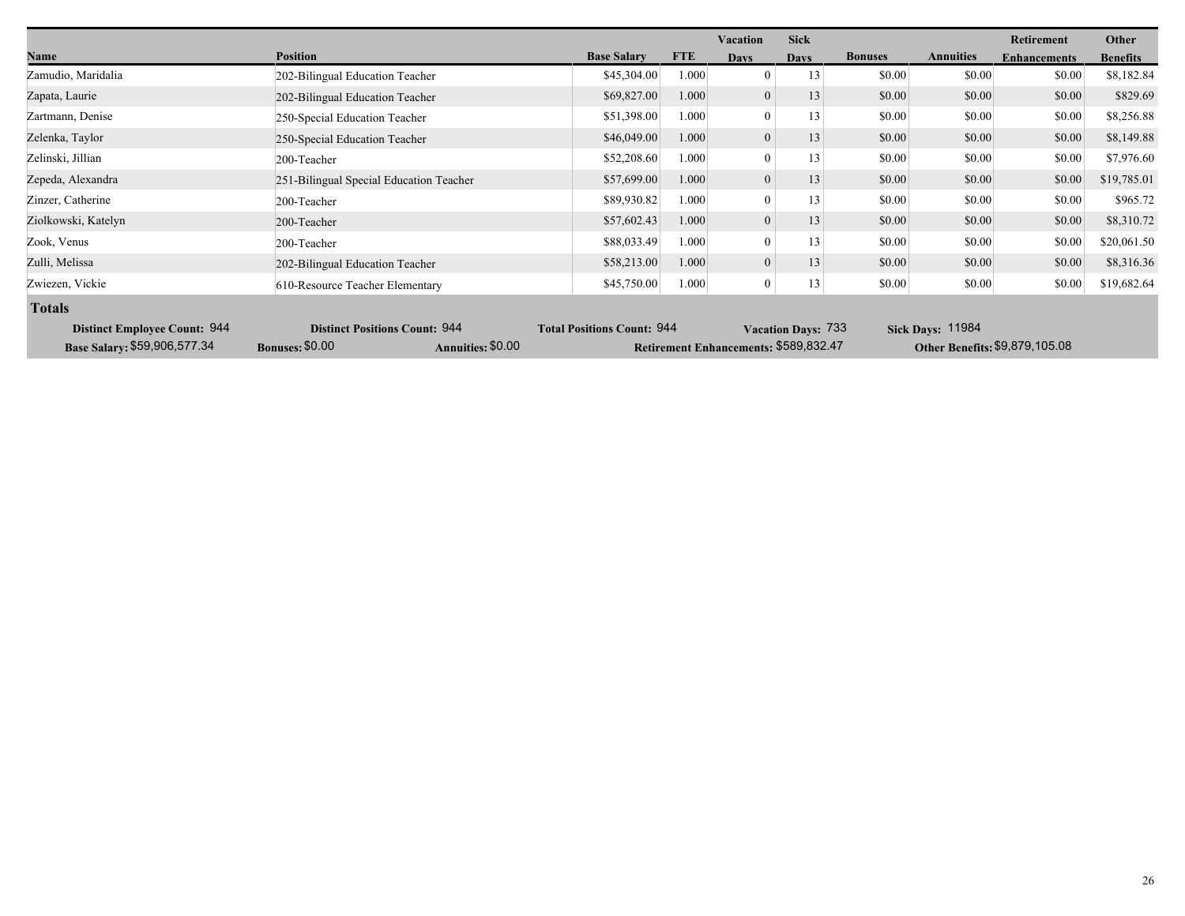| Name | Position | Base Salary | FTE | Vacation Days | Sick Days | Bonuses | Annuities | Retirement Enhancements | Other Benefits |
|---|---|---|---|---|---|---|---|---|---|
| Zamudio, Maridalia | 202-Bilingual Education Teacher | $45,304.00 | 1.000 | 0 | 13 | $0.00 | $0.00 | $0.00 | $8,182.84 |
| Zapata, Laurie | 202-Bilingual Education Teacher | $69,827.00 | 1.000 | 0 | 13 | $0.00 | $0.00 | $0.00 | $829.69 |
| Zartmann, Denise | 250-Special Education Teacher | $51,398.00 | 1.000 | 0 | 13 | $0.00 | $0.00 | $0.00 | $8,256.88 |
| Zelenka, Taylor | 250-Special Education Teacher | $46,049.00 | 1.000 | 0 | 13 | $0.00 | $0.00 | $0.00 | $8,149.88 |
| Zelinski, Jillian | 200-Teacher | $52,208.60 | 1.000 | 0 | 13 | $0.00 | $0.00 | $0.00 | $7,976.60 |
| Zepeda, Alexandra | 251-Bilingual Special Education Teacher | $57,699.00 | 1.000 | 0 | 13 | $0.00 | $0.00 | $0.00 | $19,785.01 |
| Zinzer, Catherine | 200-Teacher | $89,930.82 | 1.000 | 0 | 13 | $0.00 | $0.00 | $0.00 | $965.72 |
| Ziolkowski, Katelyn | 200-Teacher | $57,602.43 | 1.000 | 0 | 13 | $0.00 | $0.00 | $0.00 | $8,310.72 |
| Zook, Venus | 200-Teacher | $88,033.49 | 1.000 | 0 | 13 | $0.00 | $0.00 | $0.00 | $20,061.50 |
| Zulli, Melissa | 202-Bilingual Education Teacher | $58,213.00 | 1.000 | 0 | 13 | $0.00 | $0.00 | $0.00 | $8,316.36 |
| Zwiezen, Vickie | 610-Resource Teacher Elementary | $45,750.00 | 1.000 | 0 | 13 | $0.00 | $0.00 | $0.00 | $19,682.64 |

**Totals**

**Distinct Employee Count:** 944 **Distinct Positions Count:** 944 **Total Positions Count:** 944 **Vacation Days:** 733 **Sick Days:** 11984

**Base Salary:** $59,906,577.34 **Bonuses:** $0.00 **Annuities:** $0.00 **Retirement Enhancements:** $589,832.47 **Other Benefits:** $9,879,105.08